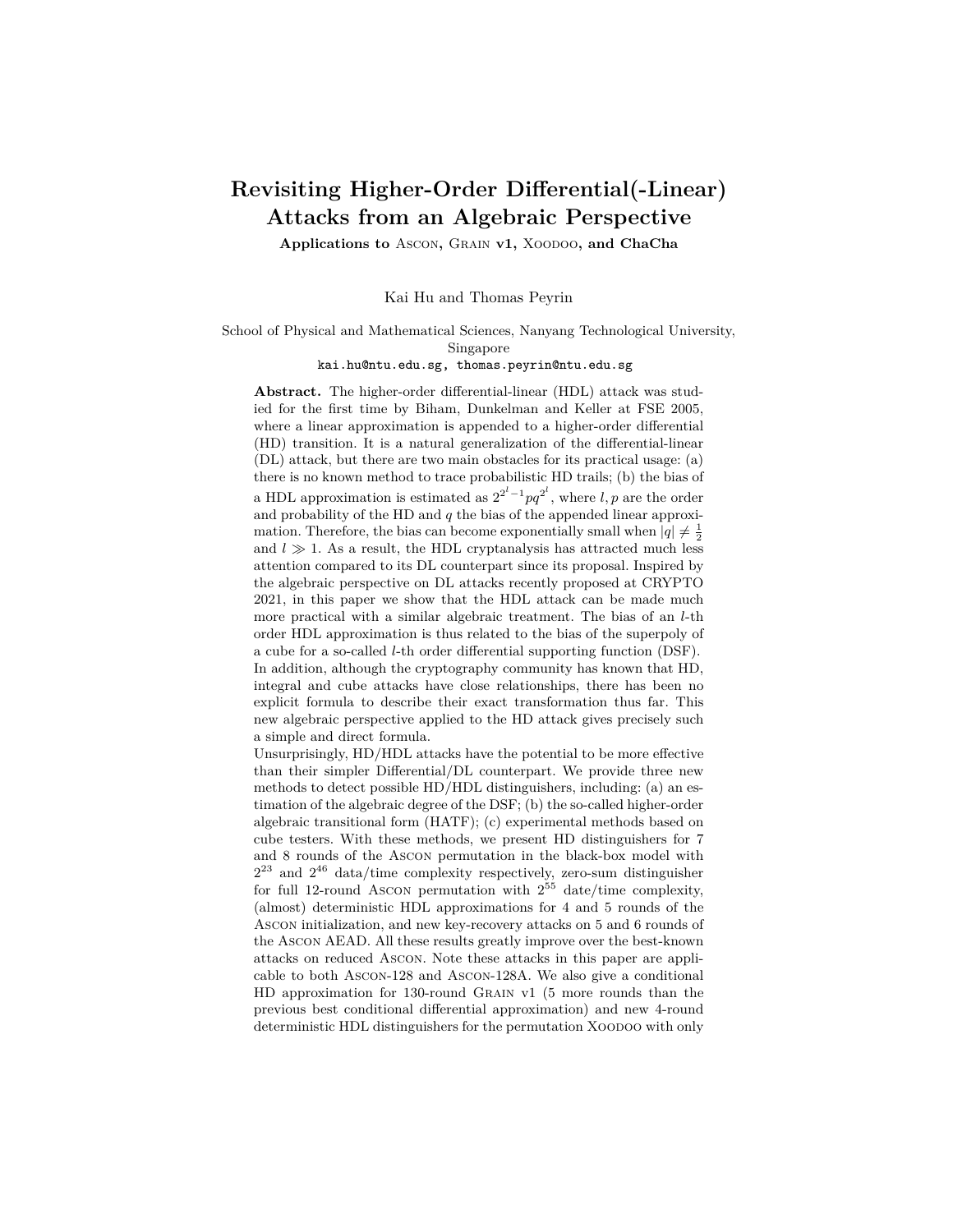# Revisiting Higher-Order Differential(-Linear) Attacks from an Algebraic Perspective

**Applications to ASCON, GRAIN v1, XOODOO, and ChaCha**

Kai Hu and Thomas Peyrin

School of Physical and Mathematical Sciences, Nanyang Technological University, Singapore

kai.hu@ntu.edu.sg, thomas.peyrin@ntu.edu.sg

**Abstract.** The higher-order differential-linear (HDL) attack was studied for the first time by Biham, Dunkelman and Keller at FSE 2005, where a linear approximation is appended to a higher-order differential (HD) transition. It is a natural generalization of the differential-linear (DL) attack, but there are two main obstacles for its practical usage: (a) there is no known method to trace probabilistic HD trails; (b) the bias of a HDL approximation is estimated as $2^{2^l-1}pq^{2^l}$, where $l, p$ are the order and probability of the HD and $q$ the bias of the appended linear approximation. Therefore, the bias can become exponentially small when $|q| \neq \frac{1}{2}$ and $l \gg 1$. As a result, the HDL cryptanalysis has attracted much less attention compared to its DL counterpart since its proposal. Inspired by the algebraic perspective on DL attacks recently proposed at CRYPTO 2021, in this paper we show that the HDL attack can be made much more practical with a similar algebraic treatment. The bias of an $l$-th order HDL approximation is thus related to the bias of the superpoly of a cube for a so-called $l$-th order differential supporting function (DSF). In addition, although the cryptography community has known that HD, integral and cube attacks have close relationships, there has been no explicit formula to describe their exact transformation thus far. This new algebraic perspective applied to the HD attack gives precisely such a simple and direct formula.

Unsurprisingly, HD/HDL attacks have the potential to be more effective than their simpler Differential/DL counterpart. We provide three new methods to detect possible HD/HDL distinguishers, including: (a) an estimation of the algebraic degree of the DSF; (b) the so-called higher-order algebraic transitional form (HATF); (c) experimental methods based on cube testers. With these methods, we present HD distinguishers for 7 and 8 rounds of the ASCON permutation in the black-box model with $2^{23}$ and $2^{46}$ data/time complexity respectively, zero-sum distinguisher for full 12-round ASCON permutation with $2^{55}$ date/time complexity, (almost) deterministic HDL approximations for 4 and 5 rounds of the ASCON initialization, and new key-recovery attacks on 5 and 6 rounds of the ASCON AEAD. All these results greatly improve over the best-known attacks on reduced ASCON. Note these attacks in this paper are applicable to both ASCON-128 and ASCON-128A. We also give a conditional HD approximation for 130-round GRAIN v1 (5 more rounds than the previous best conditional differential approximation) and new 4-round deterministic HDL distinguishers for the permutation XOODOO with only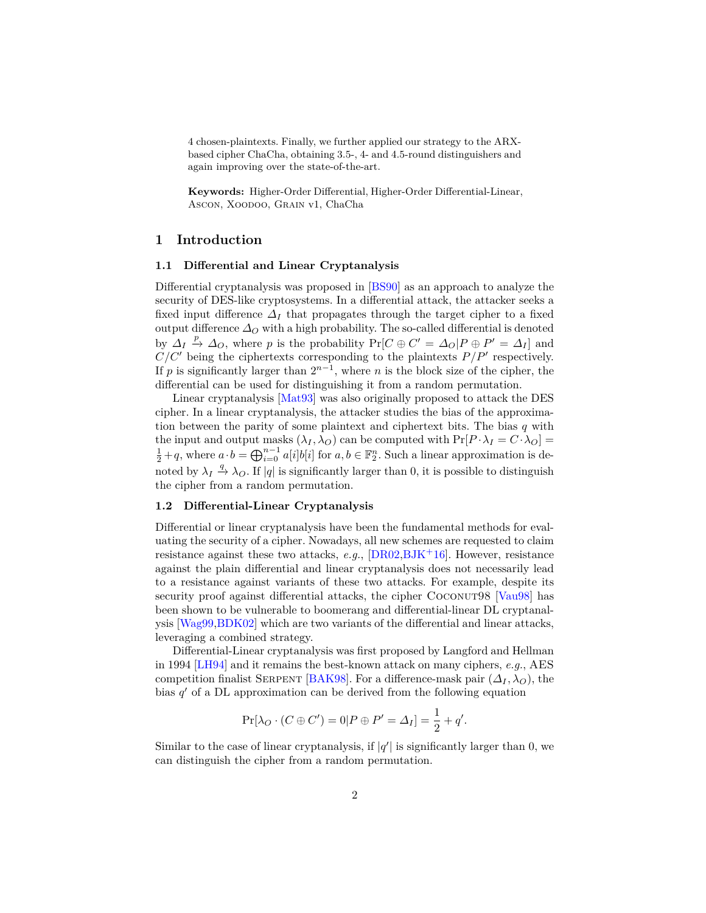4 chosen-plaintexts. Finally, we further applied our strategy to the ARX-based cipher ChaCha, obtaining 3.5-, 4- and 4.5-round distinguishers and again improving over the state-of-the-art.

**Keywords:** Higher-Order Differential, Higher-Order Differential-Linear, Ascon, Xoodoo, Grain v1, ChaCha

# 1 Introduction

## 1.1 Differential and Linear Cryptanalysis

Differential cryptanalysis was proposed in [BS90] as an approach to analyze the security of DES-like cryptosystems. In a differential attack, the attacker seeks a fixed input difference $\Delta_I$ that propagates through the target cipher to a fixed output difference $\Delta_O$ with a high probability. The so-called differential is denoted by $\Delta_I \xrightarrow{p} \Delta_O$, where $p$ is the probability $\Pr[C \oplus C' = \Delta_O | P \oplus P' = \Delta_I]$ and $C/C'$ being the ciphertexts corresponding to the plaintexts $P/P'$ respectively. If $p$ is significantly larger than $2^{n-1}$, where $n$ is the block size of the cipher, the differential can be used for distinguishing it from a random permutation.

Linear cryptanalysis [Mat93] was also originally proposed to attack the DES cipher. In a linear cryptanalysis, the attacker studies the bias of the approximation between the parity of some plaintext and ciphertext bits. The bias $q$ with the input and output masks $(\lambda_I, \lambda_O)$ can be computed with $\Pr[P \cdot \lambda_I = C \cdot \lambda_O] = \frac{1}{2} + q$, where $a \cdot b = \bigoplus_{i=0}^{n-1} a[i]b[i]$ for $a, b \in \mathbb{F}_2^n$. Such a linear approximation is denoted by $\lambda_I \xrightarrow{q} \lambda_O$. If $|q|$ is significantly larger than 0, it is possible to distinguish the cipher from a random permutation.

## 1.2 Differential-Linear Cryptanalysis

Differential or linear cryptanalysis have been the fundamental methods for evaluating the security of a cipher. Nowadays, all new schemes are requested to claim resistance against these two attacks, *e.g.*, [DR02,BJK+16]. However, resistance against the plain differential and linear cryptanalysis does not necessarily lead to a resistance against variants of these two attacks. For example, despite its security proof against differential attacks, the cipher Coconut98 [Vau98] has been shown to be vulnerable to boomerang and differential-linear DL cryptanalysis [Wag99,BDK02] which are two variants of the differential and linear attacks, leveraging a combined strategy.

Differential-Linear cryptanalysis was first proposed by Langford and Hellman in 1994 [LH94] and it remains the best-known attack on many ciphers, *e.g.*, AES competition finalist Serpent [BAK98]. For a difference-mask pair $(\Delta_I, \lambda_O)$, the bias $q'$ of a DL approximation can be derived from the following equation

$$\Pr[\lambda_O \cdot (C \oplus C') = 0 | P \oplus P' = \Delta_I] = \frac{1}{2} + q'.$$

Similar to the case of linear cryptanalysis, if $|q'|$ is significantly larger than 0, we can distinguish the cipher from a random permutation.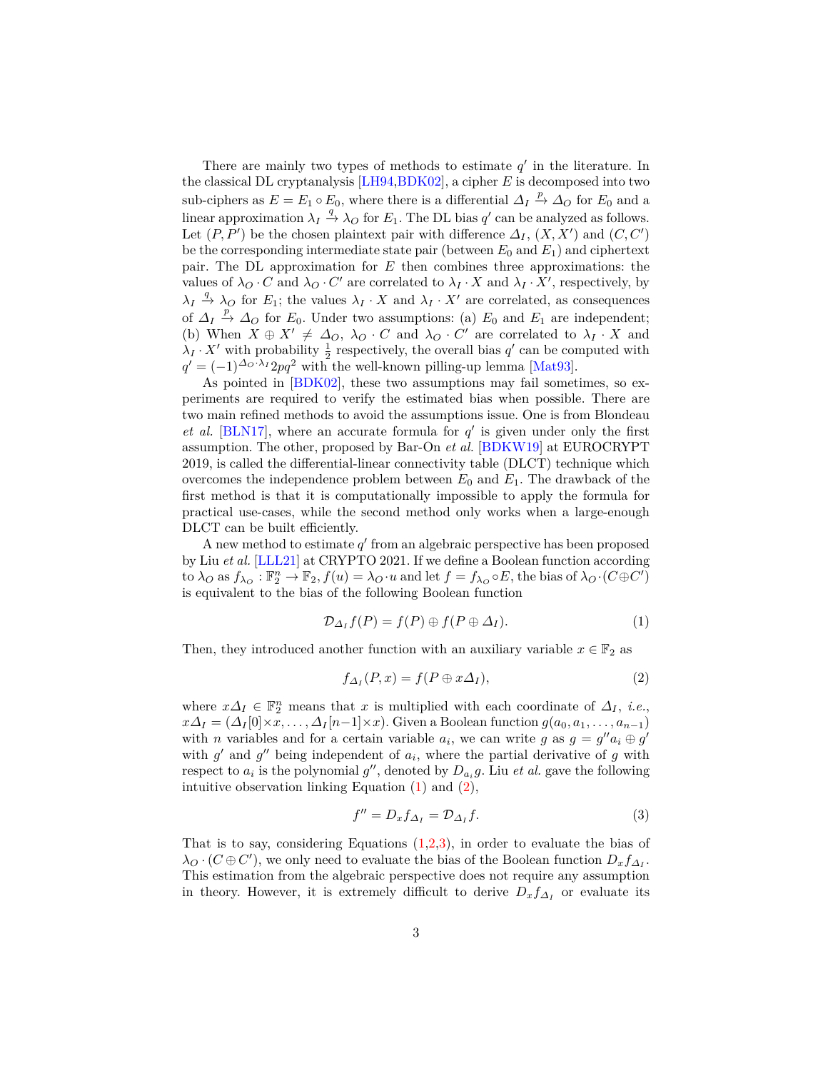There are mainly two types of methods to estimate $q'$ in the literature. In the classical DL cryptanalysis [LH94,BDK02], a cipher $E$ is decomposed into two sub-ciphers as $E = E_1 \circ E_0$, where there is a differential $\Delta_I \xrightarrow{p} \Delta_O$ for $E_0$ and a linear approximation $\lambda_I \xrightarrow{q} \lambda_O$ for $E_1$. The DL bias $q'$ can be analyzed as follows. Let $(P, P')$ be the chosen plaintext pair with difference $\Delta_I$, $(X, X')$ and $(C, C')$ be the corresponding intermediate state pair (between $E_0$ and $E_1$) and ciphertext pair. The DL approximation for $E$ then combines three approximations: the values of $\lambda_O \cdot C$ and $\lambda_O \cdot C'$ are correlated to $\lambda_I \cdot X$ and $\lambda_I \cdot X'$, respectively, by $\lambda_I \xrightarrow{q} \lambda_O$ for $E_1$; the values $\lambda_I \cdot X$ and $\lambda_I \cdot X'$ are correlated, as consequences of $\Delta_I \xrightarrow{p} \Delta_O$ for $E_0$. Under two assumptions: (a) $E_0$ and $E_1$ are independent; (b) When $X \oplus X' \neq \Delta_O$, $\lambda_O \cdot C$ and $\lambda_O \cdot C'$ are correlated to $\lambda_I \cdot X$ and $\lambda_I \cdot X'$ with probability $\frac{1}{2}$ respectively, the overall bias $q'$ can be computed with $q' = (-1)^{\Delta_O \cdot \lambda_I} 2pq^2$ with the well-known pilling-up lemma [Mat93].

As pointed in [BDK02], these two assumptions may fail sometimes, so experiments are required to verify the estimated bias when possible. There are two main refined methods to avoid the assumptions issue. One is from Blondeau *et al.* [BLN17], where an accurate formula for $q'$ is given under only the first assumption. The other, proposed by Bar-On *et al.* [BDKW19] at EUROCRYPT 2019, is called the differential-linear connectivity table (DLCT) technique which overcomes the independence problem between $E_0$ and $E_1$. The drawback of the first method is that it is computationally impossible to apply the formula for practical use-cases, while the second method only works when a large-enough DLCT can be built efficiently.

A new method to estimate $q'$ from an algebraic perspective has been proposed by Liu *et al.* [LLL21] at CRYPTO 2021. If we define a Boolean function according to $\lambda_O$ as $f_{\lambda_O} : \mathbb{F}_2^n \to \mathbb{F}_2, f(u) = \lambda_O \cdot u$ and let $f = f_{\lambda_O} \circ E$, the bias of $\lambda_O \cdot (C \oplus C')$ is equivalent to the bias of the following Boolean function

$$\mathcal{D}_{\Delta_I} f(P) = f(P) \oplus f(P \oplus \Delta_I). \tag{1}$$

Then, they introduced another function with an auxiliary variable $x \in \mathbb{F}_2$ as

$$f_{\Delta_I}(P, x) = f(P \oplus x\Delta_I), \tag{2}$$

where $x\Delta_I \in \mathbb{F}_2^n$ means that $x$ is multiplied with each coordinate of $\Delta_I$, *i.e.*, $x\Delta_I = (\Delta_I[0] \times x, \ldots, \Delta_I[n-1] \times x)$. Given a Boolean function $g(a_0, a_1, \ldots, a_{n-1})$ with $n$ variables and for a certain variable $a_i$, we can write $g$ as $g = g'' a_i \oplus g'$ with $g'$ and $g''$ being independent of $a_i$, where the partial derivative of $g$ with respect to $a_i$ is the polynomial $g''$, denoted by $D_{a_i} g$. Liu *et al.* gave the following intuitive observation linking Equation (1) and (2),

$$f'' = D_x f_{\Delta_I} = \mathcal{D}_{\Delta_I} f. \tag{3}$$

That is to say, considering Equations (1,2,3), in order to evaluate the bias of $\lambda_O \cdot (C \oplus C')$, we only need to evaluate the bias of the Boolean function $D_x f_{\Delta_I}$. This estimation from the algebraic perspective does not require any assumption in theory. However, it is extremely difficult to derive $D_x f_{\Delta_I}$ or evaluate its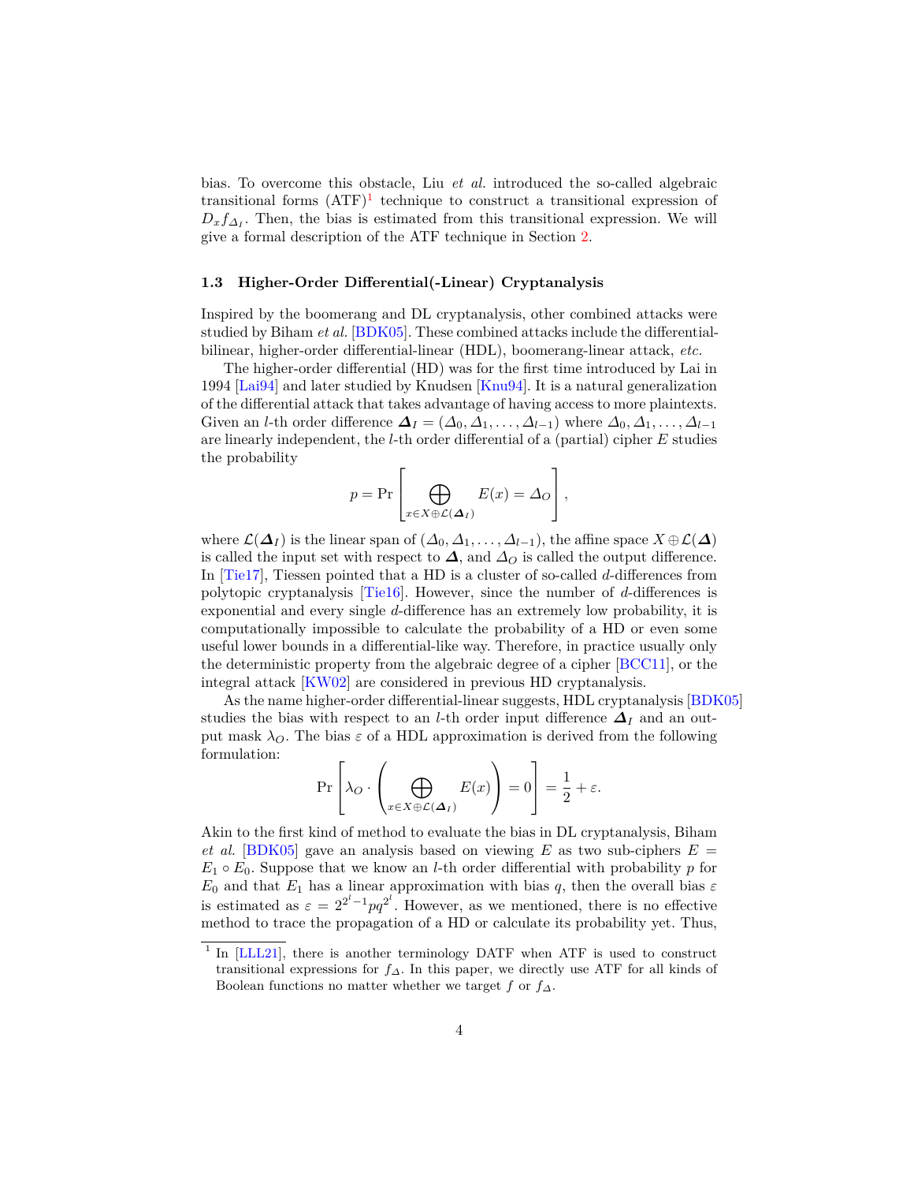bias. To overcome this obstacle, Liu *et al.* introduced the so-called algebraic transitional forms (ATF)[1] technique to construct a transitional expression of $D_x f_{\Delta_I}$. Then, the bias is estimated from this transitional expression. We will give a formal description of the ATF technique in Section 2.

### 1.3 Higher-Order Differential(-Linear) Cryptanalysis

Inspired by the boomerang and DL cryptanalysis, other combined attacks were studied by Biham *et al.* [BDK05]. These combined attacks include the differential-bilinear, higher-order differential-linear (HDL), boomerang-linear attack, *etc.*

The higher-order differential (HD) was for the first time introduced by Lai in 1994 [Lai94] and later studied by Knudsen [Knu94]. It is a natural generalization of the differential attack that takes advantage of having access to more plaintexts. Given an $l$-th order difference $\boldsymbol{\Delta}_I = (\Delta_0, \Delta_1, \ldots, \Delta_{l-1})$ where $\Delta_0, \Delta_1, \ldots, \Delta_{l-1}$ are linearly independent, the $l$-th order differential of a (partial) cipher $E$ studies the probability

$$p = \Pr\left[\bigoplus_{x \in X \oplus \mathcal{L}(\boldsymbol{\Delta}_I)} E(x) = \Delta_O\right],$$

where $\mathcal{L}(\boldsymbol{\Delta}_I)$ is the linear span of $(\Delta_0, \Delta_1, \ldots, \Delta_{l-1})$, the affine space $X \oplus \mathcal{L}(\boldsymbol{\Delta})$ is called the input set with respect to $\boldsymbol{\Delta}$, and $\Delta_O$ is called the output difference. In [Tie17], Tiessen pointed that a HD is a cluster of so-called $d$-differences from polytopic cryptanalysis [Tie16]. However, since the number of $d$-differences is exponential and every single $d$-difference has an extremely low probability, it is computationally impossible to calculate the probability of a HD or even some useful lower bounds in a differential-like way. Therefore, in practice usually only the deterministic property from the algebraic degree of a cipher [BCC11], or the integral attack [KW02] are considered in previous HD cryptanalysis.

As the name higher-order differential-linear suggests, HDL cryptanalysis [BDK05] studies the bias with respect to an $l$-th order input difference $\boldsymbol{\Delta}_I$ and an output mask $\lambda_O$. The bias $\varepsilon$ of a HDL approximation is derived from the following formulation:

$$\Pr\left[\lambda_O \cdot \left(\bigoplus_{x \in X \oplus \mathcal{L}(\boldsymbol{\Delta}_I)} E(x)\right) = 0\right] = \frac{1}{2} + \varepsilon.$$

Akin to the first kind of method to evaluate the bias in DL cryptanalysis, Biham *et al.* [BDK05] gave an analysis based on viewing $E$ as two sub-ciphers $E = E_1 \circ E_0$. Suppose that we know an $l$-th order differential with probability $p$ for $E_0$ and that $E_1$ has a linear approximation with bias $q$, then the overall bias $\varepsilon$ is estimated as $\varepsilon = 2^{2^l - 1} p q^{2^l}$. However, as we mentioned, there is no effective method to trace the propagation of a HD or calculate its probability yet. Thus,

[1] In [LLL21], there is another terminology DATF when ATF is used to construct transitional expressions for $f_\Delta$. In this paper, we directly use ATF for all kinds of Boolean functions no matter whether we target $f$ or $f_\Delta$.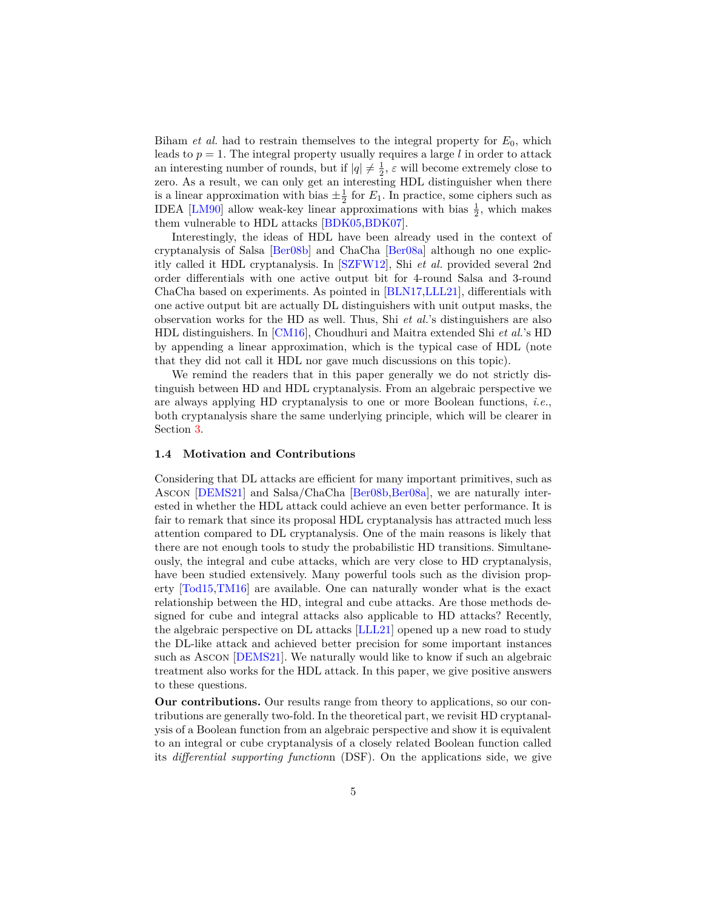Biham *et al.* had to restrain themselves to the integral property for $E_0$, which leads to $p = 1$. The integral property usually requires a large $l$ in order to attack an interesting number of rounds, but if $|q| \neq \frac{1}{2}$, $\varepsilon$ will become extremely close to zero. As a result, we can only get an interesting HDL distinguisher when there is a linear approximation with bias $\pm\frac{1}{2}$ for $E_1$. In practice, some ciphers such as IDEA [LM90] allow weak-key linear approximations with bias $\frac{1}{2}$, which makes them vulnerable to HDL attacks [BDK05,BDK07].

Interestingly, the ideas of HDL have been already used in the context of cryptanalysis of Salsa [Ber08b] and ChaCha [Ber08a] although no one explicitly called it HDL cryptanalysis. In [SZFW12], Shi *et al.* provided several 2nd order differentials with one active output bit for 4-round Salsa and 3-round ChaCha based on experiments. As pointed in [BLN17,LLL21], differentials with one active output bit are actually DL distinguishers with unit output masks, the observation works for the HD as well. Thus, Shi *et al.*'s distinguishers are also HDL distinguishers. In [CM16], Choudhuri and Maitra extended Shi *et al.*'s HD by appending a linear approximation, which is the typical case of HDL (note that they did not call it HDL nor gave much discussions on this topic).

We remind the readers that in this paper generally we do not strictly distinguish between HD and HDL cryptanalysis. From an algebraic perspective we are always applying HD cryptanalysis to one or more Boolean functions, *i.e.*, both cryptanalysis share the same underlying principle, which will be clearer in Section 3.

### 1.4 Motivation and Contributions

Considering that DL attacks are efficient for many important primitives, such as Ascon [DEMS21] and Salsa/ChaCha [Ber08b,Ber08a], we are naturally interested in whether the HDL attack could achieve an even better performance. It is fair to remark that since its proposal HDL cryptanalysis has attracted much less attention compared to DL cryptanalysis. One of the main reasons is likely that there are not enough tools to study the probabilistic HD transitions. Simultaneously, the integral and cube attacks, which are very close to HD cryptanalysis, have been studied extensively. Many powerful tools such as the division property [Tod15,TM16] are available. One can naturally wonder what is the exact relationship between the HD, integral and cube attacks. Are those methods designed for cube and integral attacks also applicable to HD attacks? Recently, the algebraic perspective on DL attacks [LLL21] opened up a new road to study the DL-like attack and achieved better precision for some important instances such as Ascon [DEMS21]. We naturally would like to know if such an algebraic treatment also works for the HDL attack. In this paper, we give positive answers to these questions.

**Our contributions.** Our results range from theory to applications, so our contributions are generally two-fold. In the theoretical part, we revisit HD cryptanalysis of a Boolean function from an algebraic perspective and show it is equivalent to an integral or cube cryptanalysis of a closely related Boolean function called its *differential supporting functionn* (DSF). On the applications side, we give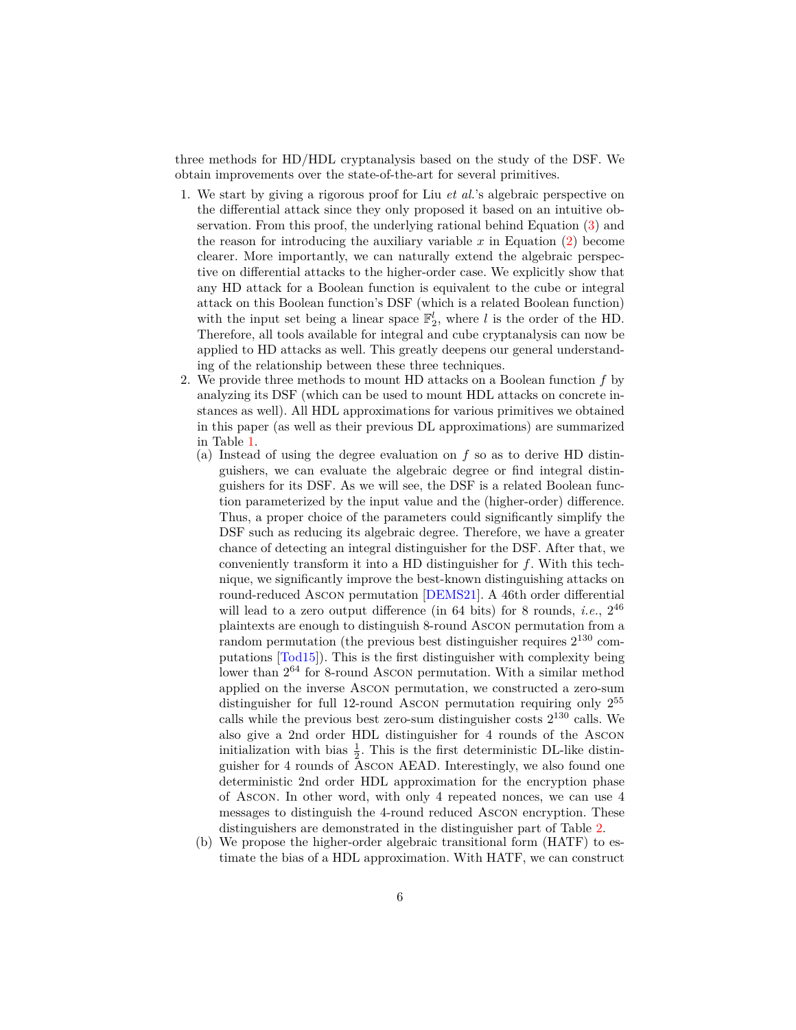three methods for HD/HDL cryptanalysis based on the study of the DSF. We obtain improvements over the state-of-the-art for several primitives.

1. We start by giving a rigorous proof for Liu *et al.*'s algebraic perspective on the differential attack since they only proposed it based on an intuitive observation. From this proof, the underlying rational behind Equation (3) and the reason for introducing the auxiliary variable $x$ in Equation (2) become clearer. More importantly, we can naturally extend the algebraic perspective on differential attacks to the higher-order case. We explicitly show that any HD attack for a Boolean function is equivalent to the cube or integral attack on this Boolean function's DSF (which is a related Boolean function) with the input set being a linear space $\mathbb{F}_2^l$, where $l$ is the order of the HD. Therefore, all tools available for integral and cube cryptanalysis can now be applied to HD attacks as well. This greatly deepens our general understanding of the relationship between these three techniques.
2. We provide three methods to mount HD attacks on a Boolean function $f$ by analyzing its DSF (which can be used to mount HDL attacks on concrete instances as well). All HDL approximations for various primitives we obtained in this paper (as well as their previous DL approximations) are summarized in Table 1.
   (a) Instead of using the degree evaluation on $f$ so as to derive HD distinguishers, we can evaluate the algebraic degree or find integral distinguishers for its DSF. As we will see, the DSF is a related Boolean function parameterized by the input value and the (higher-order) difference. Thus, a proper choice of the parameters could significantly simplify the DSF such as reducing its algebraic degree. Therefore, we have a greater chance of detecting an integral distinguisher for the DSF. After that, we conveniently transform it into a HD distinguisher for $f$. With this technique, we significantly improve the best-known distinguishing attacks on round-reduced Ascon permutation [DEMS21]. A 46th order differential will lead to a zero output difference (in 64 bits) for 8 rounds, *i.e.*, $2^{46}$ plaintexts are enough to distinguish 8-round Ascon permutation from a random permutation (the previous best distinguisher requires $2^{130}$ computations [Tod15]). This is the first distinguisher with complexity being lower than $2^{64}$ for 8-round Ascon permutation. With a similar method applied on the inverse Ascon permutation, we constructed a zero-sum distinguisher for full 12-round Ascon permutation requiring only $2^{55}$ calls while the previous best zero-sum distinguisher costs $2^{130}$ calls. We also give a 2nd order HDL distinguisher for 4 rounds of the Ascon initialization with bias $\frac{1}{2}$. This is the first deterministic DL-like distinguisher for 4 rounds of Ascon AEAD. Interestingly, we also found one deterministic 2nd order HDL approximation for the encryption phase of Ascon. In other word, with only 4 repeated nonces, we can use 4 messages to distinguish the 4-round reduced Ascon encryption. These distinguishers are demonstrated in the distinguisher part of Table 2.
   (b) We propose the higher-order algebraic transitional form (HATF) to estimate the bias of a HDL approximation. With HATF, we can construct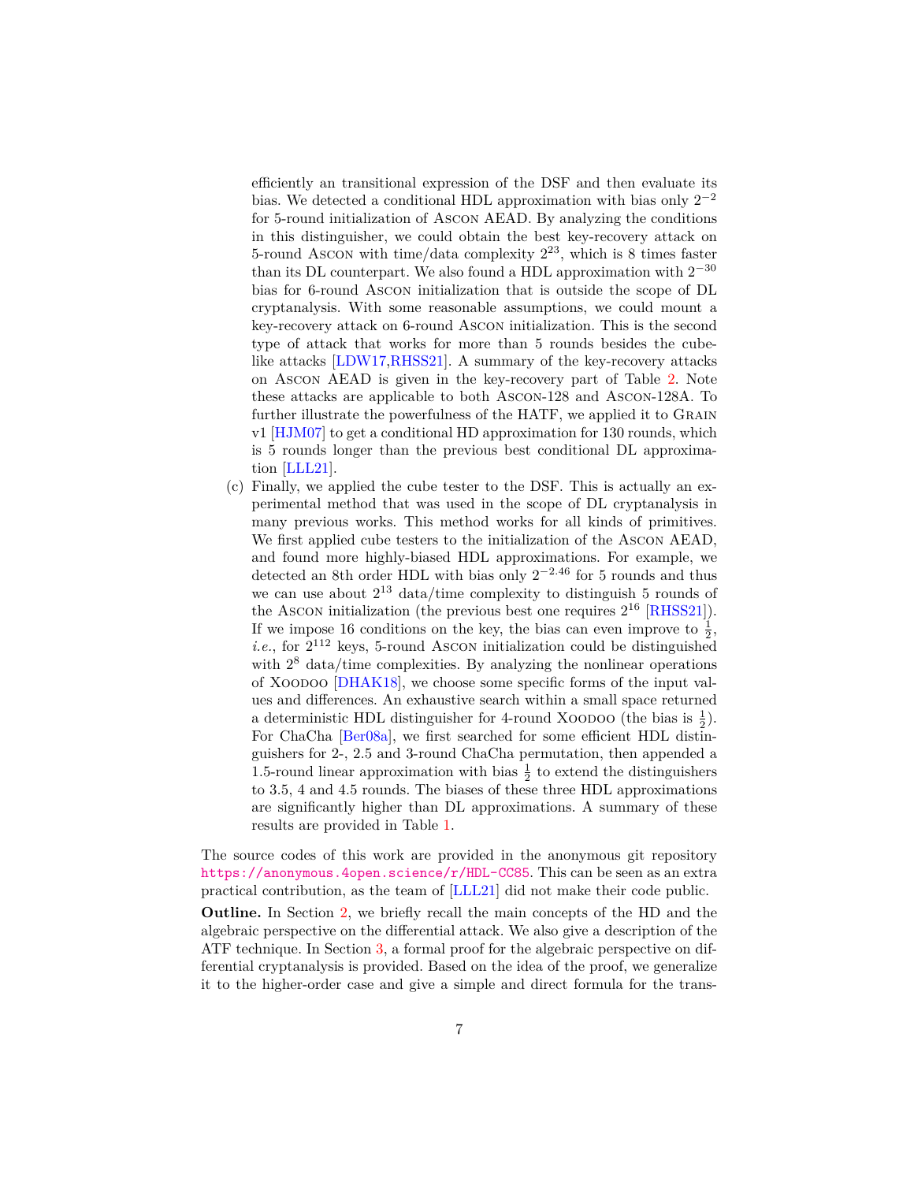efficiently an transitional expression of the DSF and then evaluate its bias. We detected a conditional HDL approximation with bias only $2^{-2}$ for 5-round initialization of Ascon AEAD. By analyzing the conditions in this distinguisher, we could obtain the best key-recovery attack on 5-round Ascon with time/data complexity $2^{23}$, which is 8 times faster than its DL counterpart. We also found a HDL approximation with $2^{-30}$ bias for 6-round Ascon initialization that is outside the scope of DL cryptanalysis. With some reasonable assumptions, we could mount a key-recovery attack on 6-round Ascon initialization. This is the second type of attack that works for more than 5 rounds besides the cube-like attacks [LDW17,RHSS21]. A summary of the key-recovery attacks on Ascon AEAD is given in the key-recovery part of Table 2. Note these attacks are applicable to both Ascon-128 and Ascon-128A. To further illustrate the powerfulness of the HATF, we applied it to Grain v1 [HJM07] to get a conditional HD approximation for 130 rounds, which is 5 rounds longer than the previous best conditional DL approximation [LLL21].

(c) Finally, we applied the cube tester to the DSF. This is actually an experimental method that was used in the scope of DL cryptanalysis in many previous works. This method works for all kinds of primitives. We first applied cube testers to the initialization of the Ascon AEAD, and found more highly-biased HDL approximations. For example, we detected an 8th order HDL with bias only $2^{-2.46}$ for 5 rounds and thus we can use about $2^{13}$ data/time complexity to distinguish 5 rounds of the Ascon initialization (the previous best one requires $2^{16}$ [RHSS21]). If we impose 16 conditions on the key, the bias can even improve to $\frac{1}{2}$, *i.e.*, for $2^{112}$ keys, 5-round Ascon initialization could be distinguished with $2^8$ data/time complexities. By analyzing the nonlinear operations of Xoodoo [DHAK18], we choose some specific forms of the input values and differences. An exhaustive search within a small space returned a deterministic HDL distinguisher for 4-round Xoodoo (the bias is $\frac{1}{2}$). For ChaCha [Ber08a], we first searched for some efficient HDL distinguishers for 2-, 2.5 and 3-round ChaCha permutation, then appended a 1.5-round linear approximation with bias $\frac{1}{2}$ to extend the distinguishers to 3.5, 4 and 4.5 rounds. The biases of these three HDL approximations are significantly higher than DL approximations. A summary of these results are provided in Table 1.

The source codes of this work are provided in the anonymous git repository https://anonymous.4open.science/r/HDL-CC85. This can be seen as an extra practical contribution, as the team of [LLL21] did not make their code public.

**Outline.** In Section 2, we briefly recall the main concepts of the HD and the algebraic perspective on the differential attack. We also give a description of the ATF technique. In Section 3, a formal proof for the algebraic perspective on differential cryptanalysis is provided. Based on the idea of the proof, we generalize it to the higher-order case and give a simple and direct formula for the trans-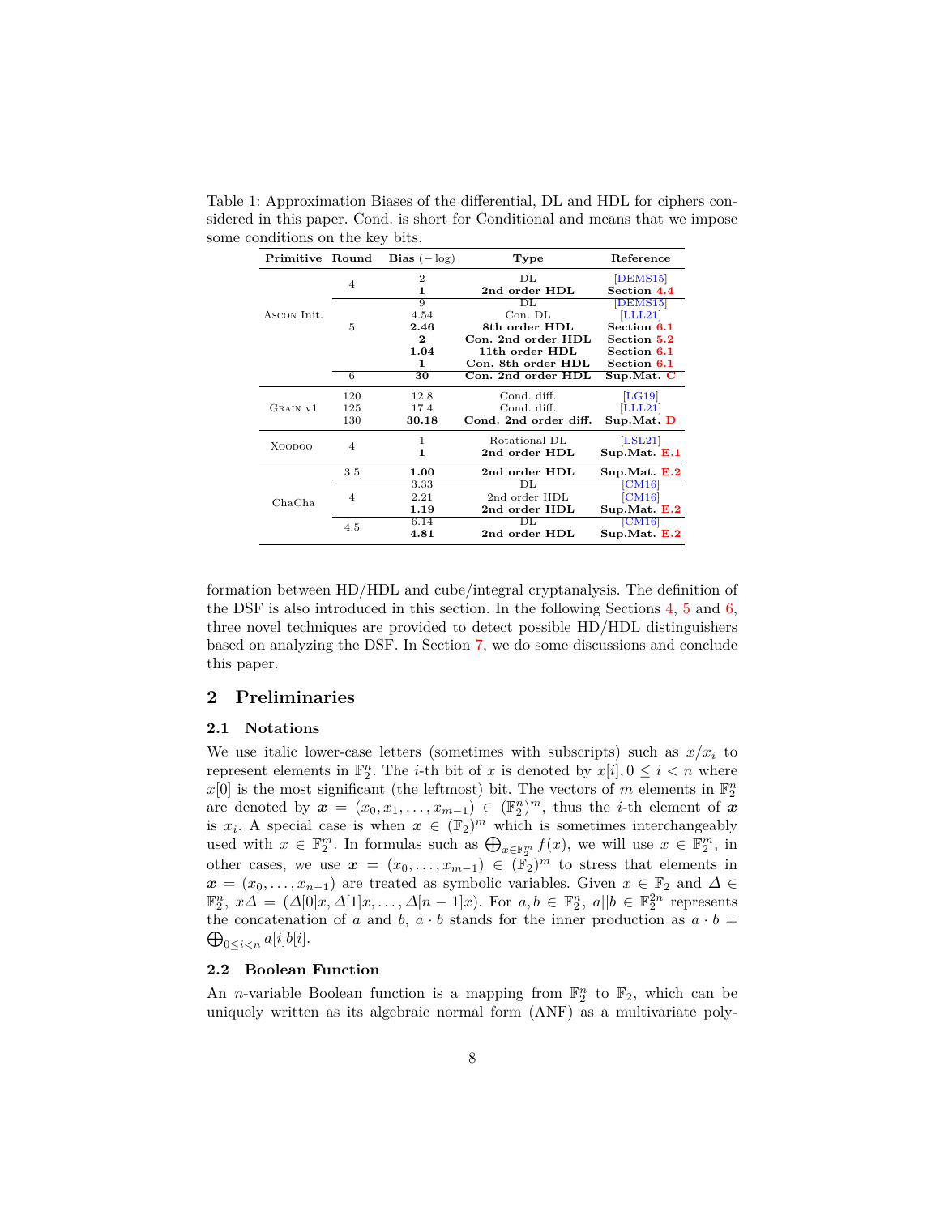Table 1: Approximation Biases of the differential, DL and HDL for ciphers considered in this paper. Cond. is short for Conditional and means that we impose some conditions on the key bits.

| Primitive | Round | Bias ($-\log$) | Type | Reference |
|---|---|---|---|---|
| Ascon Init. | 4 | 2 | DL | [DEMS15] |
| | | **1** | **2nd order HDL** | **Section 4.4** |
| | 5 | 9 | DL | [DEMS15] |
| | | 4.54 | Con. DL | [LLL21] |
| | | **2.46** | **8th order HDL** | **Section 6.1** |
| | | **2** | **Con. 2nd order HDL** | **Section 5.2** |
| | | **1.04** | **11th order HDL** | **Section 6.1** |
| | | **1** | **Con. 8th order HDL** | **Section 6.1** |
| | 6 | **30** | **Con. 2nd order HDL** | **Sup.Mat. C** |
| Grain v1 | 120 | 12.8 | Cond. diff. | [LG19] |
| | 125 | 17.4 | Cond. diff. | [LLL21] |
| | 130 | **30.18** | **Cond. 2nd order diff.** | **Sup.Mat. D** |
| Xoodoo | 4 | 1 | Rotational DL | [LSL21] |
| | | **1** | **2nd order HDL** | **Sup.Mat. E.1** |
| ChaCha | 3.5 | **1.00** | **2nd order HDL** | **Sup.Mat. E.2** |
| | 4 | 3.33 | DL | [CM16] |
| | | 2.21 | 2nd order HDL | [CM16] |
| | | **1.19** | **2nd order HDL** | **Sup.Mat. E.2** |
| | 4.5 | 6.14 | DL | [CM16] |
| | | **4.81** | **2nd order HDL** | **Sup.Mat. E.2** |

formation between HD/HDL and cube/integral cryptanalysis. The definition of the DSF is also introduced in this section. In the following Sections 4, 5 and 6, three novel techniques are provided to detect possible HD/HDL distinguishers based on analyzing the DSF. In Section 7, we do some discussions and conclude this paper.

## 2 Preliminaries

### 2.1 Notations

We use italic lower-case letters (sometimes with subscripts) such as $x/x_i$ to represent elements in $\mathbb{F}_2^n$. The $i$-th bit of $x$ is denoted by $x[i], 0 \le i < n$ where $x[0]$ is the most significant (the leftmost) bit. The vectors of $m$ elements in $\mathbb{F}_2^n$ are denoted by $\boldsymbol{x} = (x_0, x_1, \ldots, x_{m-1}) \in (\mathbb{F}_2^n)^m$, thus the $i$-th element of $\boldsymbol{x}$ is $x_i$. A special case is when $\boldsymbol{x} \in (\mathbb{F}_2)^m$ which is sometimes interchangeably used with $x \in \mathbb{F}_2^m$. In formulas such as $\bigoplus_{x\in\mathbb{F}_2^m} f(x)$, we will use $x \in \mathbb{F}_2^m$, in other cases, we use $\boldsymbol{x} = (x_0, \ldots, x_{m-1}) \in (\mathbb{F}_2)^m$ to stress that elements in $\boldsymbol{x} = (x_0, \ldots, x_{n-1})$ are treated as symbolic variables. Given $x \in \mathbb{F}_2$ and $\Delta \in \mathbb{F}_2^n$, $x\Delta = (\Delta[0]x, \Delta[1]x, \ldots, \Delta[n-1]x)$. For $a, b \in \mathbb{F}_2^n$, $a||b \in \mathbb{F}_2^{2n}$ represents the concatenation of $a$ and $b$, $a \cdot b$ stands for the inner production as $a \cdot b = \bigoplus_{0\le i<n} a[i]b[i]$.

### 2.2 Boolean Function

An $n$-variable Boolean function is a mapping from $\mathbb{F}_2^n$ to $\mathbb{F}_2$, which can be uniquely written as its algebraic normal form (ANF) as a multivariate poly-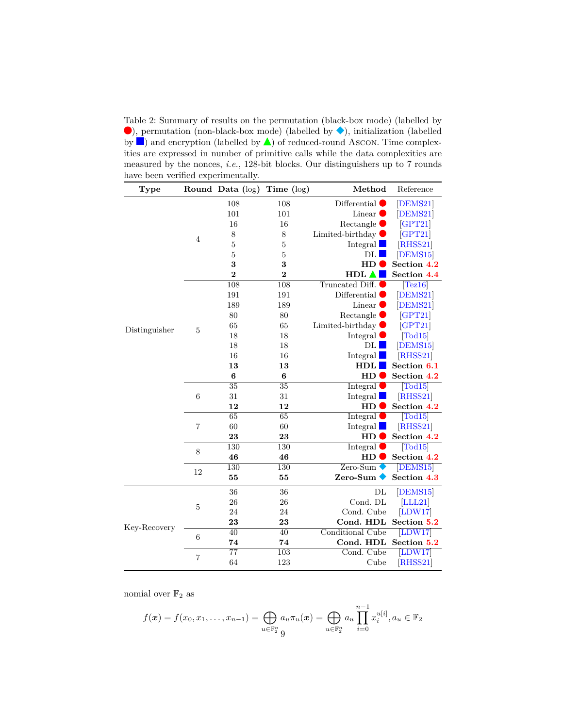Table 2: Summary of results on the permutation (black-box mode) (labelled by ●), permutation (non-black-box mode) (labelled by ◆), initialization (labelled by ■) and encryption (labelled by ▲) of reduced-round Ascon. Time complexities are expressed in number of primitive calls while the data complexities are measured by the nonces, *i.e.*, 128-bit blocks. Our distinguishers up to 7 rounds have been verified experimentally.

| Type | Round | Data (log) | Time (log) | Method | Reference |
|---|---|---|---|---|---|
| Distinguisher | 4 | 108 | 108 | Differential ● | [DEMS21] |
| | | 101 | 101 | Linear ● | [DEMS21] |
| | | 16 | 16 | Rectangle ● | [GPT21] |
| | | 8 | 8 | Limited-birthday ● | [GPT21] |
| | | 5 | 5 | Integral ■ | [RHSS21] |
| | | 5 | 5 | DL ■ | [DEMS15] |
| | | **3** | **3** | **HD** ● | **Section 4.2** |
| | | **2** | **2** | **HDL** ▲ ■ | **Section 4.4** |
| | 5 | 108 | 108 | Truncated Diff. ● | [Tez16] |
| | | 191 | 191 | Differential ● | [DEMS21] |
| | | 189 | 189 | Linear ● | [DEMS21] |
| | | 80 | 80 | Rectangle ● | [GPT21] |
| | | 65 | 65 | Limited-birthday ● | [GPT21] |
| | | 18 | 18 | Integral ● | [Tod15] |
| | | 18 | 18 | DL ■ | [DEMS15] |
| | | 16 | 16 | Integral ■ | [RHSS21] |
| | | **13** | **13** | **HDL** ■ | **Section 6.1** |
| | | **6** | **6** | **HD** ● | **Section 4.2** |
| | 6 | 35 | 35 | Integral ● | [Tod15] |
| | | 31 | 31 | Integral ■ | [RHSS21] |
| | | **12** | **12** | **HD** ● | **Section 4.2** |
| | 7 | 65 | 65 | Integral ● | [Tod15] |
| | | 60 | 60 | Integral ■ | [RHSS21] |
| | | **23** | **23** | **HD** ● | **Section 4.2** |
| | 8 | 130 | 130 | Integral ● | [Tod15] |
| | | **46** | **46** | **HD** ● | **Section 4.2** |
| | 12 | 130 | 130 | Zero-Sum ◆ | [DEMS15] |
| | | **55** | **55** | **Zero-Sum** ◆ | **Section 4.3** |
| Key-Recovery | 5 | 36 | 36 | DL | [DEMS15] |
| | | 26 | 26 | Cond. DL | [LLL21] |
| | | 24 | 24 | Cond. Cube | [LDW17] |
| | | **23** | **23** | **Cond. HDL** | **Section 5.2** |
| | 6 | 40 | 40 | Conditional Cube | [LDW17] |
| | | **74** | **74** | **Cond. HDL** | **Section 5.2** |
| | 7 | 77 | 103 | Cond. Cube | [LDW17] |
| | | 64 | 123 | Cube | [RHSS21] |

nomial over $\mathbb{F}_2$ as

$$f(\boldsymbol{x}) = f(x_0, x_1, \ldots, x_{n-1}) = \bigoplus_{u \in \mathbb{F}_2^n} a_u \pi_u(\boldsymbol{x}) = \bigoplus_{u \in \mathbb{F}_2^n} a_u \prod_{i=0}^{n-1} x_i^{u[i]}, a_u \in \mathbb{F}_2$$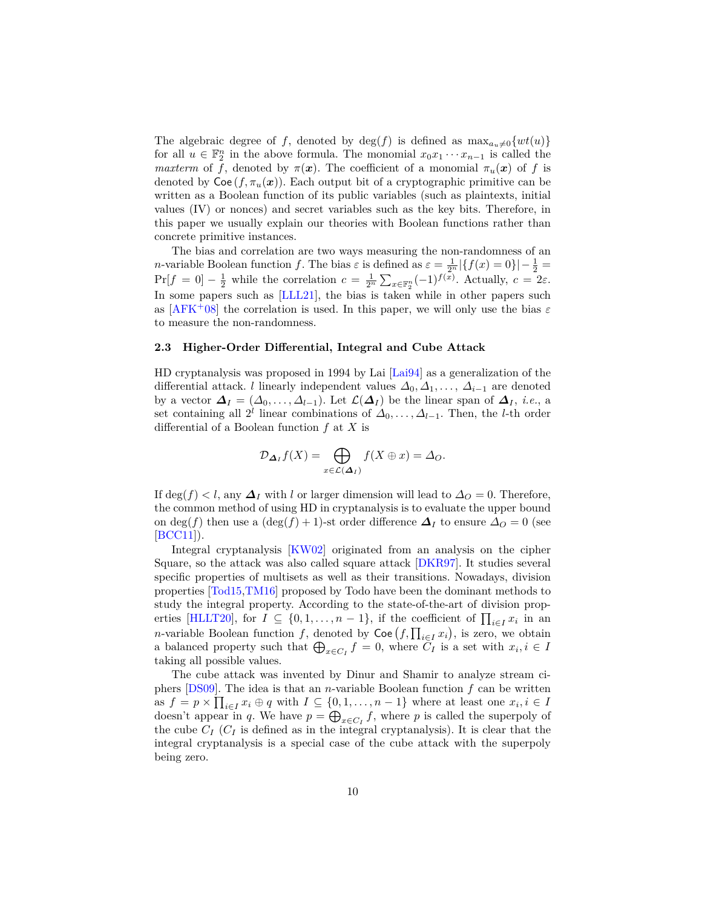The algebraic degree of $f$, denoted by $\deg(f)$ is defined as $\max_{a_u \neq 0}\{wt(u)\}$ for all $u \in \mathbb{F}_2^n$ in the above formula. The monomial $x_0 x_1 \cdots x_{n-1}$ is called the *maxterm* of $f$, denoted by $\pi(\boldsymbol{x})$. The coefficient of a monomial $\pi_u(\boldsymbol{x})$ of $f$ is denoted by $\mathsf{Coe}\left(f, \pi_u(\boldsymbol{x})\right)$. Each output bit of a cryptographic primitive can be written as a Boolean function of its public variables (such as plaintexts, initial values (IV) or nonces) and secret variables such as the key bits. Therefore, in this paper we usually explain our theories with Boolean functions rather than concrete primitive instances.

The bias and correlation are two ways measuring the non-randomness of an $n$-variable Boolean function $f$. The bias $\varepsilon$ is defined as $\varepsilon = \frac{1}{2^n}|\{f(x)=0\}| - \frac{1}{2} = \Pr[f=0] - \frac{1}{2}$ while the correlation $c = \frac{1}{2^n}\sum_{x \in \mathbb{F}_2^n}(-1)^{f(x)}$. Actually, $c = 2\varepsilon$. In some papers such as [LLL21], the bias is taken while in other papers such as [AFK+08] the correlation is used. In this paper, we will only use the bias $\varepsilon$ to measure the non-randomness.

### 2.3 Higher-Order Differential, Integral and Cube Attack

HD cryptanalysis was proposed in 1994 by Lai [Lai94] as a generalization of the differential attack. $l$ linearly independent values $\Delta_0, \Delta_1, \dots, \Delta_{i-1}$ are denoted by a vector $\boldsymbol{\Delta}_I = (\Delta_0, \dots, \Delta_{l-1})$. Let $\mathcal{L}(\boldsymbol{\Delta}_I)$ be the linear span of $\boldsymbol{\Delta}_I$, *i.e.*, a set containing all $2^l$ linear combinations of $\Delta_0, \dots, \Delta_{l-1}$. Then, the $l$-th order differential of a Boolean function $f$ at $X$ is

$$\mathcal{D}_{\boldsymbol{\Delta}_I} f(X) = \bigoplus_{x \in \mathcal{L}(\boldsymbol{\Delta}_I)} f(X \oplus x) = \Delta_O.$$

If $\deg(f) < l$, any $\boldsymbol{\Delta}_I$ with $l$ or larger dimension will lead to $\Delta_O = 0$. Therefore, the common method of using HD in cryptanalysis is to evaluate the upper bound on $\deg(f)$ then use a $(\deg(f)+1)$-st order difference $\boldsymbol{\Delta}_I$ to ensure $\Delta_O = 0$ (see [BCC11]).

Integral cryptanalysis [KW02] originated from an analysis on the cipher Square, so the attack was also called square attack [DKR97]. It studies several specific properties of multisets as well as their transitions. Nowadays, division properties [Tod15,TM16] proposed by Todo have been the dominant methods to study the integral property. According to the state-of-the-art of division properties [HLLT20], for $I \subseteq \{0, 1, \dots, n-1\}$, if the coefficient of $\prod_{i \in I} x_i$ in an $n$-variable Boolean function $f$, denoted by $\mathsf{Coe}\left(f, \prod_{i \in I} x_i\right)$, is zero, we obtain a balanced property such that $\bigoplus_{x \in C_I} f = 0$, where $C_I$ is a set with $x_i, i \in I$ taking all possible values.

The cube attack was invented by Dinur and Shamir to analyze stream ciphers [DS09]. The idea is that an $n$-variable Boolean function $f$ can be written as $f = p \times \prod_{i \in I} x_i \oplus q$ with $I \subseteq \{0, 1, \dots, n-1\}$ where at least one $x_i, i \in I$ doesn't appear in $q$. We have $p = \bigoplus_{x \in C_I} f$, where $p$ is called the superpoly of the cube $C_I$ ($C_I$ is defined as in the integral cryptanalysis). It is clear that the integral cryptanalysis is a special case of the cube attack with the superpoly being zero.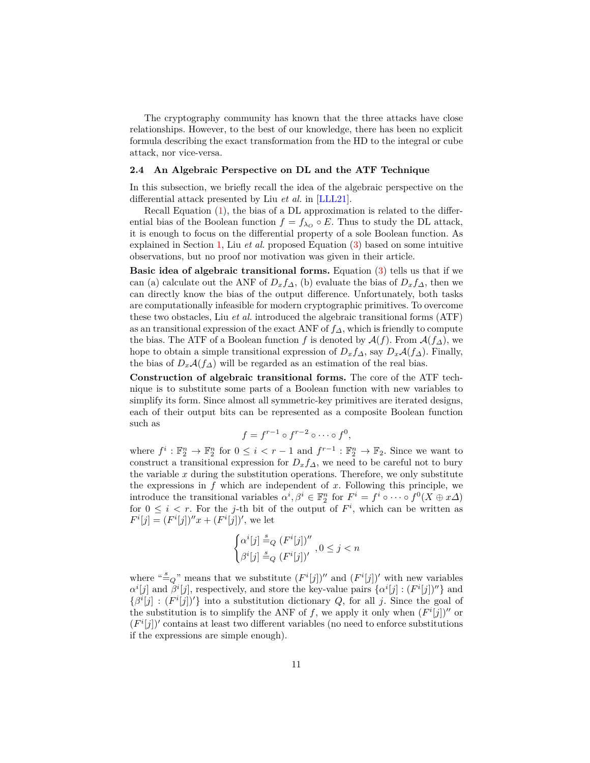The cryptography community has known that the three attacks have close relationships. However, to the best of our knowledge, there has been no explicit formula describing the exact transformation from the HD to the integral or cube attack, nor vice-versa.

### 2.4 An Algebraic Perspective on DL and the ATF Technique

In this subsection, we briefly recall the idea of the algebraic perspective on the differential attack presented by Liu *et al.* in [LLL21].

Recall Equation (1), the bias of a DL approximation is related to the differential bias of the Boolean function $f = f_{\lambda_O} \circ E$. Thus to study the DL attack, it is enough to focus on the differential property of a sole Boolean function. As explained in Section 1, Liu *et al.* proposed Equation (3) based on some intuitive observations, but no proof nor motivation was given in their article.

**Basic idea of algebraic transitional forms.** Equation (3) tells us that if we can (a) calculate out the ANF of $D_x f_\Delta$, (b) evaluate the bias of $D_x f_\Delta$, then we can directly know the bias of the output difference. Unfortunately, both tasks are computationally infeasible for modern cryptographic primitives. To overcome these two obstacles, Liu *et al.* introduced the algebraic transitional forms (ATF) as an transitional expression of the exact ANF of $f_\Delta$, which is friendly to compute the bias. The ATF of a Boolean function $f$ is denoted by $\mathcal{A}(f)$. From $\mathcal{A}(f_\Delta)$, we hope to obtain a simple transitional expression of $D_x f_\Delta$, say $D_x \mathcal{A}(f_\Delta)$. Finally, the bias of $D_x \mathcal{A}(f_\Delta)$ will be regarded as an estimation of the real bias.

**Construction of algebraic transitional forms.** The core of the ATF technique is to substitute some parts of a Boolean function with new variables to simplify its form. Since almost all symmetric-key primitives are iterated designs, each of their output bits can be represented as a composite Boolean function such as

$$f = f^{r-1} \circ f^{r-2} \circ \cdots \circ f^0,$$

where $f^i : \mathbb{F}_2^n \to \mathbb{F}_2^n$ for $0 \le i < r-1$ and $f^{r-1} : \mathbb{F}_2^n \to \mathbb{F}_2$. Since we want to construct a transitional expression for $D_x f_\Delta$, we need to be careful not to bury the variable $x$ during the substitution operations. Therefore, we only substitute the expressions in $f$ which are independent of $x$. Following this principle, we introduce the transitional variables $\alpha^i, \beta^i \in \mathbb{F}_2^n$ for $F^i = f^i \circ \cdots \circ f^0(X \oplus x\Delta)$ for $0 \le i < r$. For the $j$-th bit of the output of $F^i$, which can be written as $F^i[j] = (F^i[j])'' x + (F^i[j])'$, we let

$$\begin{cases} \alpha^i[j] \overset{s}{=}_Q (F^i[j])'' \\ \beta^i[j] \overset{s}{=}_Q (F^i[j])' \end{cases}, 0 \le j < n$$

where "$\overset{s}{=}_Q$" means that we substitute $(F^i[j])''$ and $(F^i[j])'$ with new variables $\alpha^i[j]$ and $\beta^i[j]$, respectively, and store the key-value pairs $\{\alpha^i[j] : (F^i[j])''\}$ and $\{\beta^i[j] : (F^i[j])'\}$ into a substitution dictionary $Q$, for all $j$. Since the goal of the substitution is to simplify the ANF of $f$, we apply it only when $(F^i[j])''$ or $(F^i[j])'$ contains at least two different variables (no need to enforce substitutions if the expressions are simple enough).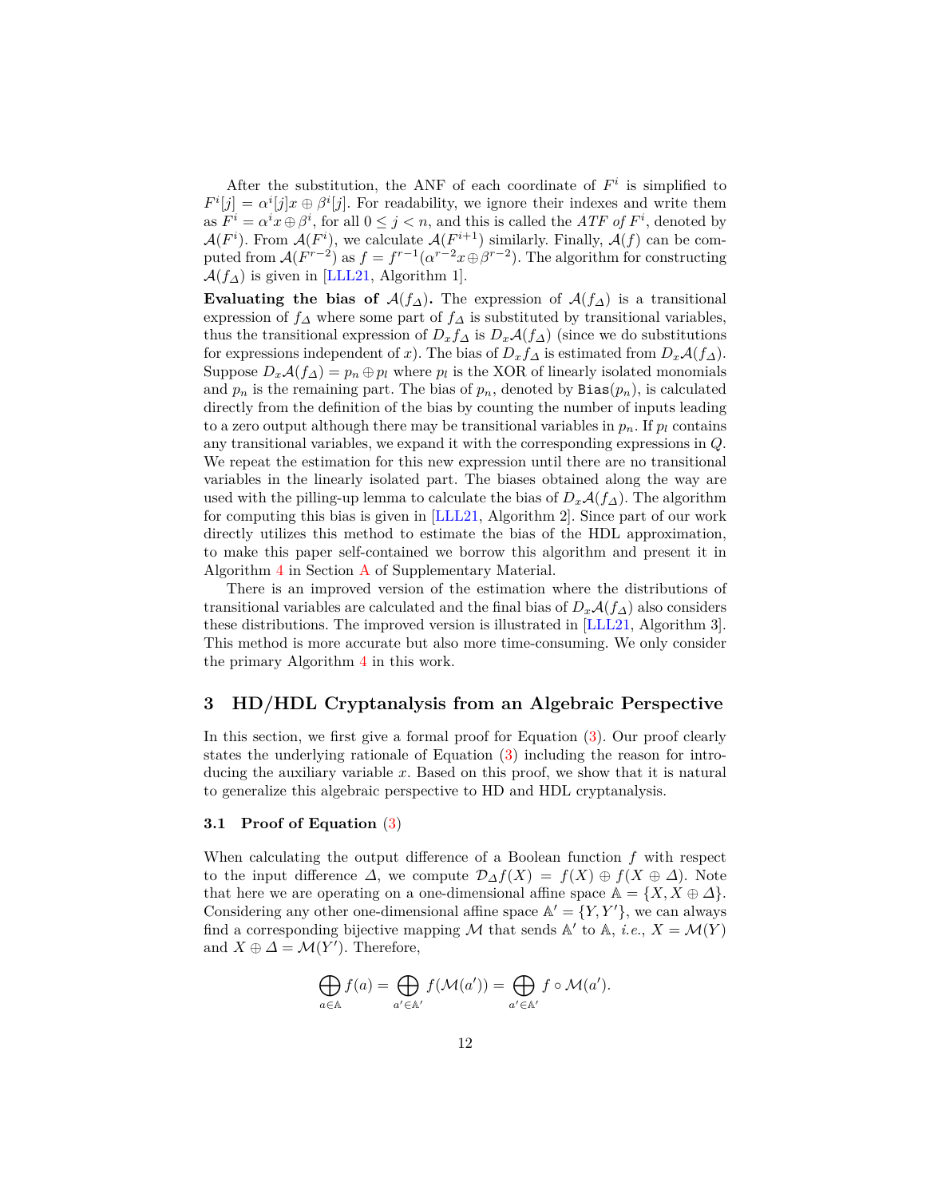After the substitution, the ANF of each coordinate of $F^i$ is simplified to $F^i[j] = \alpha^i[j]x \oplus \beta^i[j]$. For readability, we ignore their indexes and write them as $F^i = \alpha^i x \oplus \beta^i$, for all $0 \le j < n$, and this is called the *ATF of* $F^i$, denoted by $\mathcal{A}(F^i)$. From $\mathcal{A}(F^i)$, we calculate $\mathcal{A}(F^{i+1})$ similarly. Finally, $\mathcal{A}(f)$ can be computed from $\mathcal{A}(F^{r-2})$ as $f = f^{r-1}(\alpha^{r-2}x \oplus \beta^{r-2})$. The algorithm for constructing $\mathcal{A}(f_\Delta)$ is given in [LLL21, Algorithm 1].

**Evaluating the bias of $\mathcal{A}(f_\Delta)$.** The expression of $\mathcal{A}(f_\Delta)$ is a transitional expression of $f_\Delta$ where some part of $f_\Delta$ is substituted by transitional variables, thus the transitional expression of $D_x f_\Delta$ is $D_x\mathcal{A}(f_\Delta)$ (since we do substitutions for expressions independent of $x$). The bias of $D_x f_\Delta$ is estimated from $D_x\mathcal{A}(f_\Delta)$. Suppose $D_x\mathcal{A}(f_\Delta) = p_n \oplus p_l$ where $p_l$ is the XOR of linearly isolated monomials and $p_n$ is the remaining part. The bias of $p_n$, denoted by $\mathtt{Bias}(p_n)$, is calculated directly from the definition of the bias by counting the number of inputs leading to a zero output although there may be transitional variables in $p_n$. If $p_l$ contains any transitional variables, we expand it with the corresponding expressions in $Q$. We repeat the estimation for this new expression until there are no transitional variables in the linearly isolated part. The biases obtained along the way are used with the pilling-up lemma to calculate the bias of $D_x\mathcal{A}(f_\Delta)$. The algorithm for computing this bias is given in [LLL21, Algorithm 2]. Since part of our work directly utilizes this method to estimate the bias of the HDL approximation, to make this paper self-contained we borrow this algorithm and present it in Algorithm 4 in Section A of Supplementary Material.

There is an improved version of the estimation where the distributions of transitional variables are calculated and the final bias of $D_x\mathcal{A}(f_\Delta)$ also considers these distributions. The improved version is illustrated in [LLL21, Algorithm 3]. This method is more accurate but also more time-consuming. We only consider the primary Algorithm 4 in this work.

## 3 HD/HDL Cryptanalysis from an Algebraic Perspective

In this section, we first give a formal proof for Equation (3). Our proof clearly states the underlying rationale of Equation (3) including the reason for introducing the auxiliary variable $x$. Based on this proof, we show that it is natural to generalize this algebraic perspective to HD and HDL cryptanalysis.

### 3.1 Proof of Equation (3)

When calculating the output difference of a Boolean function $f$ with respect to the input difference $\Delta$, we compute $\mathcal{D}_\Delta f(X) = f(X) \oplus f(X \oplus \Delta)$. Note that here we are operating on a one-dimensional affine space $\mathbb{A} = \{X, X \oplus \Delta\}$. Considering any other one-dimensional affine space $\mathbb{A}' = \{Y, Y'\}$, we can always find a corresponding bijective mapping $\mathcal{M}$ that sends $\mathbb{A}'$ to $\mathbb{A}$, *i.e.*, $X = \mathcal{M}(Y)$ and $X \oplus \Delta = \mathcal{M}(Y')$. Therefore,

$$\bigoplus_{a\in\mathbb{A}} f(a) = \bigoplus_{a'\in\mathbb{A}'} f(\mathcal{M}(a')) = \bigoplus_{a'\in\mathbb{A}'} f \circ \mathcal{M}(a').$$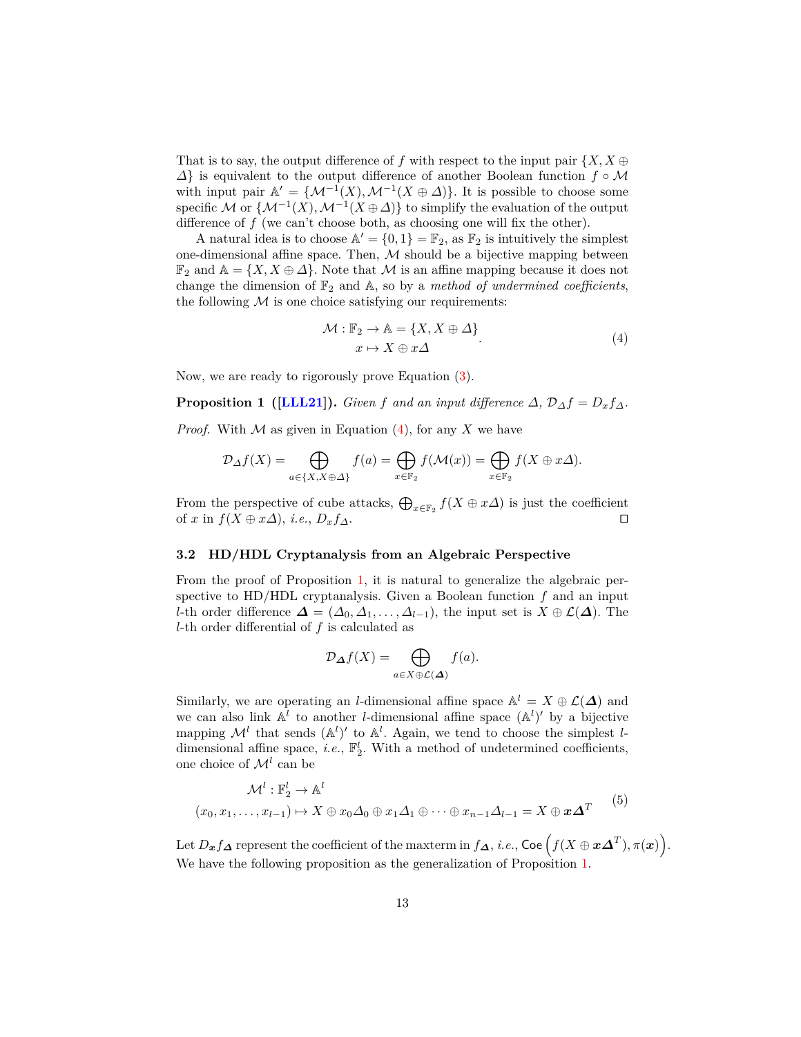That is to say, the output difference of $f$ with respect to the input pair $\{X, X \oplus \varDelta\}$ is equivalent to the output difference of another Boolean function $f \circ \mathcal{M}$ with input pair $\mathbb{A}' = \{\mathcal{M}^{-1}(X), \mathcal{M}^{-1}(X \oplus \varDelta)\}$. It is possible to choose some specific $\mathcal{M}$ or $\{\mathcal{M}^{-1}(X), \mathcal{M}^{-1}(X \oplus \varDelta)\}$ to simplify the evaluation of the output difference of $f$ (we can't choose both, as choosing one will fix the other).

A natural idea is to choose $\mathbb{A}' = \{0, 1\} = \mathbb{F}_2$, as $\mathbb{F}_2$ is intuitively the simplest one-dimensional affine space. Then, $\mathcal{M}$ should be a bijective mapping between $\mathbb{F}_2$ and $\mathbb{A} = \{X, X \oplus \varDelta\}$. Note that $\mathcal{M}$ is an affine mapping because it does not change the dimension of $\mathbb{F}_2$ and $\mathbb{A}$, so by a *method of undermined coefficients*, the following $\mathcal{M}$ is one choice satisfying our requirements:

$$\begin{aligned} \mathcal{M} : \mathbb{F}_2 &\to \mathbb{A} = \{X, X \oplus \varDelta\} \\ x &\mapsto X \oplus x\varDelta \end{aligned}. \tag{4}$$

Now, we are ready to rigorously prove Equation (3).

**Proposition 1 ([LLL21]).** *Given $f$ and an input difference $\varDelta$, $\mathcal{D}_\varDelta f = D_x f_\varDelta$.*

*Proof.* With $\mathcal{M}$ as given in Equation (4), for any $X$ we have

$$\mathcal{D}_\varDelta f(X) = \bigoplus_{a \in \{X, X \oplus \varDelta\}} f(a) = \bigoplus_{x \in \mathbb{F}_2} f(\mathcal{M}(x)) = \bigoplus_{x \in \mathbb{F}_2} f(X \oplus x\varDelta).$$

From the perspective of cube attacks, $\bigoplus_{x \in \mathbb{F}_2} f(X \oplus x\varDelta)$ is just the coefficient of $x$ in $f(X \oplus x\varDelta)$, *i.e.*, $D_x f_\varDelta$. $\square$

### 3.2 HD/HDL Cryptanalysis from an Algebraic Perspective

From the proof of Proposition 1, it is natural to generalize the algebraic perspective to HD/HDL cryptanalysis. Given a Boolean function $f$ and an input $l$-th order difference $\boldsymbol{\varDelta} = (\varDelta_0, \varDelta_1, \ldots, \varDelta_{l-1})$, the input set is $X \oplus \mathcal{L}(\boldsymbol{\varDelta})$. The $l$-th order differential of $f$ is calculated as

$$\mathcal{D}_{\boldsymbol{\varDelta}} f(X) = \bigoplus_{a \in X \oplus \mathcal{L}(\boldsymbol{\varDelta})} f(a).$$

Similarly, we are operating an $l$-dimensional affine space $\mathbb{A}^l = X \oplus \mathcal{L}(\boldsymbol{\varDelta})$ and we can also link $\mathbb{A}^l$ to another $l$-dimensional affine space $(\mathbb{A}^l)'$ by a bijective mapping $\mathcal{M}^l$ that sends $(\mathbb{A}^l)'$ to $\mathbb{A}^l$. Again, we tend to choose the simplest $l$-dimensional affine space, *i.e.*, $\mathbb{F}_2^l$. With a method of undetermined coefficients, one choice of $\mathcal{M}^l$ can be

$$\begin{aligned} \mathcal{M}^l : \mathbb{F}_2^l &\to \mathbb{A}^l \\ (x_0, x_1, \ldots, x_{l-1}) &\mapsto X \oplus x_0\varDelta_0 \oplus x_1\varDelta_1 \oplus \cdots \oplus x_{n-1}\varDelta_{l-1} = X \oplus \boldsymbol{x}\boldsymbol{\varDelta}^T \end{aligned} \tag{5}$$

Let $D_{\boldsymbol{x}} f_{\boldsymbol{\varDelta}}$ represent the coefficient of the maxterm in $f_{\boldsymbol{\varDelta}}$, *i.e.*, $\mathsf{Coe}\left(f(X \oplus \boldsymbol{x}\boldsymbol{\varDelta}^T), \pi(\boldsymbol{x})\right)$. We have the following proposition as the generalization of Proposition 1.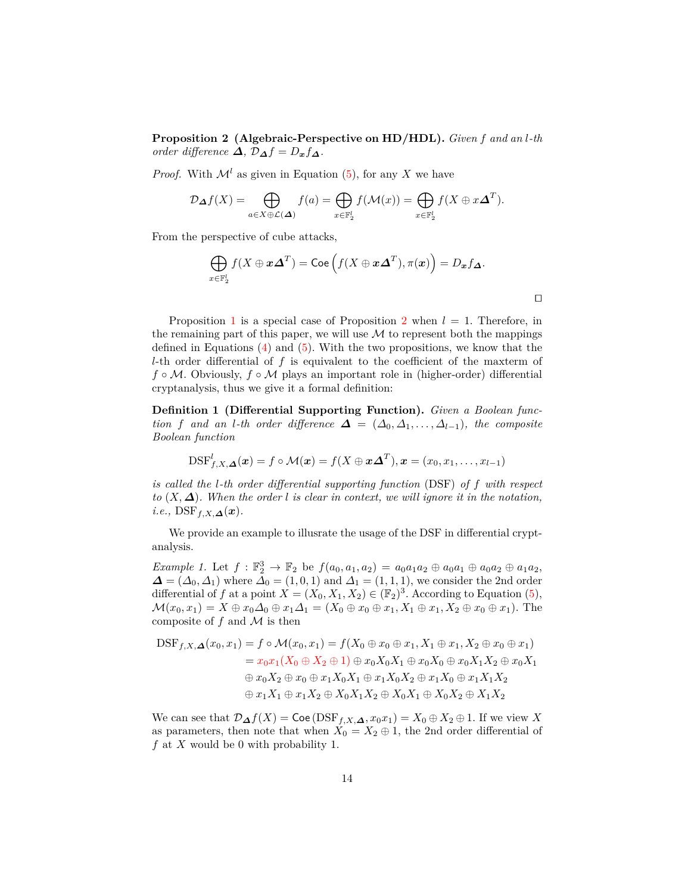**Proposition 2 (Algebraic-Perspective on HD/HDL).** *Given $f$ and an $l$-th order difference $\boldsymbol{\Delta}$, $\mathcal{D}_{\boldsymbol{\Delta}} f = D_{\boldsymbol{x}} f_{\boldsymbol{\Delta}}$.*

*Proof.* With $\mathcal{M}^l$ as given in Equation (5), for any $X$ we have

$$\mathcal{D}_{\boldsymbol{\Delta}} f(X) = \bigoplus_{a \in X \oplus \mathcal{L}(\boldsymbol{\Delta})} f(a) = \bigoplus_{x \in \mathbb{F}_2^l} f(\mathcal{M}(x)) = \bigoplus_{x \in \mathbb{F}_2^l} f(X \oplus x\boldsymbol{\Delta}^T).$$

From the perspective of cube attacks,

$$\bigoplus_{x \in \mathbb{F}_2^l} f(X \oplus \boldsymbol{x}\boldsymbol{\Delta}^T) = \mathsf{Coe}\left(f(X \oplus \boldsymbol{x}\boldsymbol{\Delta}^T), \pi(\boldsymbol{x})\right) = D_{\boldsymbol{x}} f_{\boldsymbol{\Delta}}.$$

□

Proposition 1 is a special case of Proposition 2 when $l = 1$. Therefore, in the remaining part of this paper, we will use $\mathcal{M}$ to represent both the mappings defined in Equations (4) and (5). With the two propositions, we know that the $l$-th order differential of $f$ is equivalent to the coefficient of the maxterm of $f \circ \mathcal{M}$. Obviously, $f \circ \mathcal{M}$ plays an important role in (higher-order) differential cryptanalysis, thus we give it a formal definition:

**Definition 1 (Differential Supporting Function).** *Given a Boolean function $f$ and an $l$-th order difference $\boldsymbol{\Delta} = (\Delta_0, \Delta_1, \ldots, \Delta_{l-1})$, the composite Boolean function*

$$\mathrm{DSF}^l_{f,X,\boldsymbol{\Delta}}(\boldsymbol{x}) = f \circ \mathcal{M}(\boldsymbol{x}) = f(X \oplus \boldsymbol{x}\boldsymbol{\Delta}^T), \boldsymbol{x} = (x_0, x_1, \ldots, x_{l-1})$$

*is called the $l$-th order differential supporting function (DSF) of $f$ with respect to $(X, \boldsymbol{\Delta})$. When the order $l$ is clear in context, we will ignore it in the notation, i.e., $\mathrm{DSF}_{f,X,\boldsymbol{\Delta}}(\boldsymbol{x})$.*

We provide an example to illusrate the usage of the DSF in differential cryptanalysis.

*Example 1.* Let $f : \mathbb{F}_2^3 \to \mathbb{F}_2$ be $f(a_0, a_1, a_2) = a_0a_1a_2 \oplus a_0a_1 \oplus a_0a_2 \oplus a_1a_2$, $\boldsymbol{\Delta} = (\Delta_0, \Delta_1)$ where $\Delta_0 = (1, 0, 1)$ and $\Delta_1 = (1, 1, 1)$, we consider the 2nd order differential of $f$ at a point $X = (X_0, X_1, X_2) \in (\mathbb{F}_2)^3$. According to Equation (5), $\mathcal{M}(x_0, x_1) = X \oplus x_0\Delta_0 \oplus x_1\Delta_1 = (X_0 \oplus x_0 \oplus x_1, X_1 \oplus x_1, X_2 \oplus x_0 \oplus x_1)$. The composite of $f$ and $\mathcal{M}$ is then

$$\begin{aligned}
\mathrm{DSF}_{f,X,\boldsymbol{\Delta}}(x_0, x_1) &= f \circ \mathcal{M}(x_0, x_1) = f(X_0 \oplus x_0 \oplus x_1, X_1 \oplus x_1, X_2 \oplus x_0 \oplus x_1) \\
&= x_0x_1(X_0 \oplus X_2 \oplus 1) \oplus x_0X_0X_1 \oplus x_0X_0 \oplus x_0X_1X_2 \oplus x_0X_1 \\
&\oplus x_0X_2 \oplus x_0 \oplus x_1X_0X_1 \oplus x_1X_0X_2 \oplus x_1X_0 \oplus x_1X_1X_2 \\
&\oplus x_1X_1 \oplus x_1X_2 \oplus X_0X_1X_2 \oplus X_0X_1 \oplus X_0X_2 \oplus X_1X_2
\end{aligned}$$

We can see that $\mathcal{D}_{\boldsymbol{\Delta}} f(X) = \mathsf{Coe}\left(\mathrm{DSF}_{f,X,\boldsymbol{\Delta}}, x_0x_1\right) = X_0 \oplus X_2 \oplus 1$. If we view $X$ as parameters, then note that when $X_0 = X_2 \oplus 1$, the 2nd order differential of $f$ at $X$ would be 0 with probability 1.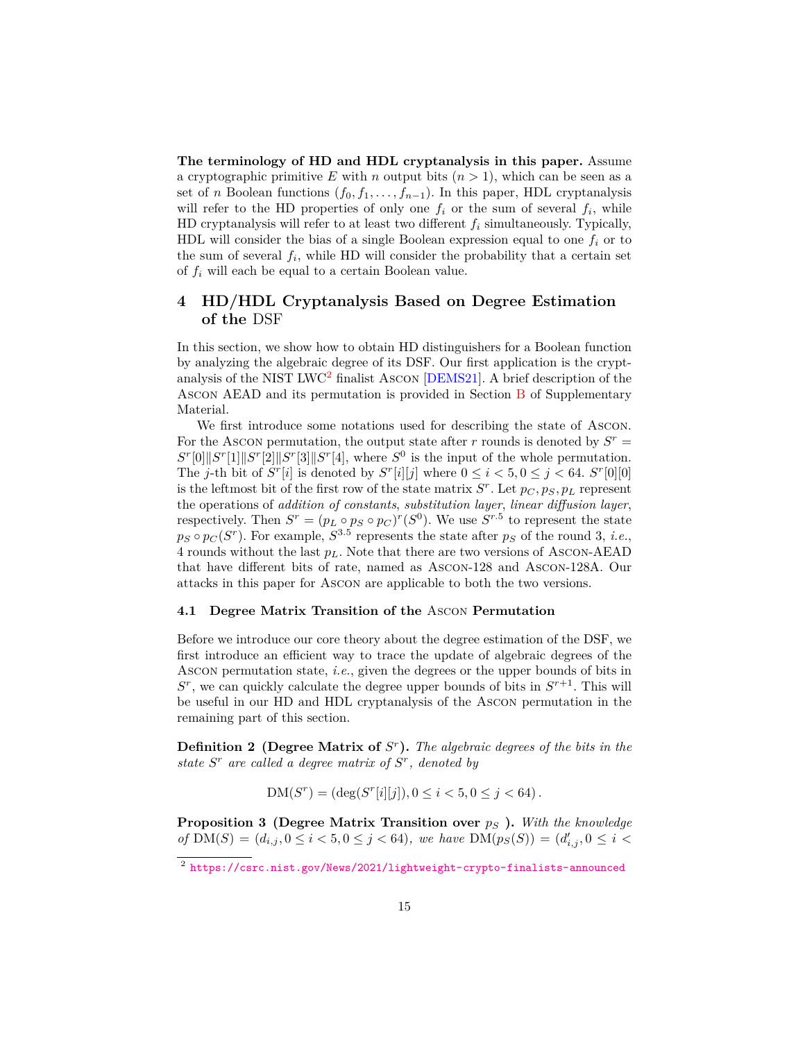**The terminology of HD and HDL cryptanalysis in this paper.** Assume a cryptographic primitive $E$ with $n$ output bits ($n > 1$), which can be seen as a set of $n$ Boolean functions $(f_0, f_1, \ldots, f_{n-1})$. In this paper, HDL cryptanalysis will refer to the HD properties of only one $f_i$ or the sum of several $f_i$, while HD cryptanalysis will refer to at least two different $f_i$ simultaneously. Typically, HDL will consider the bias of a single Boolean expression equal to one $f_i$ or to the sum of several $f_i$, while HD will consider the probability that a certain set of $f_i$ will each be equal to a certain Boolean value.

## 4 HD/HDL Cryptanalysis Based on Degree Estimation of the DSF

In this section, we show how to obtain HD distinguishers for a Boolean function by analyzing the algebraic degree of its DSF. Our first application is the cryptanalysis of the NIST LWC[2] finalist Ascon [DEMS21]. A brief description of the Ascon AEAD and its permutation is provided in Section B of Supplementary Material.

We first introduce some notations used for describing the state of Ascon. For the Ascon permutation, the output state after $r$ rounds is denoted by $S^r = S^r[0]\|S^r[1]\|S^r[2]\|S^r[3]\|S^r[4]$, where $S^0$ is the input of the whole permutation. The $j$-th bit of $S^r[i]$ is denoted by $S^r[i][j]$ where $0 \leq i < 5, 0 \leq j < 64$. $S^r[0][0]$ is the leftmost bit of the first row of the state matrix $S^r$. Let $p_C, p_S, p_L$ represent the operations of *addition of constants*, *substitution layer*, *linear diffusion layer*, respectively. Then $S^r = (p_L \circ p_S \circ p_C)^r(S^0)$. We use $S^{r.5}$ to represent the state $p_S \circ p_C(S^r)$. For example, $S^{3.5}$ represents the state after $p_S$ of the round 3, *i.e.*, 4 rounds without the last $p_L$. Note that there are two versions of Ascon-AEAD that have different bits of rate, named as Ascon-128 and Ascon-128A. Our attacks in this paper for Ascon are applicable to both the two versions.

### 4.1 Degree Matrix Transition of the Ascon Permutation

Before we introduce our core theory about the degree estimation of the DSF, we first introduce an efficient way to trace the update of algebraic degrees of the Ascon permutation state, *i.e.*, given the degrees or the upper bounds of bits in $S^r$, we can quickly calculate the degree upper bounds of bits in $S^{r+1}$. This will be useful in our HD and HDL cryptanalysis of the Ascon permutation in the remaining part of this section.

**Definition 2 (Degree Matrix of $S^r$).** *The algebraic degrees of the bits in the state $S^r$ are called a degree matrix of $S^r$, denoted by*

$$\mathrm{DM}(S^r) = (\deg(S^r[i][j]), 0 \leq i < 5, 0 \leq j < 64)\,.$$

**Proposition 3 (Degree Matrix Transition over $p_S$ ).** *With the knowledge of $\mathrm{DM}(S) = (d_{i,j}, 0 \leq i < 5, 0 \leq j < 64)$, we have $\mathrm{DM}(p_S(S)) = (d'_{i,j}, 0 \leq i <$*

[2] https://csrc.nist.gov/News/2021/lightweight-crypto-finalists-announced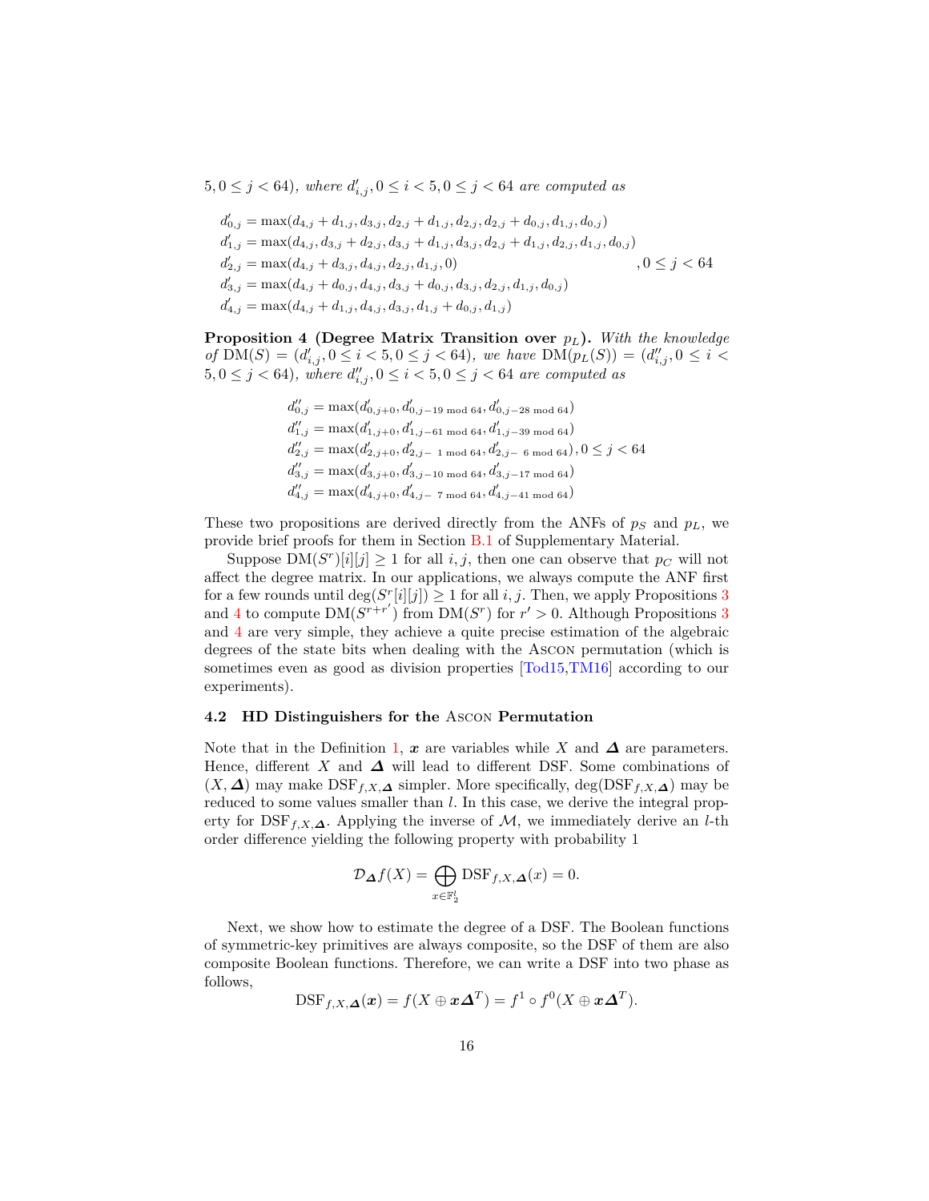$5, 0 \le j < 64$), *where* $d'_{i,j}, 0 \le i < 5, 0 \le j < 64$ *are computed as*

$$
\begin{aligned}
d'_{0,j} &= \max(d_{4,j} + d_{1,j}, d_{3,j}, d_{2,j} + d_{1,j}, d_{2,j}, d_{2,j} + d_{0,j}, d_{1,j}, d_{0,j}) \\
d'_{1,j} &= \max(d_{4,j}, d_{3,j} + d_{2,j}, d_{3,j} + d_{1,j}, d_{3,j}, d_{2,j} + d_{1,j}, d_{2,j}, d_{1,j}, d_{0,j}) \\
d'_{2,j} &= \max(d_{4,j} + d_{3,j}, d_{4,j}, d_{2,j}, d_{1,j}, 0) \qquad\qquad\qquad\qquad , 0 \le j < 64 \\
d'_{3,j} &= \max(d_{4,j} + d_{0,j}, d_{4,j}, d_{3,j} + d_{0,j}, d_{3,j}, d_{2,j}, d_{1,j}, d_{0,j}) \\
d'_{4,j} &= \max(d_{4,j} + d_{1,j}, d_{4,j}, d_{3,j}, d_{1,j} + d_{0,j}, d_{1,j})
\end{aligned}
$$

**Proposition 4 (Degree Matrix Transition over $p_L$).** *With the knowledge of* $\mathrm{DM}(S) = (d'_{i,j}, 0 \le i < 5, 0 \le j < 64)$, *we have* $\mathrm{DM}(p_L(S)) = (d''_{i,j}, 0 \le i < 5, 0 \le j < 64)$, *where* $d''_{i,j}, 0 \le i < 5, 0 \le j < 64$ *are computed as*

$$
\begin{aligned}
d''_{0,j} &= \max(d'_{0,j+0}, d'_{0,j-19 \bmod 64}, d'_{0,j-28 \bmod 64}) \\
d''_{1,j} &= \max(d'_{1,j+0}, d'_{1,j-61 \bmod 64}, d'_{1,j-39 \bmod 64}) \\
d''_{2,j} &= \max(d'_{2,j+0}, d'_{2,j-1 \bmod 64}, d'_{2,j-6 \bmod 64}), 0 \le j < 64 \\
d''_{3,j} &= \max(d'_{3,j+0}, d'_{3,j-10 \bmod 64}, d'_{3,j-17 \bmod 64}) \\
d''_{4,j} &= \max(d'_{4,j+0}, d'_{4,j-7 \bmod 64}, d'_{4,j-41 \bmod 64})
\end{aligned}
$$

These two propositions are derived directly from the ANFs of $p_S$ and $p_L$, we provide brief proofs for them in Section B.1 of Supplementary Material.

Suppose $\mathrm{DM}(S^r)[i][j] \ge 1$ for all $i, j$, then one can observe that $p_C$ will not affect the degree matrix. In our applications, we always compute the ANF first for a few rounds until $\deg(S^r[i][j]) \ge 1$ for all $i, j$. Then, we apply Propositions 3 and 4 to compute $\mathrm{DM}(S^{r+r'})$ from $\mathrm{DM}(S^r)$ for $r' > 0$. Although Propositions 3 and 4 are very simple, they achieve a quite precise estimation of the algebraic degrees of the state bits when dealing with the Ascon permutation (which is sometimes even as good as division properties [Tod15,TM16] according to our experiments).

### 4.2 HD Distinguishers for the Ascon Permutation

Note that in the Definition 1, $\boldsymbol{x}$ are variables while $X$ and $\boldsymbol{\Delta}$ are parameters. Hence, different $X$ and $\boldsymbol{\Delta}$ will lead to different DSF. Some combinations of $(X, \boldsymbol{\Delta})$ may make $\mathrm{DSF}_{f,X,\boldsymbol{\Delta}}$ simpler. More specifically, $\deg(\mathrm{DSF}_{f,X,\boldsymbol{\Delta}})$ may be reduced to some values smaller than $l$. In this case, we derive the integral property for $\mathrm{DSF}_{f,X,\boldsymbol{\Delta}}$. Applying the inverse of $\mathcal{M}$, we immediately derive an $l$-th order difference yielding the following property with probability 1

$$
\mathcal{D}_{\boldsymbol{\Delta}} f(X) = \bigoplus_{x \in \mathbb{F}_2^l} \mathrm{DSF}_{f,X,\boldsymbol{\Delta}}(x) = 0.
$$

Next, we show how to estimate the degree of a DSF. The Boolean functions of symmetric-key primitives are always composite, so the DSF of them are also composite Boolean functions. Therefore, we can write a DSF into two phase as follows,

$$
\mathrm{DSF}_{f,X,\boldsymbol{\Delta}}(\boldsymbol{x}) = f(X \oplus \boldsymbol{x}\boldsymbol{\Delta}^T) = f^1 \circ f^0(X \oplus \boldsymbol{x}\boldsymbol{\Delta}^T).
$$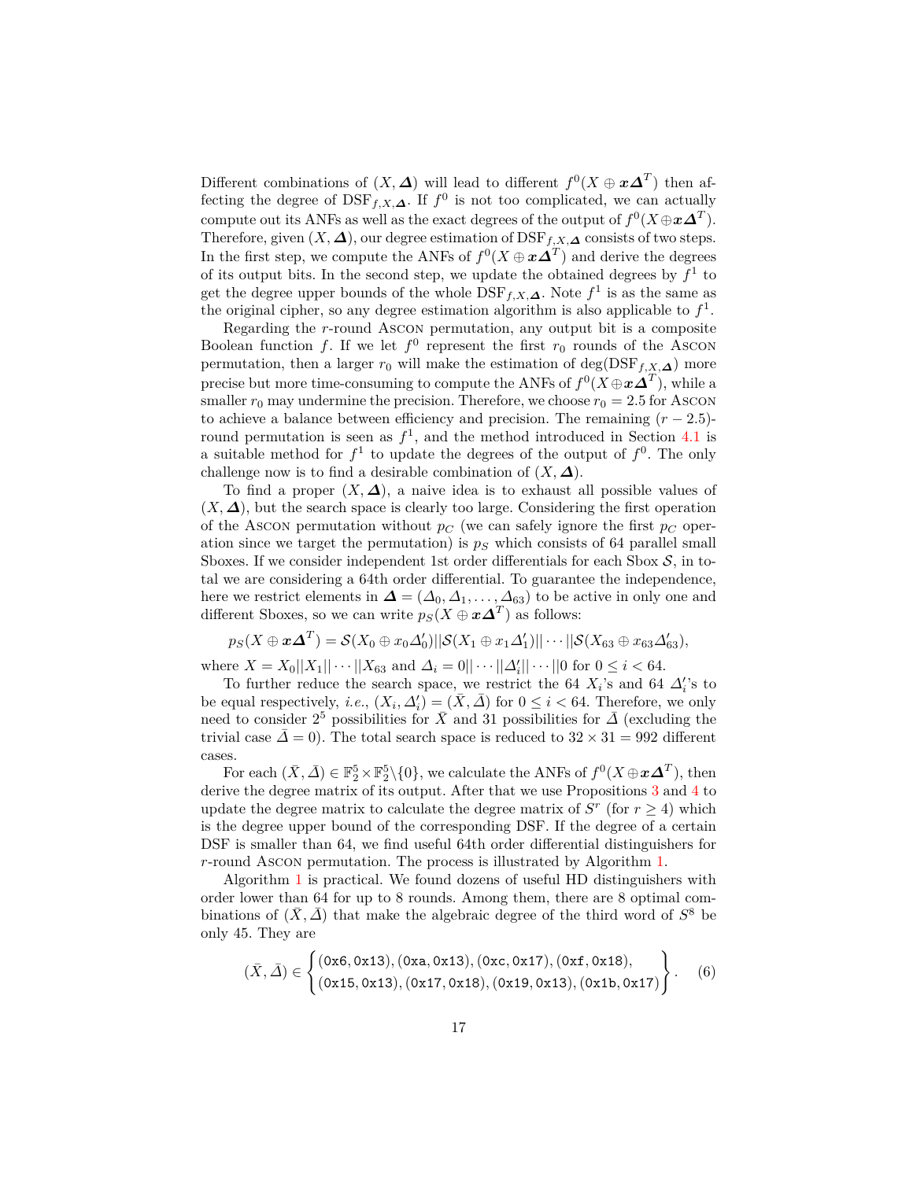Different combinations of $(X, \boldsymbol{\Delta})$ will lead to different $f^0(X \oplus \boldsymbol{x}\boldsymbol{\Delta}^T)$ then affecting the degree of $\mathrm{DSF}_{f,X,\boldsymbol{\Delta}}$. If $f^0$ is not too complicated, we can actually compute out its ANFs as well as the exact degrees of the output of $f^0(X \oplus \boldsymbol{x}\boldsymbol{\Delta}^T)$. Therefore, given $(X, \boldsymbol{\Delta})$, our degree estimation of $\mathrm{DSF}_{f,X,\boldsymbol{\Delta}}$ consists of two steps. In the first step, we compute the ANFs of $f^0(X \oplus \boldsymbol{x}\boldsymbol{\Delta}^T)$ and derive the degrees of its output bits. In the second step, we update the obtained degrees by $f^1$ to get the degree upper bounds of the whole $\mathrm{DSF}_{f,X,\boldsymbol{\Delta}}$. Note $f^1$ is as the same as the original cipher, so any degree estimation algorithm is also applicable to $f^1$.

Regarding the $r$-round Ascon permutation, any output bit is a composite Boolean function $f$. If we let $f^0$ represent the first $r_0$ rounds of the Ascon permutation, then a larger $r_0$ will make the estimation of $\deg(\mathrm{DSF}_{f,X,\boldsymbol{\Delta}})$ more precise but more time-consuming to compute the ANFs of $f^0(X \oplus \boldsymbol{x}\boldsymbol{\Delta}^T)$, while a smaller $r_0$ may undermine the precision. Therefore, we choose $r_0 = 2.5$ for Ascon to achieve a balance between efficiency and precision. The remaining $(r - 2.5)$-round permutation is seen as $f^1$, and the method introduced in Section 4.1 is a suitable method for $f^1$ to update the degrees of the output of $f^0$. The only challenge now is to find a desirable combination of $(X, \boldsymbol{\Delta})$.

To find a proper $(X, \boldsymbol{\Delta})$, a naive idea is to exhaust all possible values of $(X, \boldsymbol{\Delta})$, but the search space is clearly too large. Considering the first operation of the Ascon permutation without $p_C$ (we can safely ignore the first $p_C$ operation since we target the permutation) is $p_S$ which consists of 64 parallel small Sboxes. If we consider independent 1st order differentials for each Sbox $\mathcal{S}$, in total we are considering a 64th order differential. To guarantee the independence, here we restrict elements in $\boldsymbol{\Delta} = (\Delta_0, \Delta_1, \ldots, \Delta_{63})$ to be active in only one and different Sboxes, so we can write $p_S(X \oplus \boldsymbol{x}\boldsymbol{\Delta}^T)$ as follows:

$$p_S(X \oplus \boldsymbol{x}\boldsymbol{\Delta}^T) = \mathcal{S}(X_0 \oplus x_0\Delta'_0)||\mathcal{S}(X_1 \oplus x_1\Delta'_1)|| \cdots ||\mathcal{S}(X_{63} \oplus x_{63}\Delta'_{63}),$$

where $X = X_0||X_1|| \cdots ||X_{63}$ and $\Delta_i = 0|| \cdots ||\Delta'_i|| \cdots ||0$ for $0 \le i < 64$.

To further reduce the search space, we restrict the 64 $X_i$'s and 64 $\Delta'_i$'s to be equal respectively, *i.e.*, $(X_i, \Delta'_i) = (\bar{X}, \bar{\Delta})$ for $0 \le i < 64$. Therefore, we only need to consider $2^5$ possibilities for $\bar{X}$ and 31 possibilities for $\bar{\Delta}$ (excluding the trivial case $\bar{\Delta} = 0$). The total search space is reduced to $32 \times 31 = 992$ different cases.

For each $(\bar{X}, \bar{\Delta}) \in \mathbb{F}_2^5 \times \mathbb{F}_2^5 \backslash \{0\}$, we calculate the ANFs of $f^0(X \oplus \boldsymbol{x}\boldsymbol{\Delta}^T)$, then derive the degree matrix of its output. After that we use Propositions 3 and 4 to update the degree matrix to calculate the degree matrix of $S^r$ (for $r \ge 4$) which is the degree upper bound of the corresponding DSF. If the degree of a certain DSF is smaller than 64, we find useful 64th order differential distinguishers for $r$-round Ascon permutation. The process is illustrated by Algorithm 1.

Algorithm 1 is practical. We found dozens of useful HD distinguishers with order lower than 64 for up to 8 rounds. Among them, there are 8 optimal combinations of $(\bar{X}, \bar{\Delta})$ that make the algebraic degree of the third word of $S^8$ be only 45. They are

$$(\bar{X}, \bar{\Delta}) \in \left\{ \begin{matrix} (\texttt{0x6}, \texttt{0x13}), (\texttt{0xa}, \texttt{0x13}), (\texttt{0xc}, \texttt{0x17}), (\texttt{0xf}, \texttt{0x18}), \\ (\texttt{0x15}, \texttt{0x13}), (\texttt{0x17}, \texttt{0x18}), (\texttt{0x19}, \texttt{0x13}), (\texttt{0x1b}, \texttt{0x17}) \end{matrix} \right\}. \quad (6)$$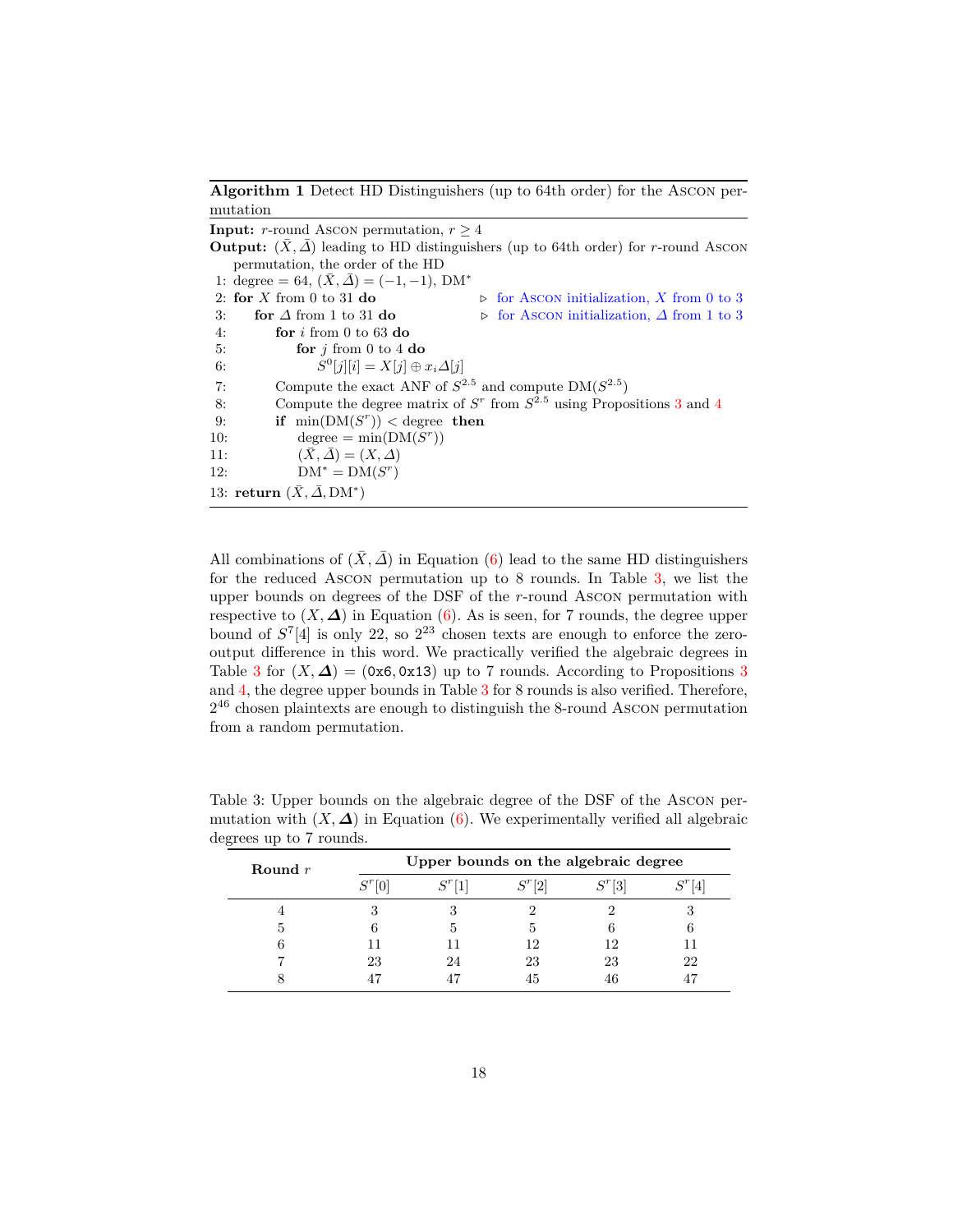**Algorithm 1** Detect HD Distinguishers (up to 64th order) for the Ascon permutation

**Input:** $r$-round Ascon permutation, $r \geq 4$

**Output:** $(\bar{X}, \bar{\Delta})$ leading to HD distinguishers (up to 64th order) for $r$-round Ascon permutation, the order of the HD

```
1: degree = 64, (X̄, Δ̄) = (−1, −1), DM*
2: for X from 0 to 31 do                    ▷ for Ascon initialization, X from 0 to 3
3:     for Δ from 1 to 31 do                ▷ for Ascon initialization, Δ from 1 to 3
4:         for i from 0 to 63 do
5:             for j from 0 to 4 do
6:                 S^0[j][i] = X[j] ⊕ x_i Δ[j]
7:         Compute the exact ANF of S^2.5 and compute DM(S^2.5)
8:         Compute the degree matrix of S^r from S^2.5 using Propositions 3 and 4
9:         if min(DM(S^r)) < degree then
10:            degree = min(DM(S^r))
11:            (X̄, Δ̄) = (X, Δ)
12:            DM* = DM(S^r)
13: return (X̄, Δ̄, DM*)
```

All combinations of $(\bar{X}, \bar{\Delta})$ in Equation (6) lead to the same HD distinguishers for the reduced Ascon permutation up to 8 rounds. In Table 3, we list the upper bounds on degrees of the DSF of the $r$-round Ascon permutation with respective to $(X, \boldsymbol{\Delta})$ in Equation (6). As is seen, for 7 rounds, the degree upper bound of $S^7[4]$ is only 22, so $2^{23}$ chosen texts are enough to enforce the zero-output difference in this word. We practically verified the algebraic degrees in Table 3 for $(X, \boldsymbol{\Delta}) = (\texttt{0x6}, \texttt{0x13})$ up to 7 rounds. According to Propositions 3 and 4, the degree upper bounds in Table 3 for 8 rounds is also verified. Therefore, $2^{46}$ chosen plaintexts are enough to distinguish the 8-round Ascon permutation from a random permutation.

Table 3: Upper bounds on the algebraic degree of the DSF of the Ascon permutation with $(X, \boldsymbol{\Delta})$ in Equation (6). We experimentally verified all algebraic degrees up to 7 rounds.

| **Round** $r$ | **Upper bounds on the algebraic degree** | | | | |
|---|---|---|---|---|---|
| | $S^r[0]$ | $S^r[1]$ | $S^r[2]$ | $S^r[3]$ | $S^r[4]$ |
| 4 | 3 | 3 | 2 | 2 | 3 |
| 5 | 6 | 5 | 5 | 6 | 6 |
| 6 | 11 | 11 | 12 | 12 | 11 |
| 7 | 23 | 24 | 23 | 23 | 22 |
| 8 | 47 | 47 | 45 | 46 | 47 |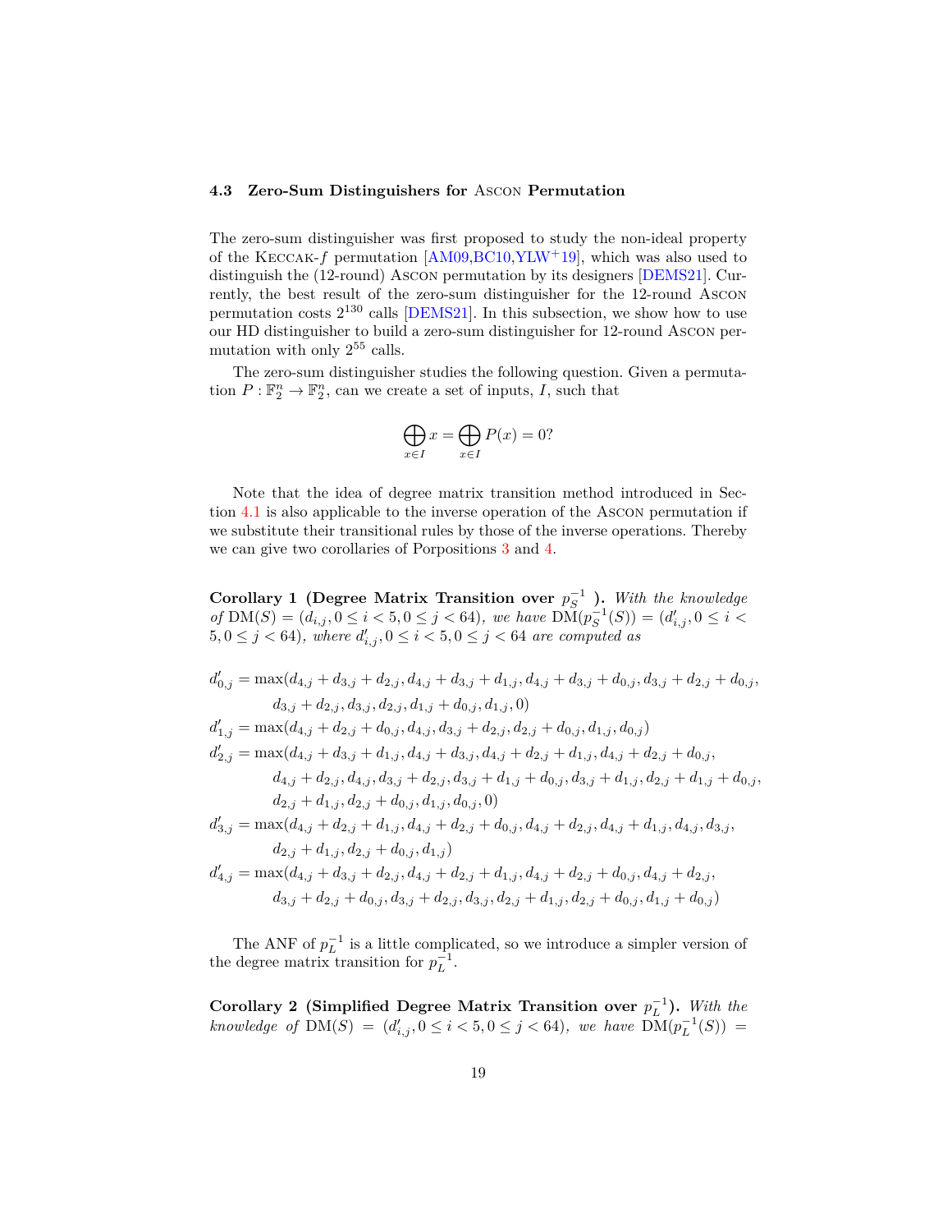### 4.3 Zero-Sum Distinguishers for Ascon Permutation

The zero-sum distinguisher was first proposed to study the non-ideal property of the Keccak-$f$ permutation [AM09,BC10,YLW+19], which was also used to distinguish the (12-round) Ascon permutation by its designers [DEMS21]. Currently, the best result of the zero-sum distinguisher for the 12-round Ascon permutation costs $2^{130}$ calls [DEMS21]. In this subsection, we show how to use our HD distinguisher to build a zero-sum distinguisher for 12-round Ascon permutation with only $2^{55}$ calls.

The zero-sum distinguisher studies the following question. Given a permutation $P : \mathbb{F}_2^n \to \mathbb{F}_2^n$, can we create a set of inputs, $I$, such that

$$\bigoplus_{x \in I} x = \bigoplus_{x \in I} P(x) = 0?$$

Note that the idea of degree matrix transition method introduced in Section 4.1 is also applicable to the inverse operation of the Ascon permutation if we substitute their transitional rules by those of the inverse operations. Thereby we can give two corollaries of Porpositions 3 and 4.

**Corollary 1 (Degree Matrix Transition over $p_S^{-1}$ ).** *With the knowledge of* $\mathrm{DM}(S) = (d_{i,j}, 0 \le i < 5, 0 \le j < 64)$*, we have* $\mathrm{DM}(p_S^{-1}(S)) = (d'_{i,j}, 0 \le i < 5, 0 \le j < 64)$*, where* $d'_{i,j}, 0 \le i < 5, 0 \le j < 64$ *are computed as*

$$\begin{aligned}
d'_{0,j} = \max(&d_{4,j} + d_{3,j} + d_{2,j}, d_{4,j} + d_{3,j} + d_{1,j}, d_{4,j} + d_{3,j} + d_{0,j}, d_{3,j} + d_{2,j} + d_{0,j},\\
&d_{3,j} + d_{2,j}, d_{3,j}, d_{2,j}, d_{1,j} + d_{0,j}, d_{1,j}, 0)\\
d'_{1,j} = \max(&d_{4,j} + d_{2,j} + d_{0,j}, d_{4,j}, d_{3,j} + d_{2,j}, d_{2,j} + d_{0,j}, d_{1,j}, d_{0,j})\\
d'_{2,j} = \max(&d_{4,j} + d_{3,j} + d_{1,j}, d_{4,j} + d_{3,j}, d_{4,j} + d_{2,j} + d_{1,j}, d_{4,j} + d_{2,j} + d_{0,j},\\
&d_{4,j} + d_{2,j}, d_{4,j}, d_{3,j} + d_{2,j}, d_{3,j} + d_{1,j} + d_{0,j}, d_{3,j} + d_{1,j}, d_{2,j} + d_{1,j} + d_{0,j},\\
&d_{2,j} + d_{1,j}, d_{2,j} + d_{0,j}, d_{1,j}, d_{0,j}, 0)\\
d'_{3,j} = \max(&d_{4,j} + d_{2,j} + d_{1,j}, d_{4,j} + d_{2,j} + d_{0,j}, d_{4,j} + d_{2,j}, d_{4,j} + d_{1,j}, d_{4,j}, d_{3,j},\\
&d_{2,j} + d_{1,j}, d_{2,j} + d_{0,j}, d_{1,j})\\
d'_{4,j} = \max(&d_{4,j} + d_{3,j} + d_{2,j}, d_{4,j} + d_{2,j} + d_{1,j}, d_{4,j} + d_{2,j} + d_{0,j}, d_{4,j} + d_{2,j},\\
&d_{3,j} + d_{2,j} + d_{0,j}, d_{3,j} + d_{2,j}, d_{3,j}, d_{2,j} + d_{1,j}, d_{2,j} + d_{0,j}, d_{1,j} + d_{0,j})
\end{aligned}$$

The ANF of $p_L^{-1}$ is a little complicated, so we introduce a simpler version of the degree matrix transition for $p_L^{-1}$.

**Corollary 2 (Simplified Degree Matrix Transition over $p_L^{-1}$).** *With the knowledge of* $\mathrm{DM}(S) = (d'_{i,j}, 0 \le i < 5, 0 \le j < 64)$*, we have* $\mathrm{DM}(p_L^{-1}(S)) =$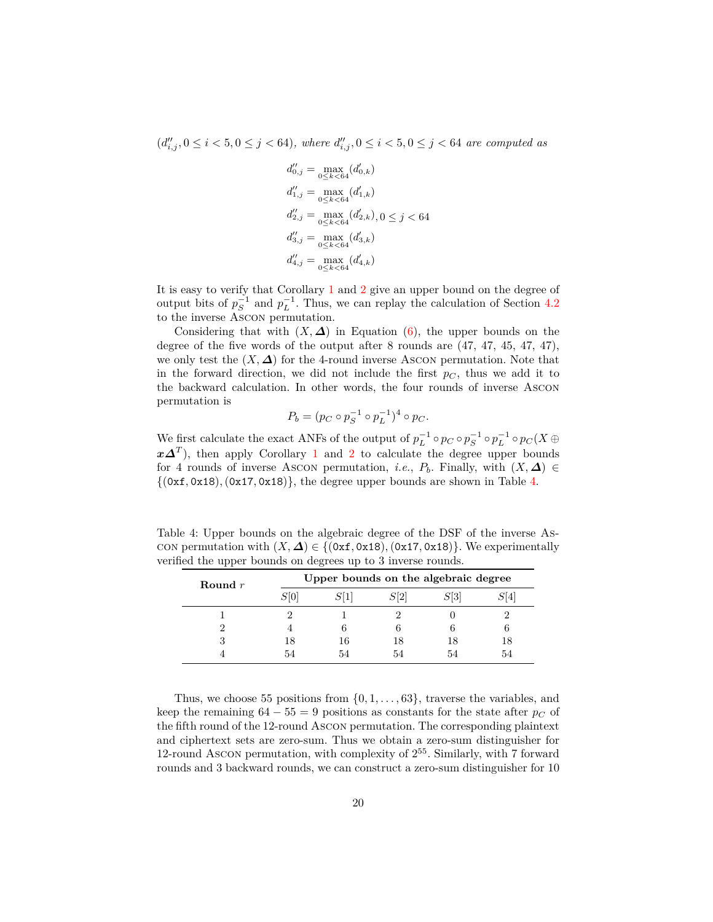$(d''_{i,j}, 0 \le i < 5, 0 \le j < 64)$*, where* $d''_{i,j}, 0 \le i < 5, 0 \le j < 64$ *are computed as*

$$
\begin{aligned}
d''_{0,j} &= \max_{0 \le k < 64}(d'_{0,k}) \\
d''_{1,j} &= \max_{0 \le k < 64}(d'_{1,k}) \\
d''_{2,j} &= \max_{0 \le k < 64}(d'_{2,k}), 0 \le j < 64 \\
d''_{3,j} &= \max_{0 \le k < 64}(d'_{3,k}) \\
d''_{4,j} &= \max_{0 \le k < 64}(d'_{4,k})
\end{aligned}
$$

It is easy to verify that Corollary 1 and 2 give an upper bound on the degree of output bits of $p_S^{-1}$ and $p_L^{-1}$. Thus, we can replay the calculation of Section 4.2 to the inverse Ascon permutation.

Considering that with $(X, \boldsymbol{\Delta})$ in Equation (6), the upper bounds on the degree of the five words of the output after 8 rounds are (47, 47, 45, 47, 47), we only test the $(X, \boldsymbol{\Delta})$ for the 4-round inverse Ascon permutation. Note that in the forward direction, we did not include the first $p_C$, thus we add it to the backward calculation. In other words, the four rounds of inverse Ascon permutation is

$$P_b = (p_C \circ p_S^{-1} \circ p_L^{-1})^4 \circ p_C.$$

We first calculate the exact ANFs of the output of $p_L^{-1} \circ p_C \circ p_S^{-1} \circ p_L^{-1} \circ p_C(X \oplus \boldsymbol{x}\boldsymbol{\Delta}^T)$, then apply Corollary 1 and 2 to calculate the degree upper bounds for 4 rounds of inverse Ascon permutation, *i.e.*, $P_b$. Finally, with $(X, \boldsymbol{\Delta}) \in \{(\texttt{0xf}, \texttt{0x18}), (\texttt{0x17}, \texttt{0x18})\}$, the degree upper bounds are shown in Table 4.

Table 4: Upper bounds on the algebraic degree of the DSF of the inverse Ascon permutation with $(X, \boldsymbol{\Delta}) \in \{(\texttt{0xf}, \texttt{0x18}), (\texttt{0x17}, \texttt{0x18})\}$. We experimentally verified the upper bounds on degrees up to 3 inverse rounds.

| **Round** $r$ | **Upper bounds on the algebraic degree** | | | | |
|---|---|---|---|---|---|
| | $S[0]$ | $S[1]$ | $S[2]$ | $S[3]$ | $S[4]$ |
| 1 | 2 | 1 | 2 | 0 | 2 |
| 2 | 4 | 6 | 6 | 6 | 6 |
| 3 | 18 | 16 | 18 | 18 | 18 |
| 4 | 54 | 54 | 54 | 54 | 54 |

Thus, we choose 55 positions from $\{0, 1, \ldots, 63\}$, traverse the variables, and keep the remaining $64 - 55 = 9$ positions as constants for the state after $p_C$ of the fifth round of the 12-round Ascon permutation. The corresponding plaintext and ciphertext sets are zero-sum. Thus we obtain a zero-sum distinguisher for 12-round Ascon permutation, with complexity of $2^{55}$. Similarly, with 7 forward rounds and 3 backward rounds, we can construct a zero-sum distinguisher for 10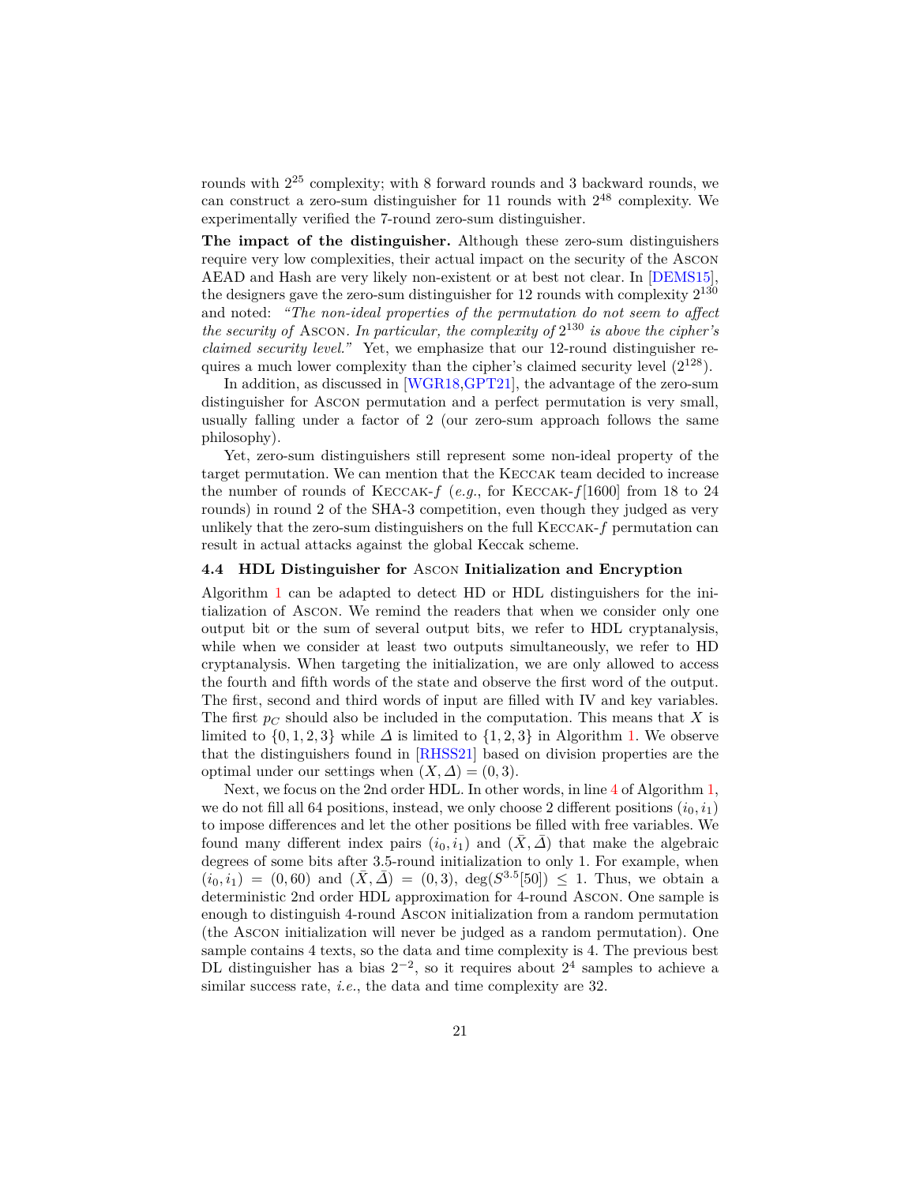rounds with $2^{25}$ complexity; with 8 forward rounds and 3 backward rounds, we can construct a zero-sum distinguisher for 11 rounds with $2^{48}$ complexity. We experimentally verified the 7-round zero-sum distinguisher.

**The impact of the distinguisher.** Although these zero-sum distinguishers require very low complexities, their actual impact on the security of the Ascon AEAD and Hash are very likely non-existent or at best not clear. In [DEMS15], the designers gave the zero-sum distinguisher for 12 rounds with complexity $2^{130}$ and noted: *"The non-ideal properties of the permutation do not seem to affect the security of* Ascon*. In particular, the complexity of* $2^{130}$ *is above the cipher's claimed security level."* Yet, we emphasize that our 12-round distinguisher requires a much lower complexity than the cipher's claimed security level ($2^{128}$).

In addition, as discussed in [WGR18,GPT21], the advantage of the zero-sum distinguisher for Ascon permutation and a perfect permutation is very small, usually falling under a factor of 2 (our zero-sum approach follows the same philosophy).

Yet, zero-sum distinguishers still represent some non-ideal property of the target permutation. We can mention that the Keccak team decided to increase the number of rounds of Keccak-$f$ (*e.g.*, for Keccak-$f$[1600] from 18 to 24 rounds) in round 2 of the SHA-3 competition, even though they judged as very unlikely that the zero-sum distinguishers on the full Keccak-$f$ permutation can result in actual attacks against the global Keccak scheme.

### 4.4 HDL Distinguisher for Ascon Initialization and Encryption

Algorithm 1 can be adapted to detect HD or HDL distinguishers for the initialization of Ascon. We remind the readers that when we consider only one output bit or the sum of several output bits, we refer to HDL cryptanalysis, while when we consider at least two outputs simultaneously, we refer to HD cryptanalysis. When targeting the initialization, we are only allowed to access the fourth and fifth words of the state and observe the first word of the output. The first, second and third words of input are filled with IV and key variables. The first $p_C$ should also be included in the computation. This means that $X$ is limited to $\{0, 1, 2, 3\}$ while $\Delta$ is limited to $\{1, 2, 3\}$ in Algorithm 1. We observe that the distinguishers found in [RHSS21] based on division properties are the optimal under our settings when $(X, \Delta) = (0, 3)$.

Next, we focus on the 2nd order HDL. In other words, in line 4 of Algorithm 1, we do not fill all 64 positions, instead, we only choose 2 different positions $(i_0, i_1)$ to impose differences and let the other positions be filled with free variables. We found many different index pairs $(i_0, i_1)$ and $(\bar{X}, \bar{\Delta})$ that make the algebraic degrees of some bits after 3.5-round initialization to only 1. For example, when $(i_0, i_1) = (0, 60)$ and $(\bar{X}, \bar{\Delta}) = (0, 3)$, $\deg(S^{3.5}[50]) \leq 1$. Thus, we obtain a deterministic 2nd order HDL approximation for 4-round Ascon. One sample is enough to distinguish 4-round Ascon initialization from a random permutation (the Ascon initialization will never be judged as a random permutation). One sample contains 4 texts, so the data and time complexity is 4. The previous best DL distinguisher has a bias $2^{-2}$, so it requires about $2^4$ samples to achieve a similar success rate, *i.e.*, the data and time complexity are 32.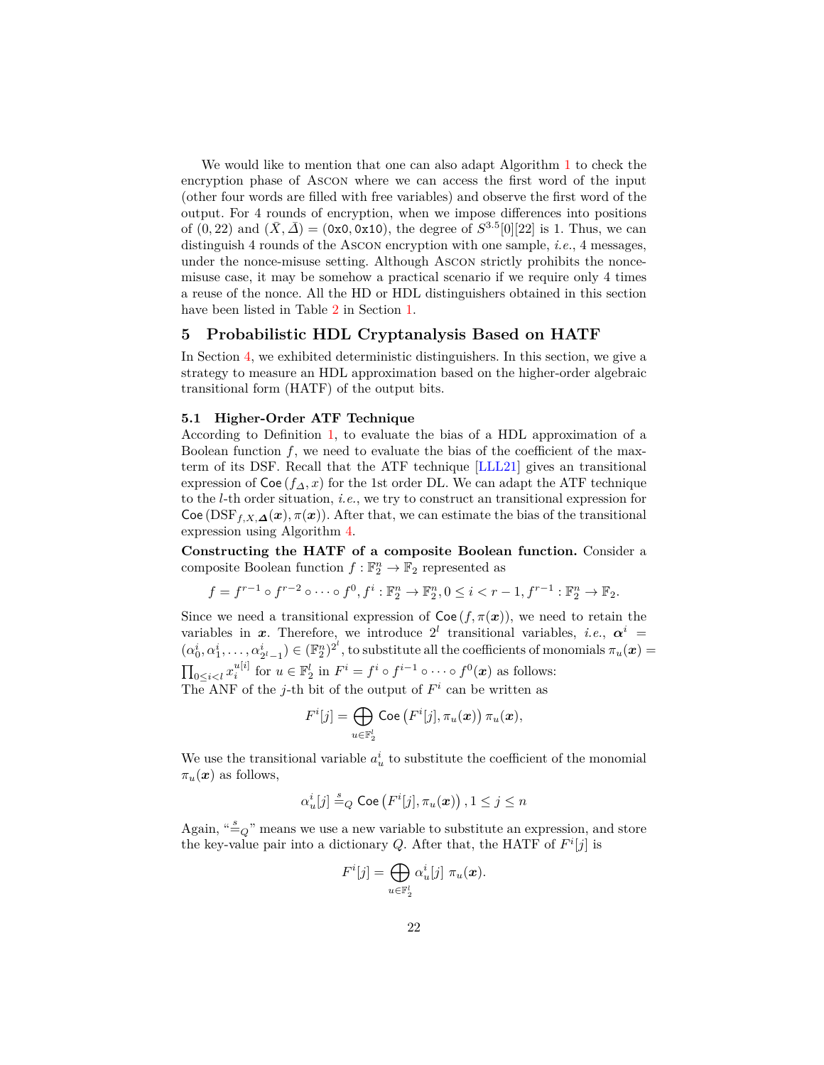We would like to mention that one can also adapt Algorithm 1 to check the encryption phase of Ascon where we can access the first word of the input (other four words are filled with free variables) and observe the first word of the output. For 4 rounds of encryption, when we impose differences into positions of $(0, 22)$ and $(\bar{X}, \bar{\Delta}) = (\texttt{0x0}, \texttt{0x10})$, the degree of $S^{3.5}[0][22]$ is 1. Thus, we can distinguish 4 rounds of the Ascon encryption with one sample, *i.e.*, 4 messages, under the nonce-misuse setting. Although Ascon strictly prohibits the nonce-misuse case, it may be somehow a practical scenario if we require only 4 times a reuse of the nonce. All the HD or HDL distinguishers obtained in this section have been listed in Table 2 in Section 1.

## 5 Probabilistic HDL Cryptanalysis Based on HATF

In Section 4, we exhibited deterministic distinguishers. In this section, we give a strategy to measure an HDL approximation based on the higher-order algebraic transitional form (HATF) of the output bits.

### 5.1 Higher-Order ATF Technique

According to Definition 1, to evaluate the bias of a HDL approximation of a Boolean function $f$, we need to evaluate the bias of the coefficient of the max-term of its DSF. Recall that the ATF technique [LLL21] gives an transitional expression of $\mathsf{Coe}\left(f_{\Delta}, x\right)$ for the 1st order DL. We can adapt the ATF technique to the $l$-th order situation, *i.e.*, we try to construct an transitional expression for $\mathsf{Coe}\left(\mathrm{DSF}_{f,X,\boldsymbol{\Delta}}(\boldsymbol{x}), \pi(\boldsymbol{x})\right)$. After that, we can estimate the bias of the transitional expression using Algorithm 4.

**Constructing the HATF of a composite Boolean function.** Consider a composite Boolean function $f : \mathbb{F}_2^n \to \mathbb{F}_2$ represented as

$$f = f^{r-1} \circ f^{r-2} \circ \cdots \circ f^0, f^i : \mathbb{F}_2^n \to \mathbb{F}_2^n, 0 \le i < r-1, f^{r-1} : \mathbb{F}_2^n \to \mathbb{F}_2.$$

Since we need a transitional expression of $\mathsf{Coe}\left(f, \pi(\boldsymbol{x})\right)$, we need to retain the variables in $\boldsymbol{x}$. Therefore, we introduce $2^l$ transitional variables, *i.e.*, $\boldsymbol{\alpha}^i = (\alpha_0^i, \alpha_1^i, \ldots, \alpha_{2^l-1}^i) \in (\mathbb{F}_2^n)^{2^l}$, to substitute all the coefficients of monomials $\pi_u(\boldsymbol{x}) = \prod_{0 \le i < l} x_i^{u[i]}$ for $u \in \mathbb{F}_2^l$ in $F^i = f^i \circ f^{i-1} \circ \cdots \circ f^0(\boldsymbol{x})$ as follows:
The ANF of the $j$-th bit of the output of $F^i$ can be written as

$$F^i[j] = \bigoplus_{u \in \mathbb{F}_2^l} \mathsf{Coe}\left(F^i[j], \pi_u(\boldsymbol{x})\right) \pi_u(\boldsymbol{x}),$$

We use the transitional variable $a_u^i$ to substitute the coefficient of the monomial $\pi_u(\boldsymbol{x})$ as follows,

$$\alpha_u^i[j] \stackrel{s}{=}_Q \mathsf{Coe}\left(F^i[j], \pi_u(\boldsymbol{x})\right), 1 \le j \le n$$

Again, "$\stackrel{s}{=}_Q$" means we use a new variable to substitute an expression, and store the key-value pair into a dictionary $Q$. After that, the HATF of $F^i[j]$ is

$$F^i[j] = \bigoplus_{u \in \mathbb{F}_2^l} \alpha_u^i[j]\ \pi_u(\boldsymbol{x}).$$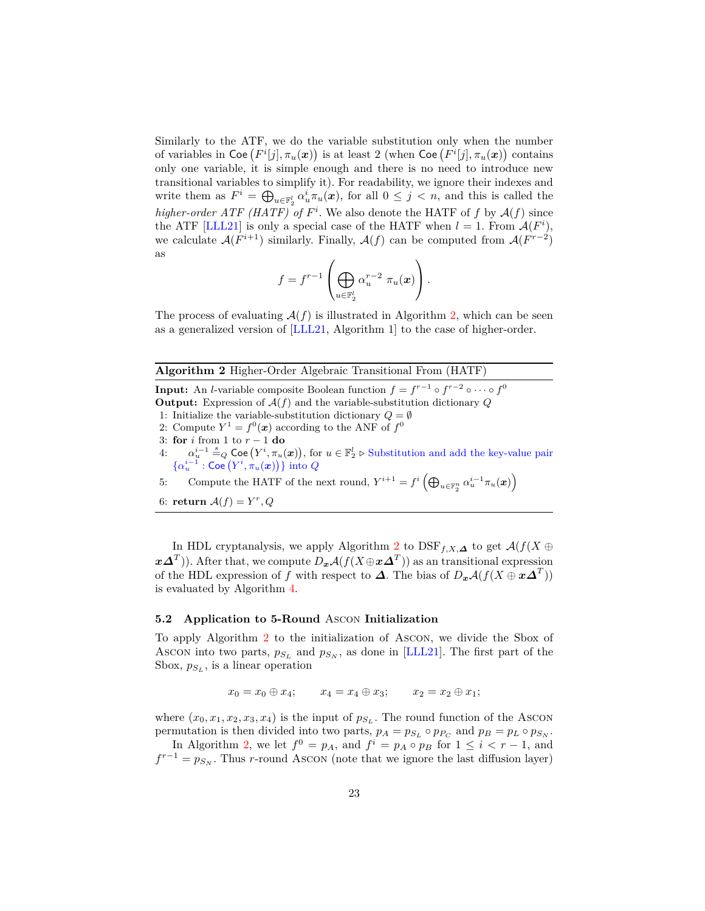Similarly to the ATF, we do the variable substitution only when the number of variables in $\mathsf{Coe}\left(F^i[j], \pi_u(\boldsymbol{x})\right)$ is at least 2 (when $\mathsf{Coe}\left(F^i[j], \pi_u(\boldsymbol{x})\right)$ contains only one variable, it is simple enough and there is no need to introduce new transitional variables to simplify it). For readability, we ignore their indexes and write them as $F^i = \bigoplus_{u \in \mathbb{F}_2^l} \alpha_u^i \pi_u(\boldsymbol{x})$, for all $0 \leq j < n$, and this is called the *higher-order ATF (HATF) of* $F^i$. We also denote the HATF of $f$ by $\mathcal{A}(f)$ since the ATF [LLL21] is only a special case of the HATF when $l = 1$. From $\mathcal{A}(F^i)$, we calculate $\mathcal{A}(F^{i+1})$ similarly. Finally, $\mathcal{A}(f)$ can be computed from $\mathcal{A}(F^{r-2})$ as

$$f = f^{r-1}\left(\bigoplus_{u \in \mathbb{F}_2^l} \alpha_u^{r-2}\ \pi_u(\boldsymbol{x})\right).$$

The process of evaluating $\mathcal{A}(f)$ is illustrated in Algorithm 2, which can be seen as a generalized version of [LLL21, Algorithm 1] to the case of higher-order.

**Algorithm 2** Higher-Order Algebraic Transitional From (HATF)

**Input:** An $l$-variable composite Boolean function $f = f^{r-1} \circ f^{r-2} \circ \cdots \circ f^0$
**Output:** Expression of $\mathcal{A}(f)$ and the variable-substitution dictionary $Q$

1: Initialize the variable-substitution dictionary $Q = \emptyset$
2: Compute $Y^1 = f^0(\boldsymbol{x})$ according to the ANF of $f^0$
3: **for** $i$ from 1 to $r-1$ **do**
4: $\quad \alpha_u^{i-1} \overset{s}{=}_Q \mathsf{Coe}\left(Y^i, \pi_u(\boldsymbol{x})\right)$, for $u \in \mathbb{F}_2^l$ ▷ Substitution and add the key-value pair $\{\alpha_u^{i-1} : \mathsf{Coe}\left(Y^i, \pi_u(\boldsymbol{x})\right)\}$ into $Q$
5: $\quad$ Compute the HATF of the next round, $Y^{i+1} = f^i\left(\bigoplus_{u \in \mathbb{F}_2^n} \alpha_u^{i-1} \pi_u(\boldsymbol{x})\right)$
6: **return** $\mathcal{A}(f) = Y^r, Q$

In HDL cryptanalysis, we apply Algorithm 2 to $\mathrm{DSF}_{f,X,\boldsymbol{\Delta}}$ to get $\mathcal{A}(f(X \oplus \boldsymbol{x}\boldsymbol{\Delta}^T))$. After that, we compute $D_{\boldsymbol{x}}\mathcal{A}(f(X \oplus \boldsymbol{x}\boldsymbol{\Delta}^T))$ as an transitional expression of the HDL expression of $f$ with respect to $\boldsymbol{\Delta}$. The bias of $D_{\boldsymbol{x}}\mathcal{A}(f(X \oplus \boldsymbol{x}\boldsymbol{\Delta}^T))$ is evaluated by Algorithm 4.

### 5.2 Application to 5-Round Ascon Initialization

To apply Algorithm 2 to the initialization of Ascon, we divide the Sbox of Ascon into two parts, $p_{S_L}$ and $p_{S_N}$, as done in [LLL21]. The first part of the Sbox, $p_{S_L}$, is a linear operation

$$x_0 = x_0 \oplus x_4; \qquad x_4 = x_4 \oplus x_3; \qquad x_2 = x_2 \oplus x_1;$$

where $(x_0, x_1, x_2, x_3, x_4)$ is the input of $p_{S_L}$. The round function of the Ascon permutation is then divided into two parts, $p_A = p_{S_L} \circ p_{P_C}$ and $p_B = p_L \circ p_{S_N}$.

In Algorithm 2, we let $f^0 = p_A$, and $f^i = p_A \circ p_B$ for $1 \leq i < r-1$, and $f^{r-1} = p_{S_N}$. Thus $r$-round Ascon (note that we ignore the last diffusion layer)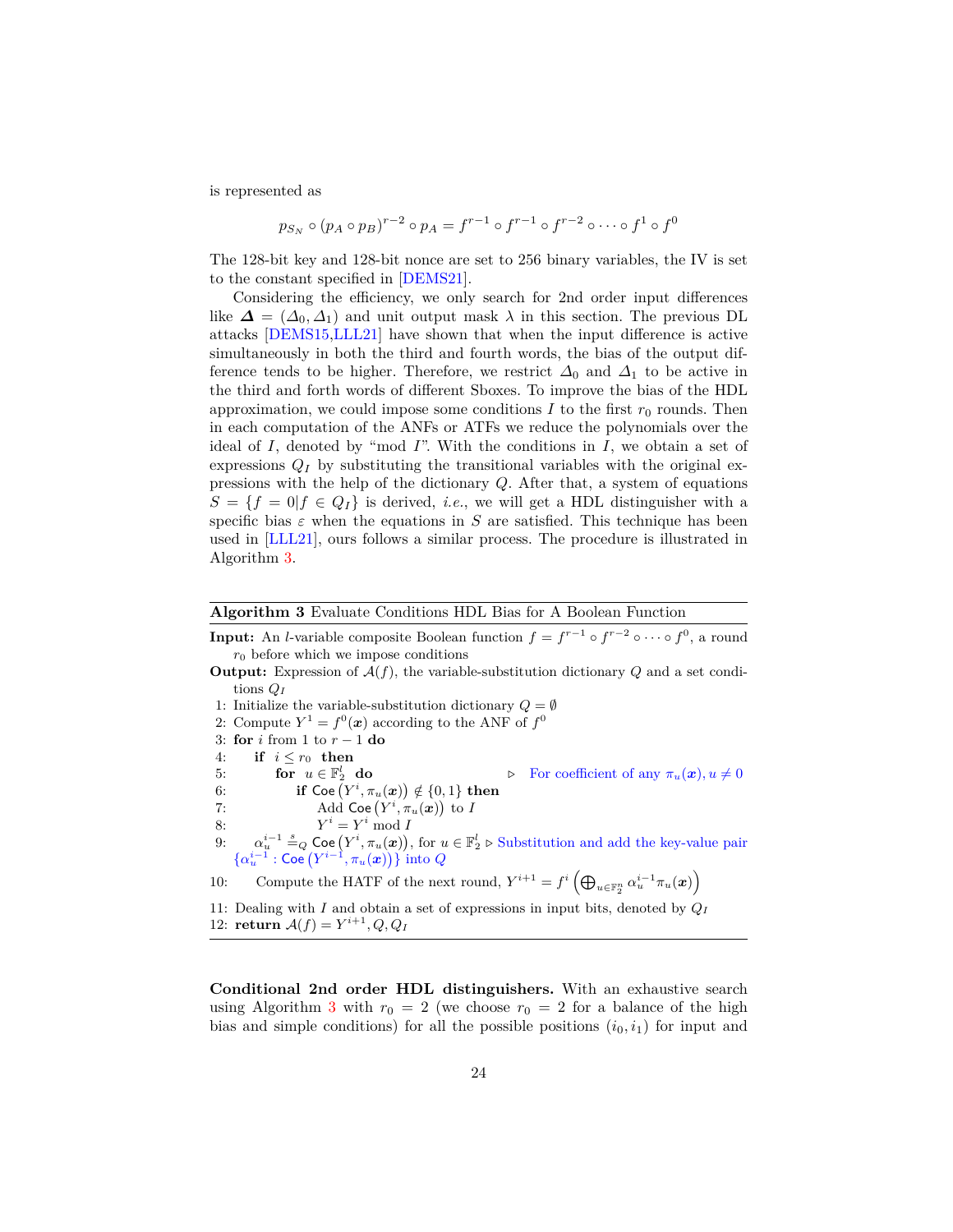is represented as

$$p_{S_N} \circ (p_A \circ p_B)^{r-2} \circ p_A = f^{r-1} \circ f^{r-1} \circ f^{r-2} \circ \cdots \circ f^1 \circ f^0$$

The 128-bit key and 128-bit nonce are set to 256 binary variables, the IV is set to the constant specified in [DEMS21].

Considering the efficiency, we only search for 2nd order input differences like $\boldsymbol{\Delta} = (\Delta_0, \Delta_1)$ and unit output mask $\lambda$ in this section. The previous DL attacks [DEMS15,LLL21] have shown that when the input difference is active simultaneously in both the third and fourth words, the bias of the output difference tends to be higher. Therefore, we restrict $\Delta_0$ and $\Delta_1$ to be active in the third and forth words of different Sboxes. To improve the bias of the HDL approximation, we could impose some conditions $I$ to the first $r_0$ rounds. Then in each computation of the ANFs or ATFs we reduce the polynomials over the ideal of $I$, denoted by "mod $I$". With the conditions in $I$, we obtain a set of expressions $Q_I$ by substituting the transitional variables with the original expressions with the help of the dictionary $Q$. After that, a system of equations $S = \{f = 0 | f \in Q_I\}$ is derived, *i.e.*, we will get a HDL distinguisher with a specific bias $\varepsilon$ when the equations in $S$ are satisfied. This technique has been used in [LLL21], ours follows a similar process. The procedure is illustrated in Algorithm 3.

---

**Algorithm 3** Evaluate Conditions HDL Bias for A Boolean Function

---

**Input:** An $l$-variable composite Boolean function $f = f^{r-1} \circ f^{r-2} \circ \cdots \circ f^0$, a round $r_0$ before which we impose conditions

**Output:** Expression of $\mathcal{A}(f)$, the variable-substitution dictionary $Q$ and a set conditions $Q_I$

1: Initialize the variable-substitution dictionary $Q = \emptyset$
2: Compute $Y^1 = f^0(\boldsymbol{x})$ according to the ANF of $f^0$
3: **for** $i$ from 1 to $r-1$ **do**
4: &nbsp;&nbsp;&nbsp;&nbsp;**if** $i \leq r_0$ **then**
5: &nbsp;&nbsp;&nbsp;&nbsp;&nbsp;&nbsp;&nbsp;&nbsp;**for** $u \in \mathbb{F}_2^l$ **do** ▷ For coefficient of any $\pi_u(\boldsymbol{x}), u \neq 0$
6: &nbsp;&nbsp;&nbsp;&nbsp;&nbsp;&nbsp;&nbsp;&nbsp;&nbsp;&nbsp;&nbsp;&nbsp;**if** $\mathsf{Coe}\left(Y^i, \pi_u(\boldsymbol{x})\right) \notin \{0,1\}$ **then**
7: &nbsp;&nbsp;&nbsp;&nbsp;&nbsp;&nbsp;&nbsp;&nbsp;&nbsp;&nbsp;&nbsp;&nbsp;&nbsp;&nbsp;&nbsp;&nbsp;Add $\mathsf{Coe}\left(Y^i, \pi_u(\boldsymbol{x})\right)$ to $I$
8: &nbsp;&nbsp;&nbsp;&nbsp;&nbsp;&nbsp;&nbsp;&nbsp;&nbsp;&nbsp;&nbsp;&nbsp;&nbsp;&nbsp;&nbsp;&nbsp;$Y^i = Y^i \bmod I$
9: &nbsp;&nbsp;&nbsp;&nbsp;$\alpha_u^{i-1} \overset{s}{=}_Q \mathsf{Coe}\left(Y^i, \pi_u(\boldsymbol{x})\right)$, for $u \in \mathbb{F}_2^l$ ▷ Substitution and add the key-value pair $\{\alpha_u^{i-1} : \mathsf{Coe}\left(Y^{i-1}, \pi_u(\boldsymbol{x})\right)\}$ into $Q$
10: &nbsp;&nbsp;&nbsp;&nbsp;Compute the HATF of the next round, $Y^{i+1} = f^i\left(\bigoplus_{u \in \mathbb{F}_2^n} \alpha_u^{i-1} \pi_u(\boldsymbol{x})\right)$
11: Dealing with $I$ and obtain a set of expressions in input bits, denoted by $Q_I$
12: **return** $\mathcal{A}(f) = Y^{i+1}, Q, Q_I$

---

**Conditional 2nd order HDL distinguishers.** With an exhaustive search using Algorithm 3 with $r_0 = 2$ (we choose $r_0 = 2$ for a balance of the high bias and simple conditions) for all the possible positions $(i_0, i_1)$ for input and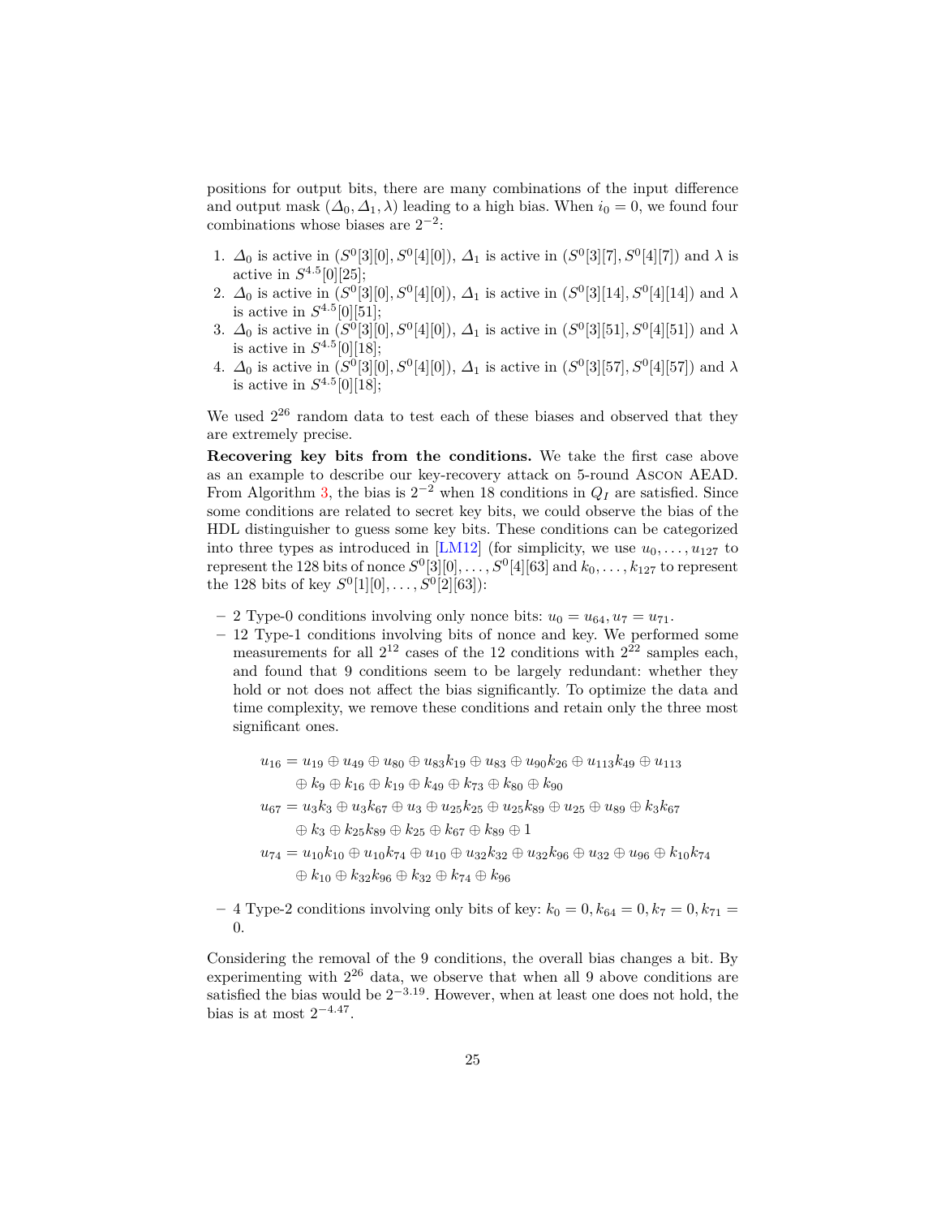positions for output bits, there are many combinations of the input difference and output mask $(\Delta_0, \Delta_1, \lambda)$ leading to a high bias. When $i_0 = 0$, we found four combinations whose biases are $2^{-2}$:

1. $\Delta_0$ is active in $(S^0[3][0], S^0[4][0])$, $\Delta_1$ is active in $(S^0[3][7], S^0[4][7])$ and $\lambda$ is active in $S^{4.5}[0][25]$;
2. $\Delta_0$ is active in $(S^0[3][0], S^0[4][0])$, $\Delta_1$ is active in $(S^0[3][14], S^0[4][14])$ and $\lambda$ is active in $S^{4.5}[0][51]$;
3. $\Delta_0$ is active in $(S^0[3][0], S^0[4][0])$, $\Delta_1$ is active in $(S^0[3][51], S^0[4][51])$ and $\lambda$ is active in $S^{4.5}[0][18]$;
4. $\Delta_0$ is active in $(S^0[3][0], S^0[4][0])$, $\Delta_1$ is active in $(S^0[3][57], S^0[4][57])$ and $\lambda$ is active in $S^{4.5}[0][18]$;

We used $2^{26}$ random data to test each of these biases and observed that they are extremely precise.

**Recovering key bits from the conditions.** We take the first case above as an example to describe our key-recovery attack on 5-round Ascon AEAD. From Algorithm 3, the bias is $2^{-2}$ when 18 conditions in $Q_I$ are satisfied. Since some conditions are related to secret key bits, we could observe the bias of the HDL distinguisher to guess some key bits. These conditions can be categorized into three types as introduced in [LM12] (for simplicity, we use $u_0, \ldots, u_{127}$ to represent the 128 bits of nonce $S^0[3][0], \ldots, S^0[4][63]$ and $k_0, \ldots, k_{127}$ to represent the 128 bits of key $S^0[1][0], \ldots, S^0[2][63]$):

- 2 Type-0 conditions involving only nonce bits: $u_0 = u_{64}, u_7 = u_{71}$.
- 12 Type-1 conditions involving bits of nonce and key. We performed some measurements for all $2^{12}$ cases of the 12 conditions with $2^{22}$ samples each, and found that 9 conditions seem to be largely redundant: whether they hold or not does not affect the bias significantly. To optimize the data and time complexity, we remove these conditions and retain only the three most significant ones.

$$
\begin{aligned}
u_{16} &= u_{19} \oplus u_{49} \oplus u_{80} \oplus u_{83}k_{19} \oplus u_{83} \oplus u_{90}k_{26} \oplus u_{113}k_{49} \oplus u_{113} \\
&\quad \oplus k_9 \oplus k_{16} \oplus k_{19} \oplus k_{49} \oplus k_{73} \oplus k_{80} \oplus k_{90} \\
u_{67} &= u_3k_3 \oplus u_3k_{67} \oplus u_3 \oplus u_{25}k_{25} \oplus u_{25}k_{89} \oplus u_{25} \oplus u_{89} \oplus k_3k_{67} \\
&\quad \oplus k_3 \oplus k_{25}k_{89} \oplus k_{25} \oplus k_{67} \oplus k_{89} \oplus 1 \\
u_{74} &= u_{10}k_{10} \oplus u_{10}k_{74} \oplus u_{10} \oplus u_{32}k_{32} \oplus u_{32}k_{96} \oplus u_{32} \oplus u_{96} \oplus k_{10}k_{74} \\
&\quad \oplus k_{10} \oplus k_{32}k_{96} \oplus k_{32} \oplus k_{74} \oplus k_{96}
\end{aligned}
$$

- 4 Type-2 conditions involving only bits of key: $k_0 = 0, k_{64} = 0, k_7 = 0, k_{71} = 0$.

Considering the removal of the 9 conditions, the overall bias changes a bit. By experimenting with $2^{26}$ data, we observe that when all 9 above conditions are satisfied the bias would be $2^{-3.19}$. However, when at least one does not hold, the bias is at most $2^{-4.47}$.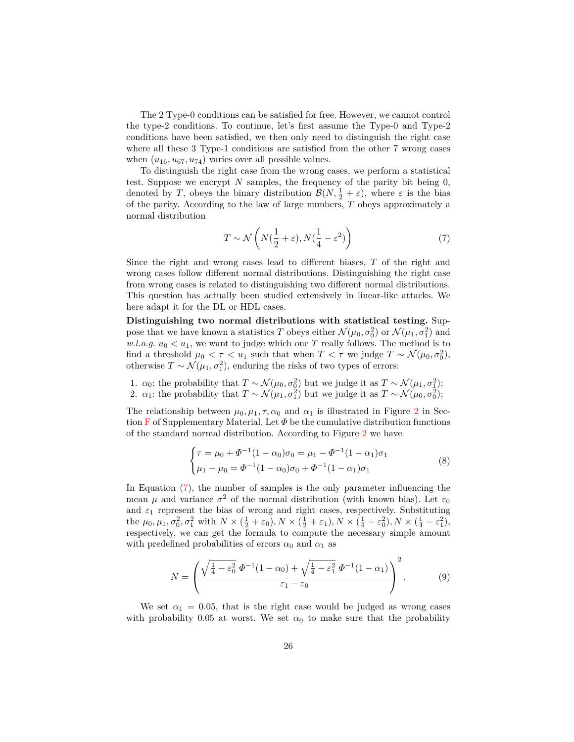The 2 Type-0 conditions can be satisfied for free. However, we cannot control the type-2 conditions. To continue, let's first assume the Type-0 and Type-2 conditions have been satisfied, we then only need to distinguish the right case where all these 3 Type-1 conditions are satisfied from the other 7 wrong cases when $(u_{16}, u_{67}, u_{74})$ varies over all possible values.

To distinguish the right case from the wrong cases, we perform a statistical test. Suppose we encrypt $N$ samples, the frequency of the parity bit being 0, denoted by $T$, obeys the binary distribution $\mathcal{B}(N, \frac{1}{2} + \varepsilon)$, where $\varepsilon$ is the bias of the parity. According to the law of large numbers, $T$ obeys approximately a normal distribution

$$T \sim \mathcal{N}\left(N(\frac{1}{2} + \varepsilon), N(\frac{1}{4} - \varepsilon^2)\right) \tag{7}$$

Since the right and wrong cases lead to different biases, $T$ of the right and wrong cases follow different normal distributions. Distinguishing the right case from wrong cases is related to distinguishing two different normal distributions. This question has actually been studied extensively in linear-like attacks. We here adapt it for the DL or HDL cases.

**Distinguishing two normal distributions with statistical testing.** Suppose that we have known a statistics $T$ obeys either $\mathcal{N}(\mu_0, \sigma_0^2)$ or $\mathcal{N}(\mu_1, \sigma_1^2)$ and *w.l.o.g.* $u_0 < u_1$, we want to judge which one $T$ really follows. The method is to find a threshold $\mu_0 < \tau < u_1$ such that when $T < \tau$ we judge $T \sim \mathcal{N}(\mu_0, \sigma_0^2)$, otherwise $T \sim \mathcal{N}(\mu_1, \sigma_1^2)$, enduring the risks of two types of errors:

1. $\alpha_0$: the probability that $T \sim \mathcal{N}(\mu_0, \sigma_0^2)$ but we judge it as $T \sim \mathcal{N}(\mu_1, \sigma_1^2)$;
2. $\alpha_1$: the probability that $T \sim \mathcal{N}(\mu_1, \sigma_1^2)$ but we judge it as $T \sim \mathcal{N}(\mu_0, \sigma_0^2)$;

The relationship between $\mu_0, \mu_1, \tau, \alpha_0$ and $\alpha_1$ is illustrated in Figure 2 in Section F of Supplementary Material. Let $\Phi$ be the cumulative distribution functions of the standard normal distribution. According to Figure 2 we have

$$\begin{cases} \tau = \mu_0 + \Phi^{-1}(1-\alpha_0)\sigma_0 = \mu_1 - \Phi^{-1}(1-\alpha_1)\sigma_1 \\ \mu_1 - \mu_0 = \Phi^{-1}(1-\alpha_0)\sigma_0 + \Phi^{-1}(1-\alpha_1)\sigma_1 \end{cases} \tag{8}$$

In Equation (7), the number of samples is the only parameter influencing the mean $\mu$ and variance $\sigma^2$ of the normal distribution (with known bias). Let $\varepsilon_0$ and $\varepsilon_1$ represent the bias of wrong and right cases, respectively. Substituting the $\mu_0, \mu_1, \sigma_0^2, \sigma_1^2$ with $N \times (\frac{1}{2} + \varepsilon_0), N \times (\frac{1}{2} + \varepsilon_1), N \times (\frac{1}{4} - \varepsilon_0^2), N \times (\frac{1}{4} - \varepsilon_1^2)$, respectively, we can get the formula to compute the necessary simple amount with predefined probabilities of errors $\alpha_0$ and $\alpha_1$ as

$$N = \left( \frac{\sqrt{\frac{1}{4} - \varepsilon_0^2}\ \Phi^{-1}(1-\alpha_0) + \sqrt{\frac{1}{4} - \varepsilon_1^2}\ \Phi^{-1}(1-\alpha_1)}{\varepsilon_1 - \varepsilon_0} \right)^2. \tag{9}$$

We set $\alpha_1 = 0.05$, that is the right case would be judged as wrong cases with probability 0.05 at worst. We set $\alpha_0$ to make sure that the probability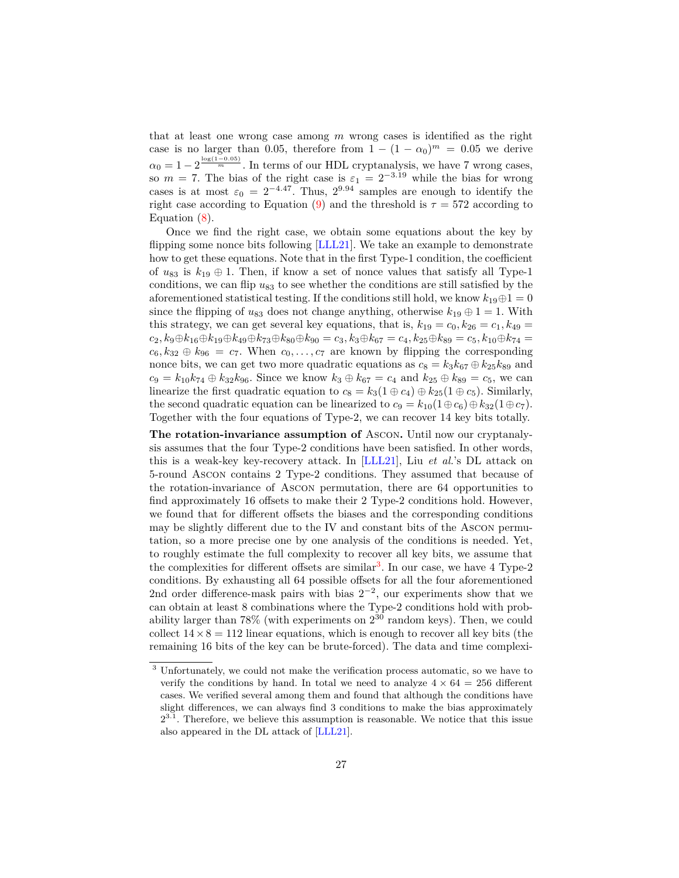that at least one wrong case among $m$ wrong cases is identified as the right case is no larger than 0.05, therefore from $1-(1-\alpha_0)^m = 0.05$ we derive $\alpha_0 = 1-2^{\frac{\log(1-0.05)}{m}}$. In terms of our HDL cryptanalysis, we have 7 wrong cases, so $m = 7$. The bias of the right case is $\varepsilon_1 = 2^{-3.19}$ while the bias for wrong cases is at most $\varepsilon_0 = 2^{-4.47}$. Thus, $2^{9.94}$ samples are enough to identify the right case according to Equation (9) and the threshold is $\tau = 572$ according to Equation (8).

Once we find the right case, we obtain some equations about the key by flipping some nonce bits following [LLL21]. We take an example to demonstrate how to get these equations. Note that in the first Type-1 condition, the coefficient of $u_{83}$ is $k_{19} \oplus 1$. Then, if know a set of nonce values that satisfy all Type-1 conditions, we can flip $u_{83}$ to see whether the conditions are still satisfied by the aforementioned statistical testing. If the conditions still hold, we know $k_{19}\oplus 1 = 0$ since the flipping of $u_{83}$ does not change anything, otherwise $k_{19} \oplus 1 = 1$. With this strategy, we can get several key equations, that is, $k_{19} = c_0, k_{26} = c_1, k_{49} = c_2, k_9 \oplus k_{16} \oplus k_{19} \oplus k_{49} \oplus k_{73} \oplus k_{80} \oplus k_{90} = c_3, k_3 \oplus k_{67} = c_4, k_{25} \oplus k_{89} = c_5, k_{10} \oplus k_{74} = c_6, k_{32} \oplus k_{96} = c_7$. When $c_0, \ldots, c_7$ are known by flipping the corresponding nonce bits, we can get two more quadratic equations as $c_8 = k_3k_{67} \oplus k_{25}k_{89}$ and $c_9 = k_{10}k_{74} \oplus k_{32}k_{96}$. Since we know $k_3 \oplus k_{67} = c_4$ and $k_{25} \oplus k_{89} = c_5$, we can linearize the first quadratic equation to $c_8 = k_3(1 \oplus c_4) \oplus k_{25}(1 \oplus c_5)$. Similarly, the second quadratic equation can be linearized to $c_9 = k_{10}(1 \oplus c_6) \oplus k_{32}(1 \oplus c_7)$. Together with the four equations of Type-2, we can recover 14 key bits totally.

**The rotation-invariance assumption of Ascon.** Until now our cryptanalysis assumes that the four Type-2 conditions have been satisfied. In other words, this is a weak-key key-recovery attack. In [LLL21], Liu *et al.*'s DL attack on 5-round Ascon contains 2 Type-2 conditions. They assumed that because of the rotation-invariance of Ascon permutation, there are 64 opportunities to find approximately 16 offsets to make their 2 Type-2 conditions hold. However, we found that for different offsets the biases and the corresponding conditions may be slightly different due to the IV and constant bits of the Ascon permutation, so a more precise one by one analysis of the conditions is needed. Yet, to roughly estimate the full complexity to recover all key bits, we assume that the complexities for different offsets are similar[3]. In our case, we have 4 Type-2 conditions. By exhausting all 64 possible offsets for all the four aforementioned 2nd order difference-mask pairs with bias $2^{-2}$, our experiments show that we can obtain at least 8 combinations where the Type-2 conditions hold with probability larger than 78% (with experiments on $2^{30}$ random keys). Then, we could collect $14 \times 8 = 112$ linear equations, which is enough to recover all key bits (the remaining 16 bits of the key can be brute-forced). The data and time complexi-

[3] Unfortunately, we could not make the verification process automatic, so we have to verify the conditions by hand. In total we need to analyze $4 \times 64 = 256$ different cases. We verified several among them and found that although the conditions have slight differences, we can always find 3 conditions to make the bias approximately $2^{3.1}$. Therefore, we believe this assumption is reasonable. We notice that this issue also appeared in the DL attack of [LLL21].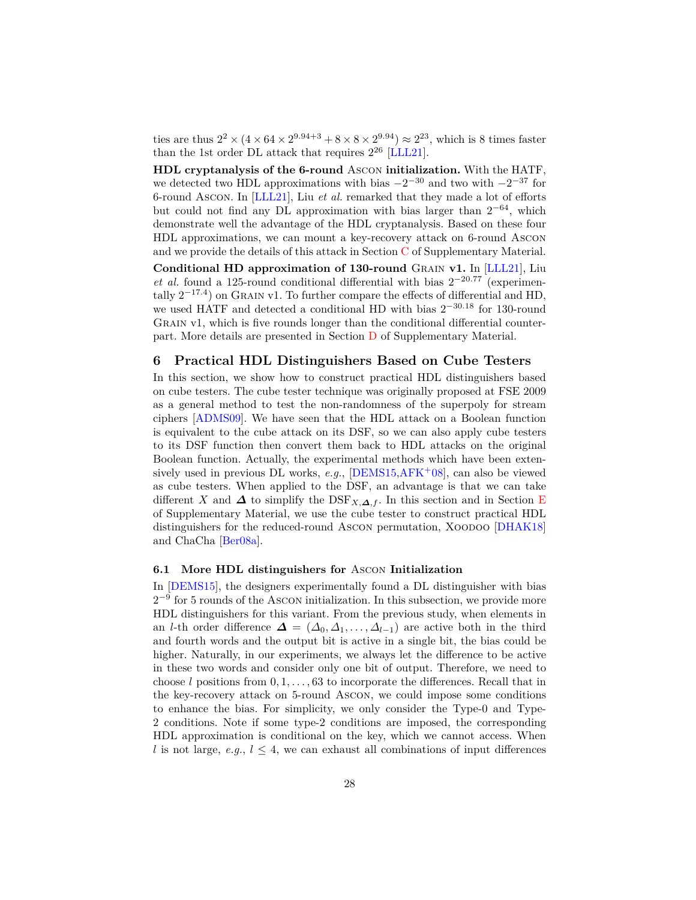ties are thus $2^2 \times (4 \times 64 \times 2^{9.94+3} + 8 \times 8 \times 2^{9.94}) \approx 2^{23}$, which is 8 times faster than the 1st order DL attack that requires $2^{26}$ [LLL21].

**HDL cryptanalysis of the 6-round** Ascon **initialization.** With the HATF, we detected two HDL approximations with bias $-2^{-30}$ and two with $-2^{-37}$ for 6-round Ascon. In [LLL21], Liu *et al.* remarked that they made a lot of efforts but could not find any DL approximation with bias larger than $2^{-64}$, which demonstrate well the advantage of the HDL cryptanalysis. Based on these four HDL approximations, we can mount a key-recovery attack on 6-round Ascon and we provide the details of this attack in Section C of Supplementary Material.

**Conditional HD approximation of 130-round** Grain **v1.** In [LLL21], Liu *et al.* found a 125-round conditional differential with bias $2^{-20.77}$ (experimentally $2^{-17.4}$) on Grain v1. To further compare the effects of differential and HD, we used HATF and detected a conditional HD with bias $2^{-30.18}$ for 130-round Grain v1, which is five rounds longer than the conditional differential counterpart. More details are presented in Section D of Supplementary Material.

## 6 Practical HDL Distinguishers Based on Cube Testers

In this section, we show how to construct practical HDL distinguishers based on cube testers. The cube tester technique was originally proposed at FSE 2009 as a general method to test the non-randomness of the superpoly for stream ciphers [ADMS09]. We have seen that the HDL attack on a Boolean function is equivalent to the cube attack on its DSF, so we can also apply cube testers to its DSF function then convert them back to HDL attacks on the original Boolean function. Actually, the experimental methods which have been extensively used in previous DL works, *e.g.*, [DEMS15,AFK+08], can also be viewed as cube testers. When applied to the DSF, an advantage is that we can take different $X$ and $\boldsymbol{\Delta}$ to simplify the $\mathrm{DSF}_{X,\boldsymbol{\Delta},f}$. In this section and in Section E of Supplementary Material, we use the cube tester to construct practical HDL distinguishers for the reduced-round Ascon permutation, Xoodoo [DHAK18] and ChaCha [Ber08a].

### 6.1 More HDL distinguishers for Ascon Initialization

In [DEMS15], the designers experimentally found a DL distinguisher with bias $2^{-9}$ for 5 rounds of the Ascon initialization. In this subsection, we provide more HDL distinguishers for this variant. From the previous study, when elements in an $l$-th order difference $\boldsymbol{\Delta} = (\Delta_0, \Delta_1, \ldots, \Delta_{l-1})$ are active both in the third and fourth words and the output bit is active in a single bit, the bias could be higher. Naturally, in our experiments, we always let the difference to be active in these two words and consider only one bit of output. Therefore, we need to choose $l$ positions from $0, 1, \ldots, 63$ to incorporate the differences. Recall that in the key-recovery attack on 5-round Ascon, we could impose some conditions to enhance the bias. For simplicity, we only consider the Type-0 and Type-2 conditions. Note if some type-2 conditions are imposed, the corresponding HDL approximation is conditional on the key, which we cannot access. When $l$ is not large, *e.g.*, $l \leq 4$, we can exhaust all combinations of input differences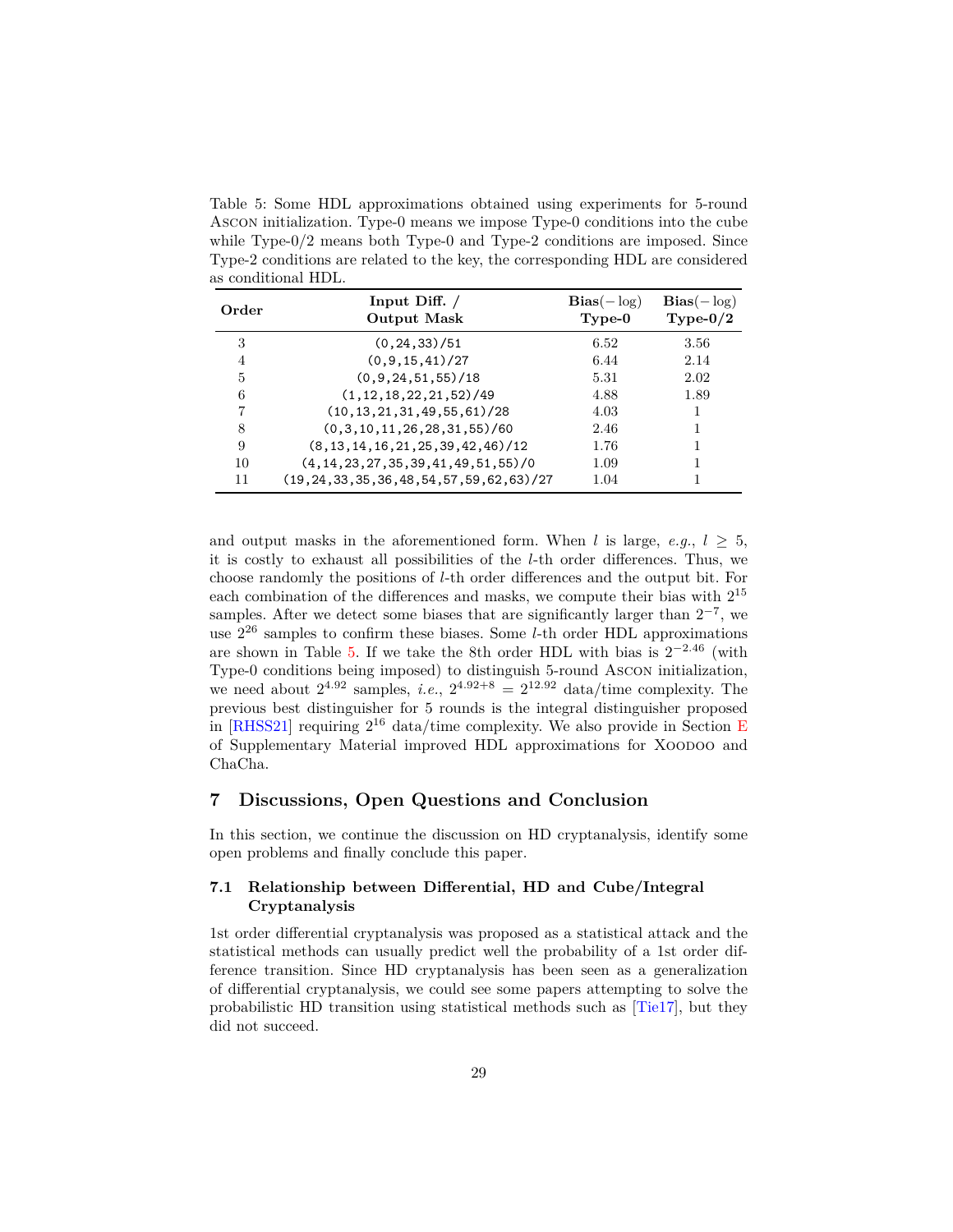Table 5: Some HDL approximations obtained using experiments for 5-round Ascon initialization. Type-0 means we impose Type-0 conditions into the cube while Type-0/2 means both Type-0 and Type-2 conditions are imposed. Since Type-2 conditions are related to the key, the corresponding HDL are considered as conditional HDL.

| Order | Input Diff. / Output Mask | Bias($-\log$) Type-0 | Bias($-\log$) Type-0/2 |
|---|---|---|---|
| 3 | (0,24,33)/51 | 6.52 | 3.56 |
| 4 | (0,9,15,41)/27 | 6.44 | 2.14 |
| 5 | (0,9,24,51,55)/18 | 5.31 | 2.02 |
| 6 | (1,12,18,22,21,52)/49 | 4.88 | 1.89 |
| 7 | (10,13,21,31,49,55,61)/28 | 4.03 | 1 |
| 8 | (0,3,10,11,26,28,31,55)/60 | 2.46 | 1 |
| 9 | (8,13,14,16,21,25,39,42,46)/12 | 1.76 | 1 |
| 10 | (4,14,23,27,35,39,41,49,51,55)/0 | 1.09 | 1 |
| 11 | (19,24,33,35,36,48,54,57,59,62,63)/27 | 1.04 | 1 |

and output masks in the aforementioned form. When $l$ is large, *e.g.*, $l \geq 5$, it is costly to exhaust all possibilities of the $l$-th order differences. Thus, we choose randomly the positions of $l$-th order differences and the output bit. For each combination of the differences and masks, we compute their bias with $2^{15}$ samples. After we detect some biases that are significantly larger than $2^{-7}$, we use $2^{26}$ samples to confirm these biases. Some $l$-th order HDL approximations are shown in Table 5. If we take the 8th order HDL with bias is $2^{-2.46}$ (with Type-0 conditions being imposed) to distinguish 5-round Ascon initialization, we need about $2^{4.92}$ samples, *i.e.*, $2^{4.92+8} = 2^{12.92}$ data/time complexity. The previous best distinguisher for 5 rounds is the integral distinguisher proposed in [RHSS21] requiring $2^{16}$ data/time complexity. We also provide in Section E of Supplementary Material improved HDL approximations for Xoodoo and ChaCha.

## 7 Discussions, Open Questions and Conclusion

In this section, we continue the discussion on HD cryptanalysis, identify some open problems and finally conclude this paper.

### 7.1 Relationship between Differential, HD and Cube/Integral Cryptanalysis

1st order differential cryptanalysis was proposed as a statistical attack and the statistical methods can usually predict well the probability of a 1st order difference transition. Since HD cryptanalysis has been seen as a generalization of differential cryptanalysis, we could see some papers attempting to solve the probabilistic HD transition using statistical methods such as [Tie17], but they did not succeed.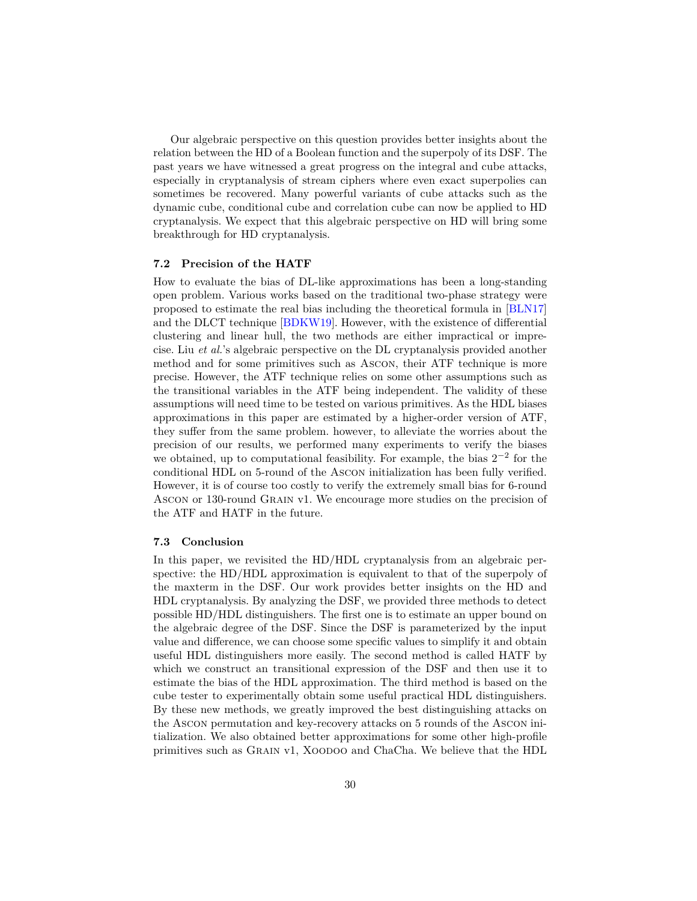Our algebraic perspective on this question provides better insights about the relation between the HD of a Boolean function and the superpoly of its DSF. The past years we have witnessed a great progress on the integral and cube attacks, especially in cryptanalysis of stream ciphers where even exact superpolies can sometimes be recovered. Many powerful variants of cube attacks such as the dynamic cube, conditional cube and correlation cube can now be applied to HD cryptanalysis. We expect that this algebraic perspective on HD will bring some breakthrough for HD cryptanalysis.

### 7.2 Precision of the HATF

How to evaluate the bias of DL-like approximations has been a long-standing open problem. Various works based on the traditional two-phase strategy were proposed to estimate the real bias including the theoretical formula in [BLN17] and the DLCT technique [BDKW19]. However, with the existence of differential clustering and linear hull, the two methods are either impractical or imprecise. Liu *et al.*'s algebraic perspective on the DL cryptanalysis provided another method and for some primitives such as Ascon, their ATF technique is more precise. However, the ATF technique relies on some other assumptions such as the transitional variables in the ATF being independent. The validity of these assumptions will need time to be tested on various primitives. As the HDL biases approximations in this paper are estimated by a higher-order version of ATF, they suffer from the same problem. however, to alleviate the worries about the precision of our results, we performed many experiments to verify the biases we obtained, up to computational feasibility. For example, the bias $2^{-2}$ for the conditional HDL on 5-round of the Ascon initialization has been fully verified. However, it is of course too costly to verify the extremely small bias for 6-round Ascon or 130-round Grain v1. We encourage more studies on the precision of the ATF and HATF in the future.

### 7.3 Conclusion

In this paper, we revisited the HD/HDL cryptanalysis from an algebraic perspective: the HD/HDL approximation is equivalent to that of the superpoly of the maxterm in the DSF. Our work provides better insights on the HD and HDL cryptanalysis. By analyzing the DSF, we provided three methods to detect possible HD/HDL distinguishers. The first one is to estimate an upper bound on the algebraic degree of the DSF. Since the DSF is parameterized by the input value and difference, we can choose some specific values to simplify it and obtain useful HDL distinguishers more easily. The second method is called HATF by which we construct an transitional expression of the DSF and then use it to estimate the bias of the HDL approximation. The third method is based on the cube tester to experimentally obtain some useful practical HDL distinguishers. By these new methods, we greatly improved the best distinguishing attacks on the Ascon permutation and key-recovery attacks on 5 rounds of the Ascon initialization. We also obtained better approximations for some other high-profile primitives such as Grain v1, Xoodoo and ChaCha. We believe that the HDL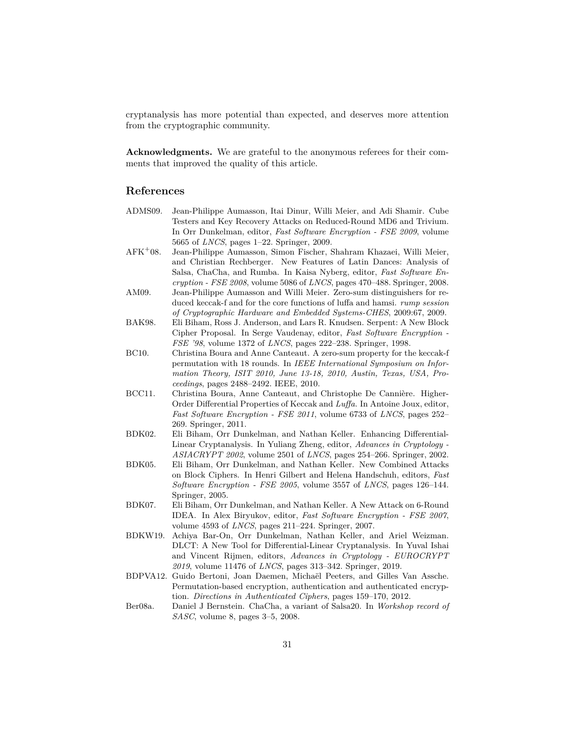cryptanalysis has more potential than expected, and deserves more attention from the cryptographic community.

**Acknowledgments.** We are grateful to the anonymous referees for their comments that improved the quality of this article.

## References

ADMS09. Jean-Philippe Aumasson, Itai Dinur, Willi Meier, and Adi Shamir. Cube Testers and Key Recovery Attacks on Reduced-Round MD6 and Trivium. In Orr Dunkelman, editor, *Fast Software Encryption - FSE 2009*, volume 5665 of *LNCS*, pages 1–22. Springer, 2009.

AFK$^+$08. Jean-Philippe Aumasson, Simon Fischer, Shahram Khazaei, Willi Meier, and Christian Rechberger. New Features of Latin Dances: Analysis of Salsa, ChaCha, and Rumba. In Kaisa Nyberg, editor, *Fast Software Encryption - FSE 2008*, volume 5086 of *LNCS*, pages 470–488. Springer, 2008.

AM09. Jean-Philippe Aumasson and Willi Meier. Zero-sum distinguishers for reduced keccak-f and for the core functions of luffa and hamsi. *rump session of Cryptographic Hardware and Embedded Systems-CHES*, 2009:67, 2009.

BAK98. Eli Biham, Ross J. Anderson, and Lars R. Knudsen. Serpent: A New Block Cipher Proposal. In Serge Vaudenay, editor, *Fast Software Encryption - FSE '98*, volume 1372 of *LNCS*, pages 222–238. Springer, 1998.

BC10. Christina Boura and Anne Canteaut. A zero-sum property for the keccak-f permutation with 18 rounds. In *IEEE International Symposium on Information Theory, ISIT 2010, June 13-18, 2010, Austin, Texas, USA, Proceedings*, pages 2488–2492. IEEE, 2010.

BCC11. Christina Boura, Anne Canteaut, and Christophe De Cannière. Higher-Order Differential Properties of Keccak and *Luffa*. In Antoine Joux, editor, *Fast Software Encryption - FSE 2011*, volume 6733 of *LNCS*, pages 252–269. Springer, 2011.

BDK02. Eli Biham, Orr Dunkelman, and Nathan Keller. Enhancing Differential-Linear Cryptanalysis. In Yuliang Zheng, editor, *Advances in Cryptology - ASIACRYPT 2002*, volume 2501 of *LNCS*, pages 254–266. Springer, 2002.

BDK05. Eli Biham, Orr Dunkelman, and Nathan Keller. New Combined Attacks on Block Ciphers. In Henri Gilbert and Helena Handschuh, editors, *Fast Software Encryption - FSE 2005*, volume 3557 of *LNCS*, pages 126–144. Springer, 2005.

BDK07. Eli Biham, Orr Dunkelman, and Nathan Keller. A New Attack on 6-Round IDEA. In Alex Biryukov, editor, *Fast Software Encryption - FSE 2007*, volume 4593 of *LNCS*, pages 211–224. Springer, 2007.

BDKW19. Achiya Bar-On, Orr Dunkelman, Nathan Keller, and Ariel Weizman. DLCT: A New Tool for Differential-Linear Cryptanalysis. In Yuval Ishai and Vincent Rijmen, editors, *Advances in Cryptology - EUROCRYPT 2019*, volume 11476 of *LNCS*, pages 313–342. Springer, 2019.

BDPVA12. Guido Bertoni, Joan Daemen, Michaël Peeters, and Gilles Van Assche. Permutation-based encryption, authentication and authenticated encryption. *Directions in Authenticated Ciphers*, pages 159–170, 2012.

Ber08a. Daniel J Bernstein. ChaCha, a variant of Salsa20. In *Workshop record of SASC*, volume 8, pages 3–5, 2008.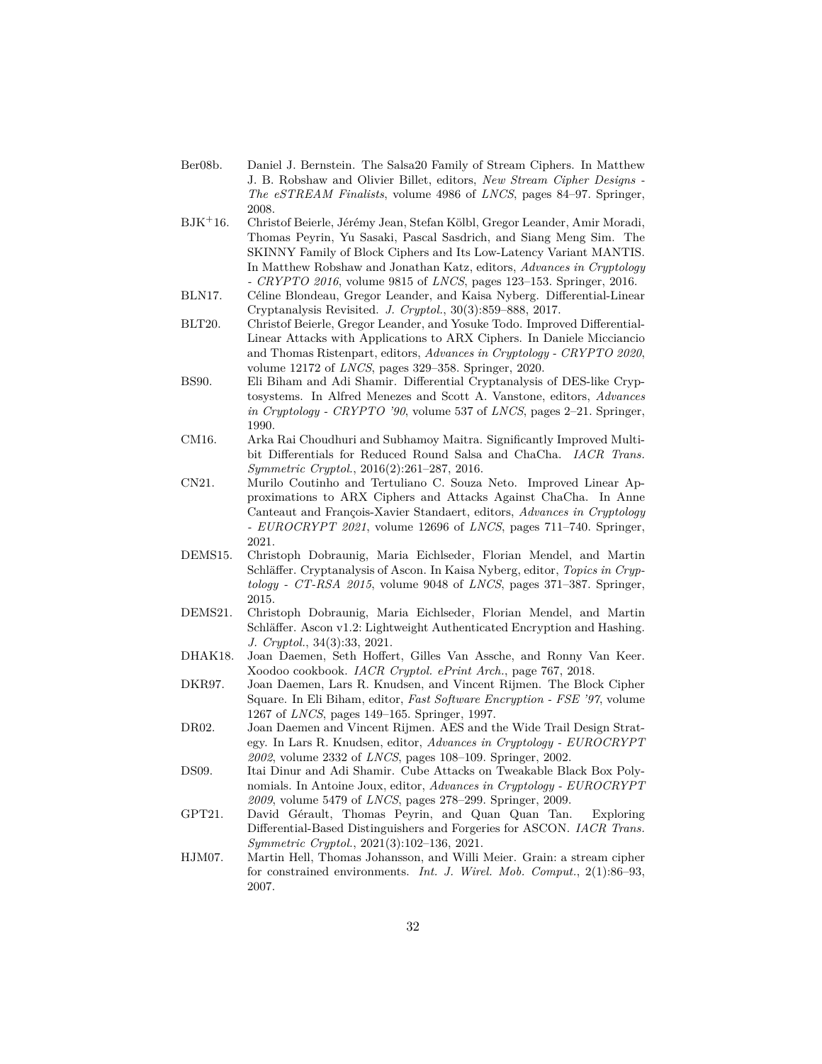Ber08b. Daniel J. Bernstein. The Salsa20 Family of Stream Ciphers. In Matthew J. B. Robshaw and Olivier Billet, editors, *New Stream Cipher Designs - The eSTREAM Finalists*, volume 4986 of *LNCS*, pages 84–97. Springer, 2008.

BJK$^+$16. Christof Beierle, Jérémy Jean, Stefan Kölbl, Gregor Leander, Amir Moradi, Thomas Peyrin, Yu Sasaki, Pascal Sasdrich, and Siang Meng Sim. The SKINNY Family of Block Ciphers and Its Low-Latency Variant MANTIS. In Matthew Robshaw and Jonathan Katz, editors, *Advances in Cryptology - CRYPTO 2016*, volume 9815 of *LNCS*, pages 123–153. Springer, 2016.

BLN17. Céline Blondeau, Gregor Leander, and Kaisa Nyberg. Differential-Linear Cryptanalysis Revisited. *J. Cryptol.*, 30(3):859–888, 2017.

BLT20. Christof Beierle, Gregor Leander, and Yosuke Todo. Improved Differential-Linear Attacks with Applications to ARX Ciphers. In Daniele Micciancio and Thomas Ristenpart, editors, *Advances in Cryptology - CRYPTO 2020*, volume 12172 of *LNCS*, pages 329–358. Springer, 2020.

BS90. Eli Biham and Adi Shamir. Differential Cryptanalysis of DES-like Cryptosystems. In Alfred Menezes and Scott A. Vanstone, editors, *Advances in Cryptology - CRYPTO '90*, volume 537 of *LNCS*, pages 2–21. Springer, 1990.

CM16. Arka Rai Choudhuri and Subhamoy Maitra. Significantly Improved Multi-bit Differentials for Reduced Round Salsa and ChaCha. *IACR Trans. Symmetric Cryptol.*, 2016(2):261–287, 2016.

CN21. Murilo Coutinho and Tertuliano C. Souza Neto. Improved Linear Approximations to ARX Ciphers and Attacks Against ChaCha. In Anne Canteaut and François-Xavier Standaert, editors, *Advances in Cryptology - EUROCRYPT 2021*, volume 12696 of *LNCS*, pages 711–740. Springer, 2021.

DEMS15. Christoph Dobraunig, Maria Eichlseder, Florian Mendel, and Martin Schläffer. Cryptanalysis of Ascon. In Kaisa Nyberg, editor, *Topics in Cryptology - CT-RSA 2015*, volume 9048 of *LNCS*, pages 371–387. Springer, 2015.

DEMS21. Christoph Dobraunig, Maria Eichlseder, Florian Mendel, and Martin Schläffer. Ascon v1.2: Lightweight Authenticated Encryption and Hashing. *J. Cryptol.*, 34(3):33, 2021.

DHAK18. Joan Daemen, Seth Hoffert, Gilles Van Assche, and Ronny Van Keer. Xoodoo cookbook. *IACR Cryptol. ePrint Arch.*, page 767, 2018.

DKR97. Joan Daemen, Lars R. Knudsen, and Vincent Rijmen. The Block Cipher Square. In Eli Biham, editor, *Fast Software Encryption - FSE '97*, volume 1267 of *LNCS*, pages 149–165. Springer, 1997.

DR02. Joan Daemen and Vincent Rijmen. AES and the Wide Trail Design Strategy. In Lars R. Knudsen, editor, *Advances in Cryptology - EUROCRYPT 2002*, volume 2332 of *LNCS*, pages 108–109. Springer, 2002.

DS09. Itai Dinur and Adi Shamir. Cube Attacks on Tweakable Black Box Polynomials. In Antoine Joux, editor, *Advances in Cryptology - EUROCRYPT 2009*, volume 5479 of *LNCS*, pages 278–299. Springer, 2009.

GPT21. David Gérault, Thomas Peyrin, and Quan Quan Tan. Exploring Differential-Based Distinguishers and Forgeries for ASCON. *IACR Trans. Symmetric Cryptol.*, 2021(3):102–136, 2021.

HJM07. Martin Hell, Thomas Johansson, and Willi Meier. Grain: a stream cipher for constrained environments. *Int. J. Wirel. Mob. Comput.*, 2(1):86–93, 2007.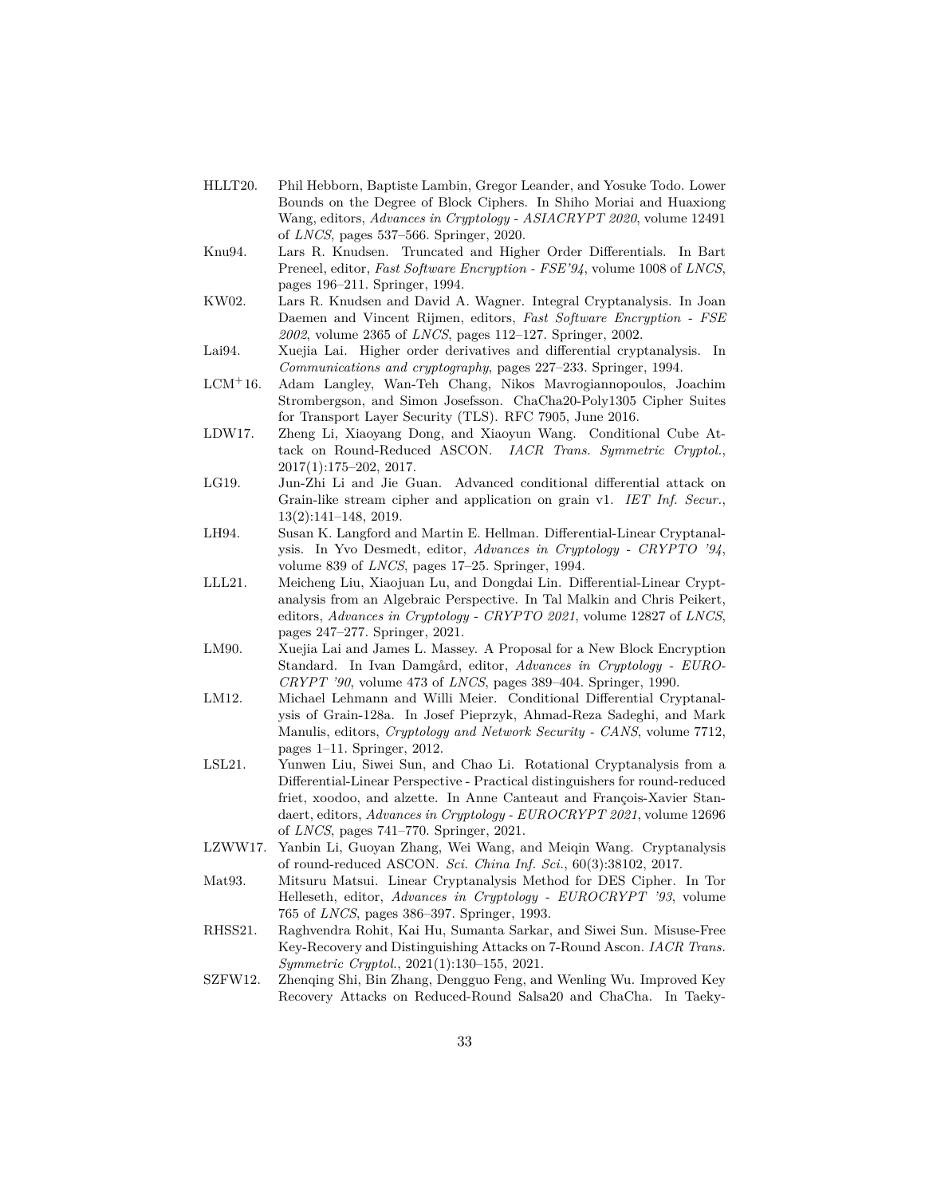HLLT20. Phil Hebborn, Baptiste Lambin, Gregor Leander, and Yosuke Todo. Lower Bounds on the Degree of Block Ciphers. In Shiho Moriai and Huaxiong Wang, editors, *Advances in Cryptology - ASIACRYPT 2020*, volume 12491 of *LNCS*, pages 537–566. Springer, 2020.

Knu94. Lars R. Knudsen. Truncated and Higher Order Differentials. In Bart Preneel, editor, *Fast Software Encryption - FSE'94*, volume 1008 of *LNCS*, pages 196–211. Springer, 1994.

KW02. Lars R. Knudsen and David A. Wagner. Integral Cryptanalysis. In Joan Daemen and Vincent Rijmen, editors, *Fast Software Encryption - FSE 2002*, volume 2365 of *LNCS*, pages 112–127. Springer, 2002.

Lai94. Xuejia Lai. Higher order derivatives and differential cryptanalysis. In *Communications and cryptography*, pages 227–233. Springer, 1994.

LCM+16. Adam Langley, Wan-Teh Chang, Nikos Mavrogiannopoulos, Joachim Strombergson, and Simon Josefsson. ChaCha20-Poly1305 Cipher Suites for Transport Layer Security (TLS). RFC 7905, June 2016.

LDW17. Zheng Li, Xiaoyang Dong, and Xiaoyun Wang. Conditional Cube Attack on Round-Reduced ASCON. *IACR Trans. Symmetric Cryptol.*, 2017(1):175–202, 2017.

LG19. Jun-Zhi Li and Jie Guan. Advanced conditional differential attack on Grain-like stream cipher and application on grain v1. *IET Inf. Secur.*, 13(2):141–148, 2019.

LH94. Susan K. Langford and Martin E. Hellman. Differential-Linear Cryptanalysis. In Yvo Desmedt, editor, *Advances in Cryptology - CRYPTO '94*, volume 839 of *LNCS*, pages 17–25. Springer, 1994.

LLL21. Meicheng Liu, Xiaojuan Lu, and Dongdai Lin. Differential-Linear Cryptanalysis from an Algebraic Perspective. In Tal Malkin and Chris Peikert, editors, *Advances in Cryptology - CRYPTO 2021*, volume 12827 of *LNCS*, pages 247–277. Springer, 2021.

LM90. Xuejia Lai and James L. Massey. A Proposal for a New Block Encryption Standard. In Ivan Damgård, editor, *Advances in Cryptology - EUROCRYPT '90*, volume 473 of *LNCS*, pages 389–404. Springer, 1990.

LM12. Michael Lehmann and Willi Meier. Conditional Differential Cryptanalysis of Grain-128a. In Josef Pieprzyk, Ahmad-Reza Sadeghi, and Mark Manulis, editors, *Cryptology and Network Security - CANS*, volume 7712, pages 1–11. Springer, 2012.

LSL21. Yunwen Liu, Siwei Sun, and Chao Li. Rotational Cryptanalysis from a Differential-Linear Perspective - Practical distinguishers for round-reduced friet, xoodoo, and alzette. In Anne Canteaut and François-Xavier Standaert, editors, *Advances in Cryptology - EUROCRYPT 2021*, volume 12696 of *LNCS*, pages 741–770. Springer, 2021.

LZWW17. Yanbin Li, Guoyan Zhang, Wei Wang, and Meiqin Wang. Cryptanalysis of round-reduced ASCON. *Sci. China Inf. Sci.*, 60(3):38102, 2017.

Mat93. Mitsuru Matsui. Linear Cryptanalysis Method for DES Cipher. In Tor Helleseth, editor, *Advances in Cryptology - EUROCRYPT '93*, volume 765 of *LNCS*, pages 386–397. Springer, 1993.

RHSS21. Raghvendra Rohit, Kai Hu, Sumanta Sarkar, and Siwei Sun. Misuse-Free Key-Recovery and Distinguishing Attacks on 7-Round Ascon. *IACR Trans. Symmetric Cryptol.*, 2021(1):130–155, 2021.

SZFW12. Zhenqing Shi, Bin Zhang, Dengguo Feng, and Wenling Wu. Improved Key Recovery Attacks on Reduced-Round Salsa20 and ChaCha. In Taeky-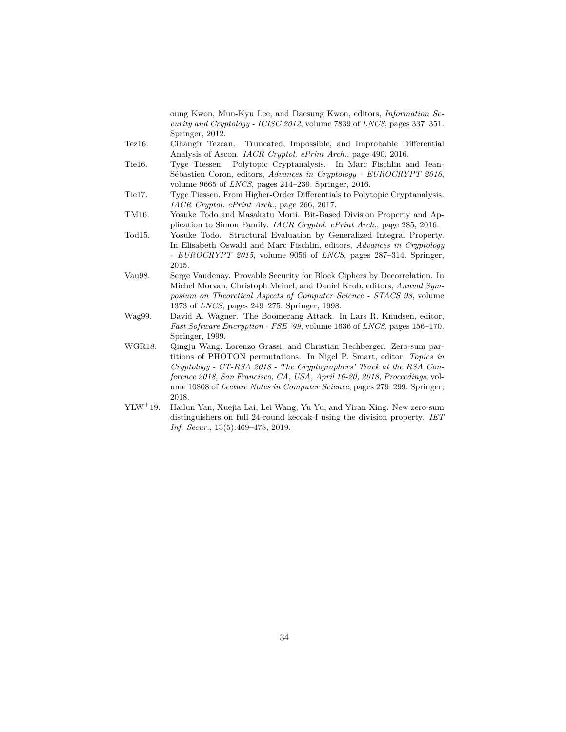oung Kwon, Mun-Kyu Lee, and Daesung Kwon, editors, *Information Security and Cryptology - ICISC 2012*, volume 7839 of *LNCS*, pages 337–351. Springer, 2012.

Tez16. Cihangir Tezcan. Truncated, Impossible, and Improbable Differential Analysis of Ascon. *IACR Cryptol. ePrint Arch.*, page 490, 2016.

Tie16. Tyge Tiessen. Polytopic Cryptanalysis. In Marc Fischlin and Jean-Sébastien Coron, editors, *Advances in Cryptology - EUROCRYPT 2016*, volume 9665 of *LNCS*, pages 214–239. Springer, 2016.

Tie17. Tyge Tiessen. From Higher-Order Differentials to Polytopic Cryptanalysis. *IACR Cryptol. ePrint Arch.*, page 266, 2017.

TM16. Yosuke Todo and Masakatu Morii. Bit-Based Division Property and Application to Simon Family. *IACR Cryptol. ePrint Arch.*, page 285, 2016.

Tod15. Yosuke Todo. Structural Evaluation by Generalized Integral Property. In Elisabeth Oswald and Marc Fischlin, editors, *Advances in Cryptology - EUROCRYPT 2015*, volume 9056 of *LNCS*, pages 287–314. Springer, 2015.

Vau98. Serge Vaudenay. Provable Security for Block Ciphers by Decorrelation. In Michel Morvan, Christoph Meinel, and Daniel Krob, editors, *Annual Symposium on Theoretical Aspects of Computer Science - STACS 98*, volume 1373 of *LNCS*, pages 249–275. Springer, 1998.

Wag99. David A. Wagner. The Boomerang Attack. In Lars R. Knudsen, editor, *Fast Software Encryption - FSE '99*, volume 1636 of *LNCS*, pages 156–170. Springer, 1999.

WGR18. Qingju Wang, Lorenzo Grassi, and Christian Rechberger. Zero-sum partitions of PHOTON permutations. In Nigel P. Smart, editor, *Topics in Cryptology - CT-RSA 2018 - The Cryptographers' Track at the RSA Conference 2018, San Francisco, CA, USA, April 16-20, 2018, Proceedings*, volume 10808 of *Lecture Notes in Computer Science*, pages 279–299. Springer, 2018.

YLW+19. Hailun Yan, Xuejia Lai, Lei Wang, Yu Yu, and Yiran Xing. New zero-sum distinguishers on full 24-round keccak-f using the division property. *IET Inf. Secur.*, 13(5):469–478, 2019.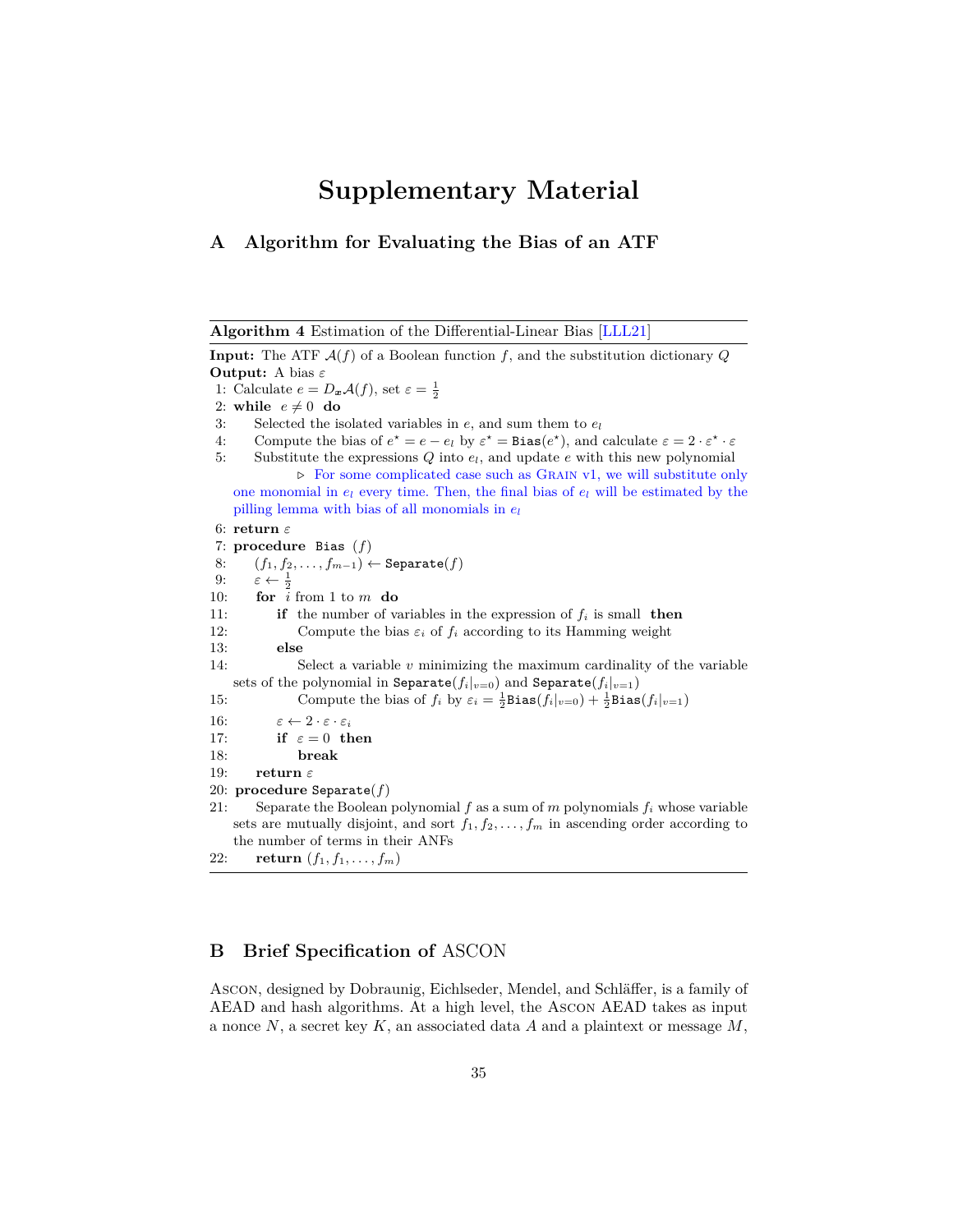# Supplementary Material

## A Algorithm for Evaluating the Bias of an ATF

**Algorithm 4** Estimation of the Differential-Linear Bias [LLL21]

**Input:** The ATF $\mathcal{A}(f)$ of a Boolean function $f$, and the substitution dictionary $Q$
**Output:** A bias $\varepsilon$

```
1: Calculate e = D_x A(f), set ε = 1/2
2: while e ≠ 0 do
3:     Selected the isolated variables in e, and sum them to e_l
4:     Compute the bias of e* = e − e_l by ε* = Bias(e*), and calculate ε = 2 · ε* · ε
5:     Substitute the expressions Q into e_l, and update e with this new polynomial
           ▷ For some complicated case such as GRAIN v1, we will substitute only
       one monomial in e_l every time. Then, the final bias of e_l will be estimated by the
       pilling lemma with bias of all monomials in e_l
6: return ε
7: procedure Bias (f)
8:     (f_1, f_2, ..., f_{m−1}) ← Separate(f)
9:     ε ← 1/2
10:    for i from 1 to m do
11:        if the number of variables in the expression of f_i is small then
12:            Compute the bias ε_i of f_i according to its Hamming weight
13:        else
14:            Select a variable v minimizing the maximum cardinality of the variable
       sets of the polynomial in Separate(f_i|_{v=0}) and Separate(f_i|_{v=1})
15:            Compute the bias of f_i by ε_i = 1/2 Bias(f_i|_{v=0}) + 1/2 Bias(f_i|_{v=1})
16:        ε ← 2 · ε · ε_i
17:        if ε = 0 then
18:            break
19:    return ε
20: procedure Separate(f)
21:    Separate the Boolean polynomial f as a sum of m polynomials f_i whose variable
       sets are mutually disjoint, and sort f_1, f_2, ..., f_m in ascending order according to
       the number of terms in their ANFs
22:    return (f_1, f_1, ..., f_m)
```

## B Brief Specification of ASCON

Ascon, designed by Dobraunig, Eichlseder, Mendel, and Schläffer, is a family of AEAD and hash algorithms. At a high level, the Ascon AEAD takes as input a nonce $N$, a secret key $K$, an associated data $A$ and a plaintext or message $M$,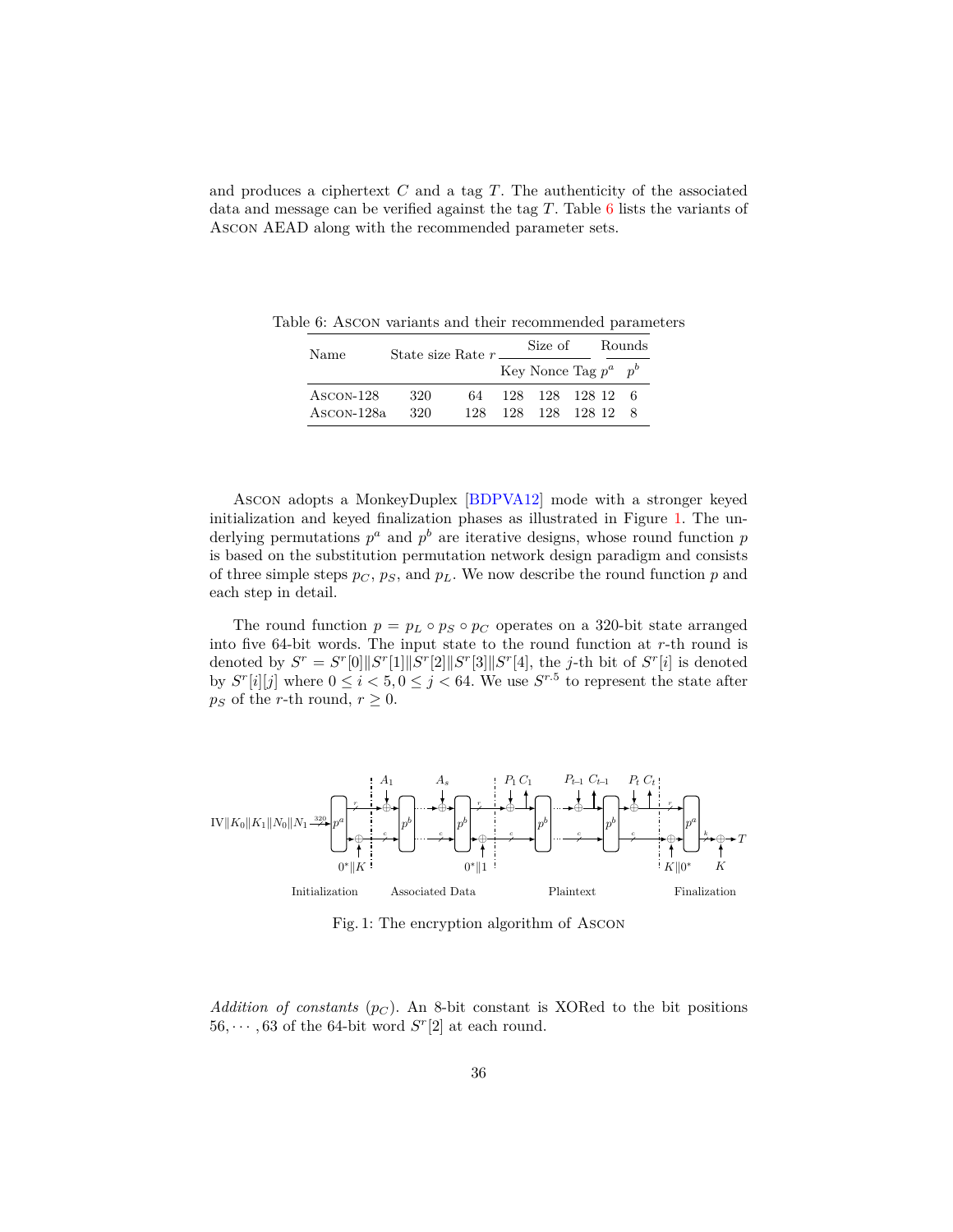and produces a ciphertext $C$ and a tag $T$. The authenticity of the associated data and message can be verified against the tag $T$. Table 6 lists the variants of Ascon AEAD along with the recommended parameter sets.

Table 6: Ascon variants and their recommended parameters

| Name | State size | Rate $r$ | Size of | | | Rounds | |
|---|---|---|---|---|---|---|---|
| | | | Key | Nonce | Tag | $p^a$ | $p^b$ |
| Ascon-128 | 320 | 64 | 128 | 128 | 128 | 12 | 6 |
| Ascon-128a | 320 | 128 | 128 | 128 | 128 | 12 | 8 |

Ascon adopts a MonkeyDuplex [BDPVA12] mode with a stronger keyed initialization and keyed finalization phases as illustrated in Figure 1. The underlying permutations $p^a$ and $p^b$ are iterative designs, whose round function $p$ is based on the substitution permutation network design paradigm and consists of three simple steps $p_C$, $p_S$, and $p_L$. We now describe the round function $p$ and each step in detail.

The round function $p = p_L \circ p_S \circ p_C$ operates on a 320-bit state arranged into five 64-bit words. The input state to the round function at $r$-th round is denoted by $S^r = S^r[0] \| S^r[1] \| S^r[2] \| S^r[3] \| S^r[4]$, the $j$-th bit of $S^r[i]$ is denoted by $S^r[i][j]$ where $0 \leq i < 5, 0 \leq j < 64$. We use $S^{r.5}$ to represent the state after $p_S$ of the $r$-th round, $r \geq 0$.

IV$\|K_0\|K_1\|N_0\|N_1$
320
$p^a$
$0^*\|K$
$A_1$
$A_s$
$p^b$
$0^*\|1$
$P_1$ $C_1$
$P_{t-1}$ $C_{t-1}$
$P_t$ $C_t$
$K\|0^*$
$K$
$T$
r
c
k
Initialization
Associated Data
Plaintext
Finalization

Fig. 1: The encryption algorithm of Ascon

*Addition of constants* ($p_C$). An 8-bit constant is XORed to the bit positions $56, \cdots, 63$ of the 64-bit word $S^r[2]$ at each round.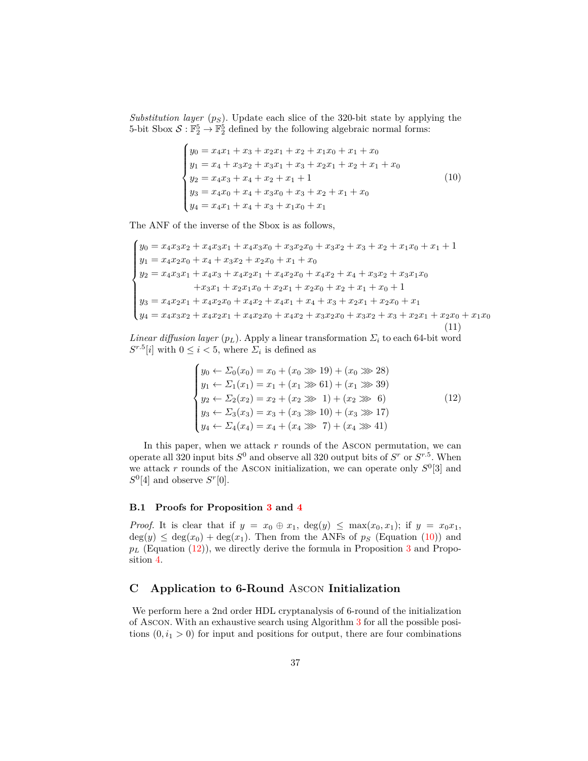*Substitution layer* ($p_S$). Update each slice of the 320-bit state by applying the 5-bit Sbox $\mathcal{S} : \mathbb{F}_2^5 \to \mathbb{F}_2^5$ defined by the following algebraic normal forms:

$$\begin{cases} y_0 = x_4x_1 + x_3 + x_2x_1 + x_2 + x_1x_0 + x_1 + x_0 \\ y_1 = x_4 + x_3x_2 + x_3x_1 + x_3 + x_2x_1 + x_2 + x_1 + x_0 \\ y_2 = x_4x_3 + x_4 + x_2 + x_1 + 1 \\ y_3 = x_4x_0 + x_4 + x_3x_0 + x_3 + x_2 + x_1 + x_0 \\ y_4 = x_4x_1 + x_4 + x_3 + x_1x_0 + x_1 \end{cases} \tag{10}$$

The ANF of the inverse of the Sbox is as follows,

$$\begin{cases} y_0 = x_4x_3x_2 + x_4x_3x_1 + x_4x_3x_0 + x_3x_2x_0 + x_3x_2 + x_3 + x_2 + x_1x_0 + x_1 + 1 \\ y_1 = x_4x_2x_0 + x_4 + x_3x_2 + x_2x_0 + x_1 + x_0 \\ y_2 = x_4x_3x_1 + x_4x_3 + x_4x_2x_1 + x_4x_2x_0 + x_4x_2 + x_4 + x_3x_2 + x_3x_1x_0 \\ \qquad + x_3x_1 + x_2x_1x_0 + x_2x_1 + x_2x_0 + x_2 + x_1 + x_0 + 1 \\ y_3 = x_4x_2x_1 + x_4x_2x_0 + x_4x_2 + x_4x_1 + x_4 + x_3 + x_2x_1 + x_2x_0 + x_1 \\ y_4 = x_4x_3x_2 + x_4x_2x_1 + x_4x_2x_0 + x_4x_2 + x_3x_2x_0 + x_3x_2 + x_3 + x_2x_1 + x_2x_0 + x_1x_0 \end{cases} \tag{11}$$

*Linear diffusion layer* ($p_L$). Apply a linear transformation $\Sigma_i$ to each 64-bit word $S^{r.5}[i]$ with $0 \le i < 5$, where $\Sigma_i$ is defined as

$$\begin{cases} y_0 \leftarrow \Sigma_0(x_0) = x_0 + (x_0 \ggg 19) + (x_0 \ggg 28) \\ y_1 \leftarrow \Sigma_1(x_1) = x_1 + (x_1 \ggg 61) + (x_1 \ggg 39) \\ y_2 \leftarrow \Sigma_2(x_2) = x_2 + (x_2 \ggg 1) + (x_2 \ggg 6) \\ y_3 \leftarrow \Sigma_3(x_3) = x_3 + (x_3 \ggg 10) + (x_3 \ggg 17) \\ y_4 \leftarrow \Sigma_4(x_4) = x_4 + (x_4 \ggg 7) + (x_4 \ggg 41) \end{cases} \tag{12}$$

In this paper, when we attack $r$ rounds of the Ascon permutation, we can operate all 320 input bits $S^0$ and observe all 320 output bits of $S^r$ or $S^{r.5}$. When we attack $r$ rounds of the Ascon initialization, we can operate only $S^0[3]$ and $S^0[4]$ and observe $S^r[0]$.

### B.1 Proofs for Proposition 3 and 4

*Proof.* It is clear that if $y = x_0 \oplus x_1$, $\deg(y) \le \max(x_0, x_1)$; if $y = x_0x_1$, $\deg(y) \le \deg(x_0) + \deg(x_1)$. Then from the ANFs of $p_S$ (Equation (10)) and $p_L$ (Equation (12)), we directly derive the formula in Proposition 3 and Proposition 4.

## C Application to 6-Round Ascon Initialization

We perform here a 2nd order HDL cryptanalysis of 6-round of the initialization of Ascon. With an exhaustive search using Algorithm 3 for all the possible positions $(0, i_1 > 0)$ for input and positions for output, there are four combinations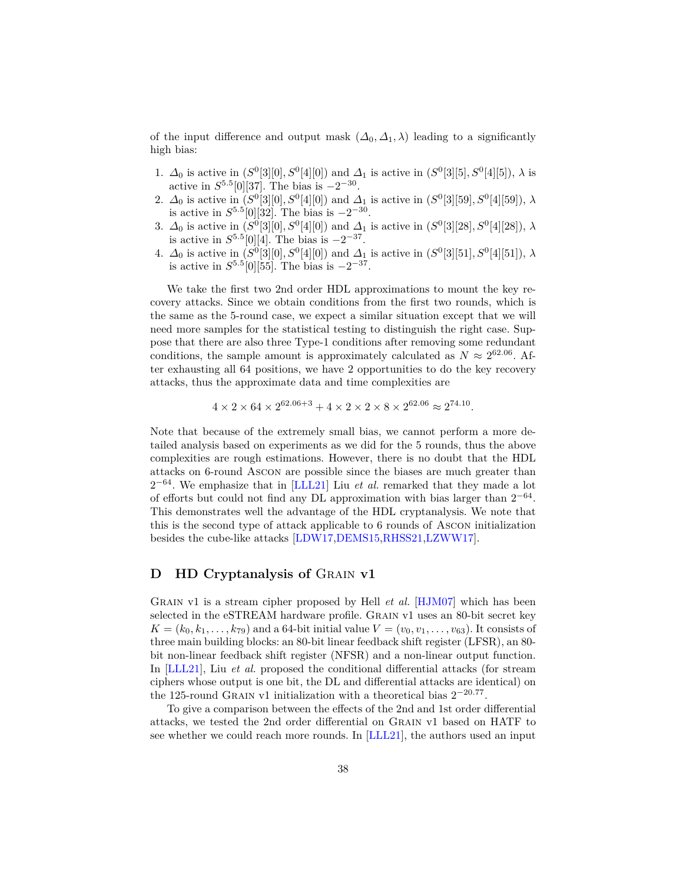of the input difference and output mask $(\Delta_0, \Delta_1, \lambda)$ leading to a significantly high bias:

1. $\Delta_0$ is active in $(S^0[3][0], S^0[4][0])$ and $\Delta_1$ is active in $(S^0[3][5], S^0[4][5])$, $\lambda$ is active in $S^{5.5}[0][37]$. The bias is $-2^{-30}$.
2. $\Delta_0$ is active in $(S^0[3][0], S^0[4][0])$ and $\Delta_1$ is active in $(S^0[3][59], S^0[4][59])$, $\lambda$ is active in $S^{5.5}[0][32]$. The bias is $-2^{-30}$.
3. $\Delta_0$ is active in $(S^0[3][0], S^0[4][0])$ and $\Delta_1$ is active in $(S^0[3][28], S^0[4][28])$, $\lambda$ is active in $S^{5.5}[0][4]$. The bias is $-2^{-37}$.
4. $\Delta_0$ is active in $(S^0[3][0], S^0[4][0])$ and $\Delta_1$ is active in $(S^0[3][51], S^0[4][51])$, $\lambda$ is active in $S^{5.5}[0][55]$. The bias is $-2^{-37}$.

We take the first two 2nd order HDL approximations to mount the key recovery attacks. Since we obtain conditions from the first two rounds, which is the same as the 5-round case, we expect a similar situation except that we will need more samples for the statistical testing to distinguish the right case. Suppose that there are also three Type-1 conditions after removing some redundant conditions, the sample amount is approximately calculated as $N \approx 2^{62.06}$. After exhausting all 64 positions, we have 2 opportunities to do the key recovery attacks, thus the approximate data and time complexities are

$$4 \times 2 \times 64 \times 2^{62.06+3} + 4 \times 2 \times 2 \times 8 \times 2^{62.06} \approx 2^{74.10}.$$

Note that because of the extremely small bias, we cannot perform a more detailed analysis based on experiments as we did for the 5 rounds, thus the above complexities are rough estimations. However, there is no doubt that the HDL attacks on 6-round Ascon are possible since the biases are much greater than $2^{-64}$. We emphasize that in [LLL21] Liu *et al.* remarked that they made a lot of efforts but could not find any DL approximation with bias larger than $2^{-64}$. This demonstrates well the advantage of the HDL cryptanalysis. We note that this is the second type of attack applicable to 6 rounds of Ascon initialization besides the cube-like attacks [LDW17,DEMS15,RHSS21,LZWW17].

## D HD Cryptanalysis of Grain v1

Grain v1 is a stream cipher proposed by Hell *et al.* [HJM07] which has been selected in the eSTREAM hardware profile. Grain v1 uses an 80-bit secret key $K = (k_0, k_1, \ldots, k_{79})$ and a 64-bit initial value $V = (v_0, v_1, \ldots, v_{63})$. It consists of three main building blocks: an 80-bit linear feedback shift register (LFSR), an 80-bit non-linear feedback shift register (NFSR) and a non-linear output function. In [LLL21], Liu *et al.* proposed the conditional differential attacks (for stream ciphers whose output is one bit, the DL and differential attacks are identical) on the 125-round Grain v1 initialization with a theoretical bias $2^{-20.77}$.

To give a comparison between the effects of the 2nd and 1st order differential attacks, we tested the 2nd order differential on Grain v1 based on HATF to see whether we could reach more rounds. In [LLL21], the authors used an input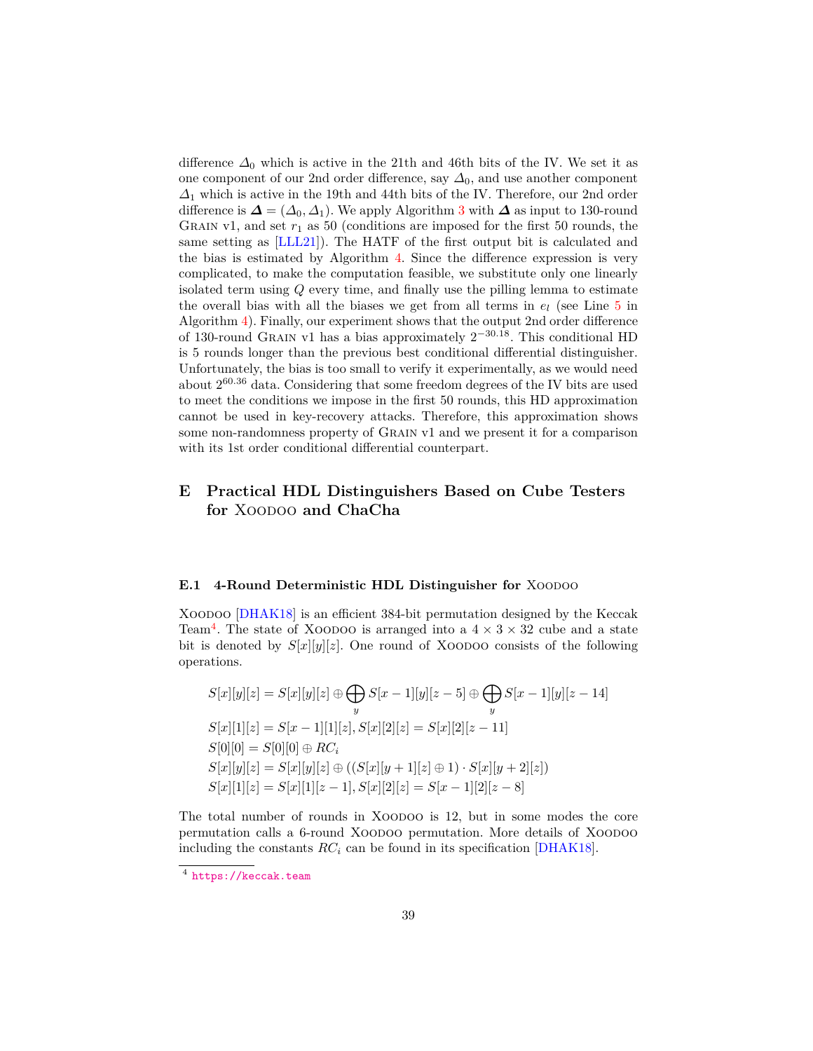difference $\Delta_0$ which is active in the 21th and 46th bits of the IV. We set it as one component of our 2nd order difference, say $\Delta_0$, and use another component $\Delta_1$ which is active in the 19th and 44th bits of the IV. Therefore, our 2nd order difference is $\boldsymbol{\Delta} = (\Delta_0, \Delta_1)$. We apply Algorithm 3 with $\boldsymbol{\Delta}$ as input to 130-round Grain v1, and set $r_1$ as 50 (conditions are imposed for the first 50 rounds, the same setting as [LLL21]). The HATF of the first output bit is calculated and the bias is estimated by Algorithm 4. Since the difference expression is very complicated, to make the computation feasible, we substitute only one linearly isolated term using $Q$ every time, and finally use the pilling lemma to estimate the overall bias with all the biases we get from all terms in $e_l$ (see Line 5 in Algorithm 4). Finally, our experiment shows that the output 2nd order difference of 130-round Grain v1 has a bias approximately $2^{-30.18}$. This conditional HD is 5 rounds longer than the previous best conditional differential distinguisher. Unfortunately, the bias is too small to verify it experimentally, as we would need about $2^{60.36}$ data. Considering that some freedom degrees of the IV bits are used to meet the conditions we impose in the first 50 rounds, this HD approximation cannot be used in key-recovery attacks. Therefore, this approximation shows some non-randomness property of Grain v1 and we present it for a comparison with its 1st order conditional differential counterpart.

# E Practical HDL Distinguishers Based on Cube Testers for Xoodoo and ChaCha

## E.1 4-Round Deterministic HDL Distinguisher for Xoodoo

Xoodoo [DHAK18] is an efficient 384-bit permutation designed by the Keccak Team[4]. The state of Xoodoo is arranged into a $4 \times 3 \times 32$ cube and a state bit is denoted by $S[x][y][z]$. One round of Xoodoo consists of the following operations.

$$
\begin{aligned}
&S[x][y][z] = S[x][y][z] \oplus \bigoplus_{y} S[x-1][y][z-5] \oplus \bigoplus_{y} S[x-1][y][z-14] \\
&S[x][1][z] = S[x-1][1][z], S[x][2][z] = S[x][2][z-11] \\
&S[0][0] = S[0][0] \oplus RC_i \\
&S[x][y][z] = S[x][y][z] \oplus ((S[x][y+1][z] \oplus 1) \cdot S[x][y+2][z]) \\
&S[x][1][z] = S[x][1][z-1], S[x][2][z] = S[x-1][2][z-8]
\end{aligned}
$$

The total number of rounds in Xoodoo is 12, but in some modes the core permutation calls a 6-round Xoodoo permutation. More details of Xoodoo including the constants $RC_i$ can be found in its specification [DHAK18].

[4] https://keccak.team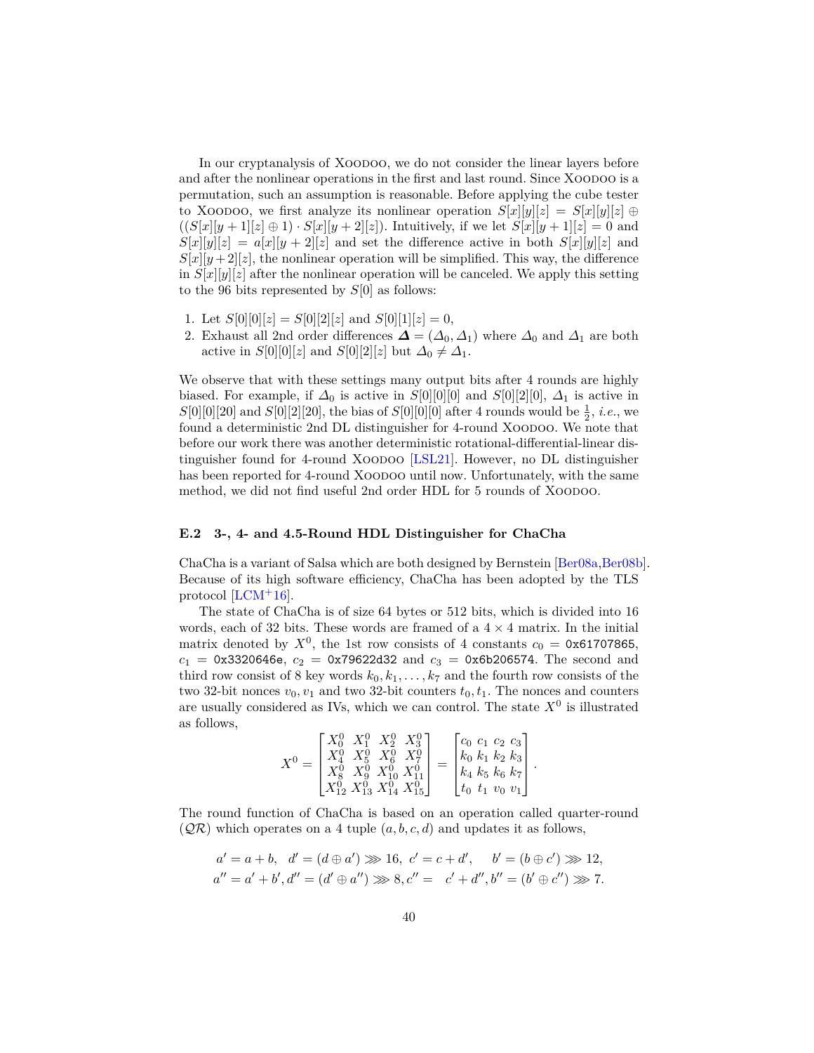In our cryptanalysis of Xoodoo, we do not consider the linear layers before and after the nonlinear operations in the first and last round. Since Xoodoo is a permutation, such an assumption is reasonable. Before applying the cube tester to Xoodoo, we first analyze its nonlinear operation $S[x][y][z] = S[x][y][z] \oplus ((S[x][y+1][z] \oplus 1) \cdot S[x][y+2][z])$. Intuitively, if we let $S[x][y+1][z] = 0$ and $S[x][y][z] = a[x][y+2][z]$ and set the difference active in both $S[x][y][z]$ and $S[x][y+2][z]$, the nonlinear operation will be simplified. This way, the difference in $S[x][y][z]$ after the nonlinear operation will be canceled. We apply this setting to the 96 bits represented by $S[0]$ as follows:

1. Let $S[0][0][z] = S[0][2][z]$ and $S[0][1][z] = 0$,
2. Exhaust all 2nd order differences $\boldsymbol{\Delta} = (\Delta_0, \Delta_1)$ where $\Delta_0$ and $\Delta_1$ are both active in $S[0][0][z]$ and $S[0][2][z]$ but $\Delta_0 \neq \Delta_1$.

We observe that with these settings many output bits after 4 rounds are highly biased. For example, if $\Delta_0$ is active in $S[0][0][0]$ and $S[0][2][0]$, $\Delta_1$ is active in $S[0][0][20]$ and $S[0][2][20]$, the bias of $S[0][0][0]$ after 4 rounds would be $\frac{1}{2}$, *i.e.*, we found a deterministic 2nd DL distinguisher for 4-round Xoodoo. We note that before our work there was another deterministic rotational-differential-linear distinguisher found for 4-round Xoodoo [LSL21]. However, no DL distinguisher has been reported for 4-round Xoodoo until now. Unfortunately, with the same method, we did not find useful 2nd order HDL for 5 rounds of Xoodoo.

### E.2 3-, 4- and 4.5-Round HDL Distinguisher for ChaCha

ChaCha is a variant of Salsa which are both designed by Bernstein [Ber08a,Ber08b]. Because of its high software efficiency, ChaCha has been adopted by the TLS protocol [LCM+16].

The state of ChaCha is of size 64 bytes or 512 bits, which is divided into 16 words, each of 32 bits. These words are framed of a $4 \times 4$ matrix. In the initial matrix denoted by $X^0$, the 1st row consists of 4 constants $c_0 =$ `0x61707865`, $c_1 =$ `0x3320646e`, $c_2 =$ `0x79622d32` and $c_3 =$ `0x6b206574`. The second and third row consist of 8 key words $k_0, k_1, \dots, k_7$ and the fourth row consists of the two 32-bit nonces $v_0, v_1$ and two 32-bit counters $t_0, t_1$. The nonces and counters are usually considered as IVs, which we can control. The state $X^0$ is illustrated as follows,

$$X^0 = \begin{bmatrix} X_0^0 & X_1^0 & X_2^0 & X_3^0 \\ X_4^0 & X_5^0 & X_6^0 & X_7^0 \\ X_8^0 & X_9^0 & X_{10}^0 & X_{11}^0 \\ X_{12}^0 & X_{13}^0 & X_{14}^0 & X_{15}^0 \end{bmatrix} = \begin{bmatrix} c_0 & c_1 & c_2 & c_3 \\ k_0 & k_1 & k_2 & k_3 \\ k_4 & k_5 & k_6 & k_7 \\ t_0 & t_1 & v_0 & v_1 \end{bmatrix}.$$

The round function of ChaCha is based on an operation called quarter-round ($\mathcal{QR}$) which operates on a 4 tuple $(a, b, c, d)$ and updates it as follows,

$$\begin{aligned} a' &= a + b, \quad d' = (d \oplus a') \ggg 16, \quad c' = c + d', \quad b' = (b \oplus c') \ggg 12, \\ a'' &= a' + b', d'' = (d' \oplus a'') \ggg 8, c'' = c' + d'', b'' = (b' \oplus c'') \ggg 7. \end{aligned}$$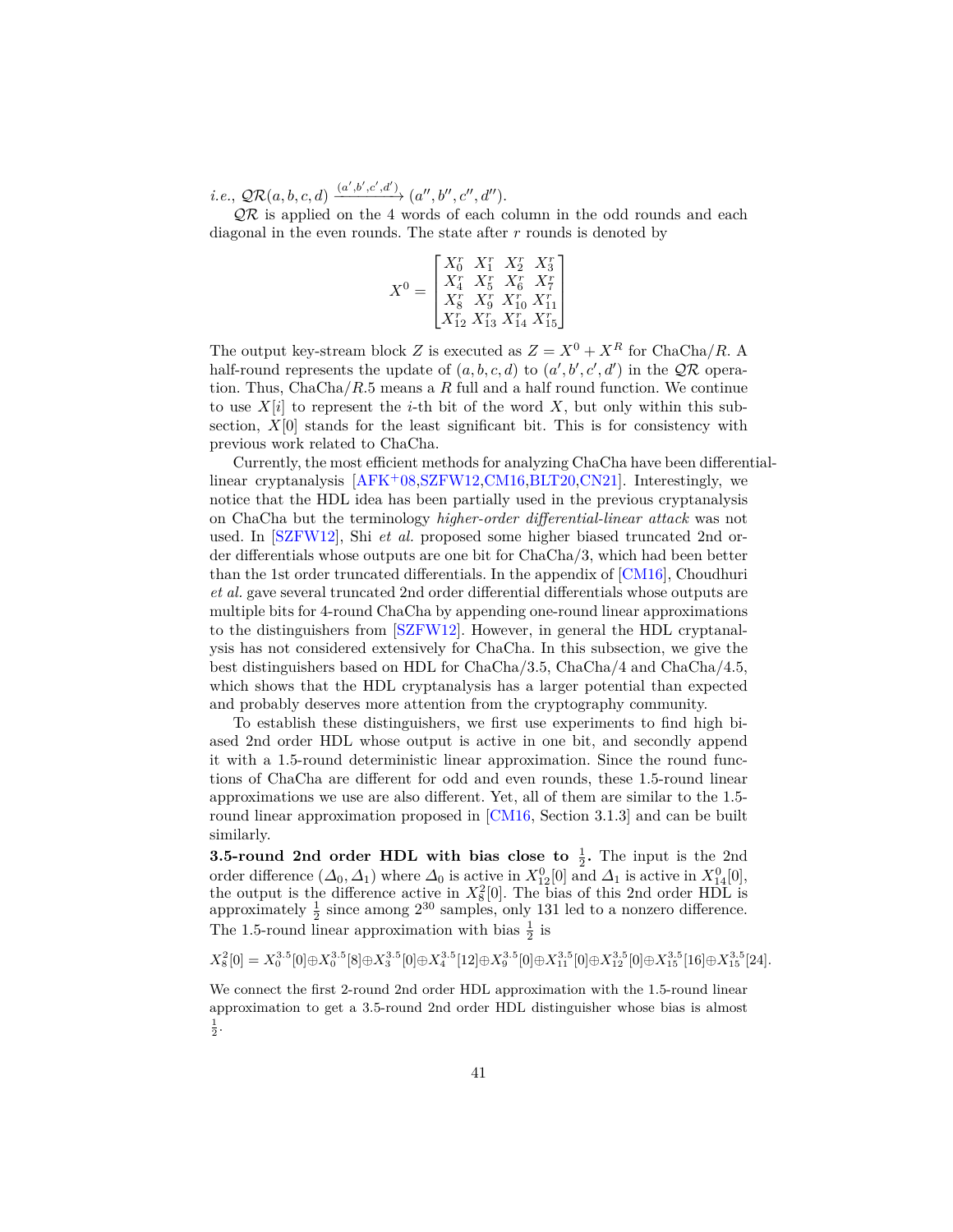*i.e.*, $\mathcal{QR}(a,b,c,d) \xrightarrow{(a',b',c',d')} (a'',b'',c'',d'')$.

$\mathcal{QR}$ is applied on the 4 words of each column in the odd rounds and each diagonal in the even rounds. The state after $r$ rounds is denoted by

$$X^0 = \begin{bmatrix} X_0^r & X_1^r & X_2^r & X_3^r \\ X_4^r & X_5^r & X_6^r & X_7^r \\ X_8^r & X_9^r & X_{10}^r & X_{11}^r \\ X_{12}^r & X_{13}^r & X_{14}^r & X_{15}^r \end{bmatrix}$$

The output key-stream block $Z$ is executed as $Z = X^0 + X^R$ for ChaCha/$R$. A half-round represents the update of $(a,b,c,d)$ to $(a',b',c',d')$ in the $\mathcal{QR}$ operation. Thus, ChaCha/$R$.5 means a $R$ full and a half round function. We continue to use $X[i]$ to represent the $i$-th bit of the word $X$, but only within this subsection, $X[0]$ stands for the least significant bit. This is for consistency with previous work related to ChaCha.

Currently, the most efficient methods for analyzing ChaCha have been differential-linear cryptanalysis [AFK+08,SZFW12,CM16,BLT20,CN21]. Interestingly, we notice that the HDL idea has been partially used in the previous cryptanalysis on ChaCha but the terminology *higher-order differential-linear attack* was not used. In [SZFW12], Shi *et al.* proposed some higher biased truncated 2nd order differentials whose outputs are one bit for ChaCha/3, which had been better than the 1st order truncated differentials. In the appendix of [CM16], Choudhuri *et al.* gave several truncated 2nd order differential differentials whose outputs are multiple bits for 4-round ChaCha by appending one-round linear approximations to the distinguishers from [SZFW12]. However, in general the HDL cryptanalysis has not considered extensively for ChaCha. In this subsection, we give the best distinguishers based on HDL for ChaCha/3.5, ChaCha/4 and ChaCha/4.5, which shows that the HDL cryptanalysis has a larger potential than expected and probably deserves more attention from the cryptography community.

To establish these distinguishers, we first use experiments to find high biased 2nd order HDL whose output is active in one bit, and secondly append it with a 1.5-round deterministic linear approximation. Since the round functions of ChaCha are different for odd and even rounds, these 1.5-round linear approximations we use are also different. Yet, all of them are similar to the 1.5-round linear approximation proposed in [CM16, Section 3.1.3] and can be built similarly.

**3.5-round 2nd order HDL with bias close to $\frac{1}{2}$.** The input is the 2nd order difference $(\varDelta_0, \varDelta_1)$ where $\varDelta_0$ is active in $X_{12}^0[0]$ and $\varDelta_1$ is active in $X_{14}^0[0]$, the output is the difference active in $X_8^2[0]$. The bias of this 2nd order HDL is approximately $\frac{1}{2}$ since among $2^{30}$ samples, only 131 led to a nonzero difference. The 1.5-round linear approximation with bias $\frac{1}{2}$ is

$$X_8^2[0] = X_0^{3.5}[0] \oplus X_0^{3.5}[8] \oplus X_3^{3.5}[0] \oplus X_4^{3.5}[12] \oplus X_9^{3.5}[0] \oplus X_{11}^{3.5}[0] \oplus X_{12}^{3.5}[0] \oplus X_{15}^{3.5}[16] \oplus X_{15}^{3.5}[24].$$

We connect the first 2-round 2nd order HDL approximation with the 1.5-round linear approximation to get a 3.5-round 2nd order HDL distinguisher whose bias is almost $\frac{1}{2}$.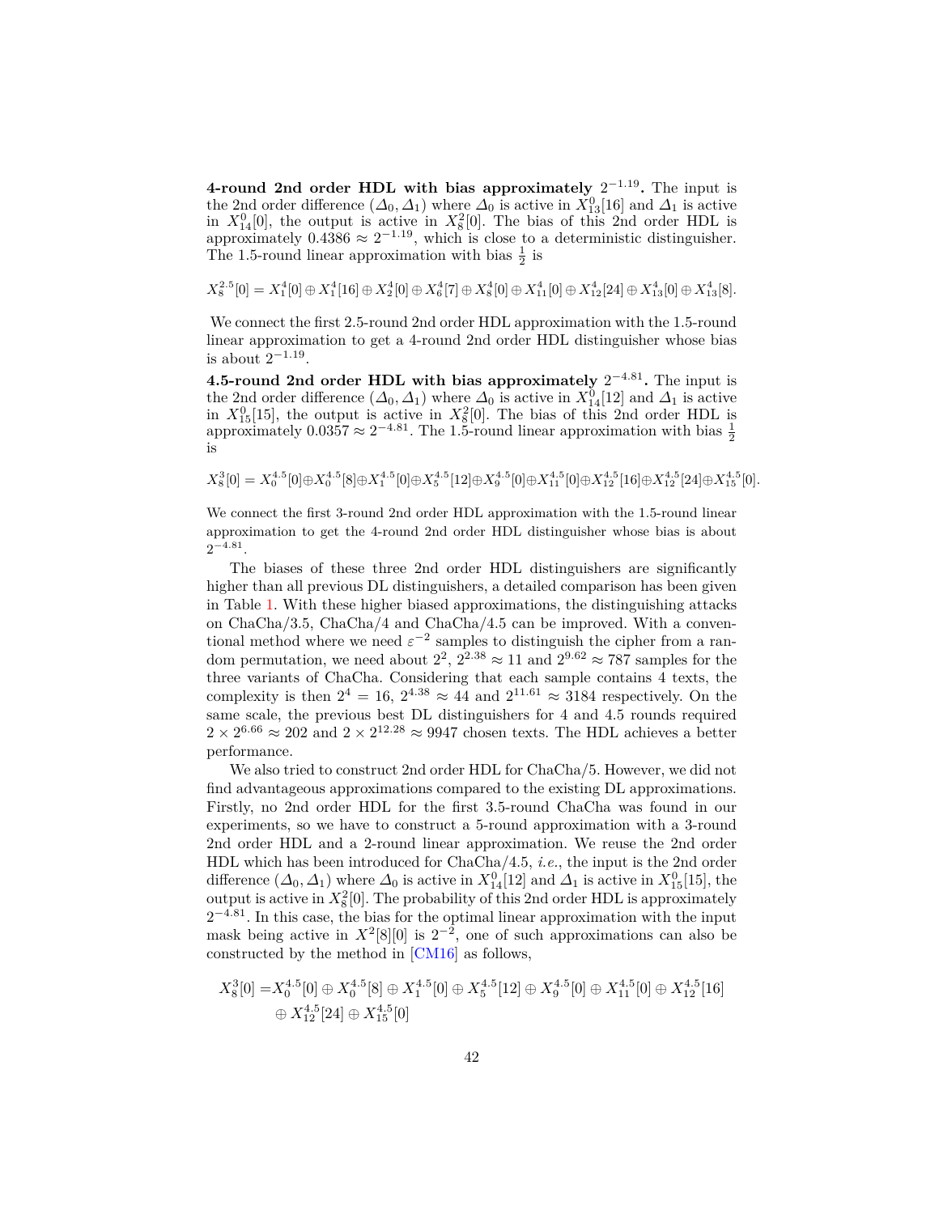**4-round 2nd order HDL with bias approximately $2^{-1.19}$.** The input is the 2nd order difference $(\varDelta_0, \varDelta_1)$ where $\varDelta_0$ is active in $X^0_{13}[16]$ and $\varDelta_1$ is active in $X^0_{14}[0]$, the output is active in $X^2_8[0]$. The bias of this 2nd order HDL is approximately $0.4386 \approx 2^{-1.19}$, which is close to a deterministic distinguisher. The 1.5-round linear approximation with bias $\frac{1}{2}$ is

$$X^{2.5}_8[0] = X^4_1[0] \oplus X^4_1[16] \oplus X^4_2[0] \oplus X^4_6[7] \oplus X^4_8[0] \oplus X^4_{11}[0] \oplus X^4_{12}[24] \oplus X^4_{13}[0] \oplus X^4_{13}[8].$$

We connect the first 2.5-round 2nd order HDL approximation with the 1.5-round linear approximation to get a 4-round 2nd order HDL distinguisher whose bias is about $2^{-1.19}$.

**4.5-round 2nd order HDL with bias approximately $2^{-4.81}$.** The input is the 2nd order difference $(\varDelta_0, \varDelta_1)$ where $\varDelta_0$ is active in $X^0_{14}[12]$ and $\varDelta_1$ is active in $X^0_{15}[15]$, the output is active in $X^2_8[0]$. The bias of this 2nd order HDL is approximately $0.0357 \approx 2^{-4.81}$. The 1.5-round linear approximation with bias $\frac{1}{2}$ is

$$X^3_8[0] = X^{4.5}_0[0] \oplus X^{4.5}_0[8] \oplus X^{4.5}_1[0] \oplus X^{4.5}_5[12] \oplus X^{4.5}_9[0] \oplus X^{4.5}_{11}[0] \oplus X^{4.5}_{12}[16] \oplus X^{4.5}_{12}[24] \oplus X^{4.5}_{15}[0].$$

We connect the first 3-round 2nd order HDL approximation with the 1.5-round linear approximation to get the 4-round 2nd order HDL distinguisher whose bias is about $2^{-4.81}$.

The biases of these three 2nd order HDL distinguishers are significantly higher than all previous DL distinguishers, a detailed comparison has been given in Table 1. With these higher biased approximations, the distinguishing attacks on ChaCha/3.5, ChaCha/4 and ChaCha/4.5 can be improved. With a conventional method where we need $\varepsilon^{-2}$ samples to distinguish the cipher from a random permutation, we need about $2^2$, $2^{2.38} \approx 11$ and $2^{9.62} \approx 787$ samples for the three variants of ChaCha. Considering that each sample contains 4 texts, the complexity is then $2^4 = 16$, $2^{4.38} \approx 44$ and $2^{11.61} \approx 3184$ respectively. On the same scale, the previous best DL distinguishers for 4 and 4.5 rounds required $2 \times 2^{6.66} \approx 202$ and $2 \times 2^{12.28} \approx 9947$ chosen texts. The HDL achieves a better performance.

We also tried to construct 2nd order HDL for ChaCha/5. However, we did not find advantageous approximations compared to the existing DL approximations. Firstly, no 2nd order HDL for the first 3.5-round ChaCha was found in our experiments, so we have to construct a 5-round approximation with a 3-round 2nd order HDL and a 2-round linear approximation. We reuse the 2nd order HDL which has been introduced for ChaCha/4.5, *i.e.*, the input is the 2nd order difference $(\varDelta_0, \varDelta_1)$ where $\varDelta_0$ is active in $X^0_{14}[12]$ and $\varDelta_1$ is active in $X^0_{15}[15]$, the output is active in $X^2_8[0]$. The probability of this 2nd order HDL is approximately $2^{-4.81}$. In this case, the bias for the optimal linear approximation with the input mask being active in $X^2[8][0]$ is $2^{-2}$, one of such approximations can also be constructed by the method in [CM16] as follows,

$$\begin{aligned} X^3_8[0] =& X^{4.5}_0[0] \oplus X^{4.5}_0[8] \oplus X^{4.5}_1[0] \oplus X^{4.5}_5[12] \oplus X^{4.5}_9[0] \oplus X^{4.5}_{11}[0] \oplus X^{4.5}_{12}[16] \\ &\oplus X^{4.5}_{12}[24] \oplus X^{4.5}_{15}[0] \end{aligned}$$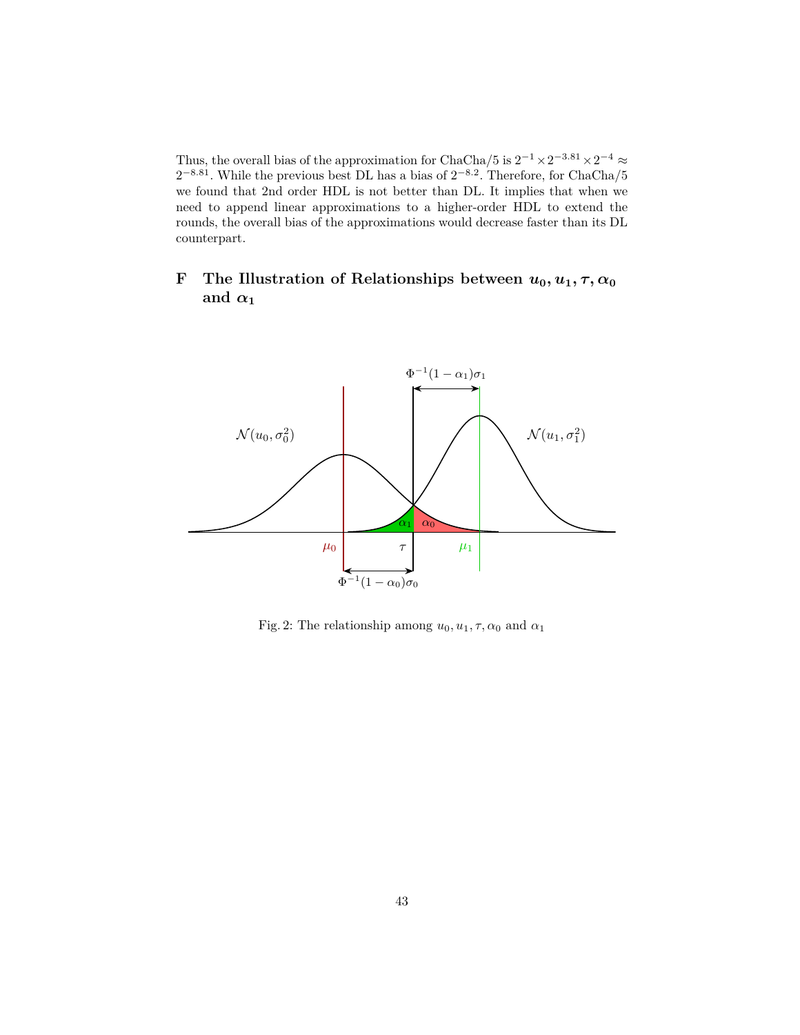Thus, the overall bias of the approximation for ChaCha/5 is $2^{-1} \times 2^{-3.81} \times 2^{-4} \approx 2^{-8.81}$. While the previous best DL has a bias of $2^{-8.2}$. Therefore, for ChaCha/5 we found that 2nd order HDL is not better than DL. It implies that when we need to append linear approximations to a higher-order HDL to extend the rounds, the overall bias of the approximations would decrease faster than its DL counterpart.

## F The Illustration of Relationships between $u_0, u_1, \tau, \alpha_0$ and $\alpha_1$

$\Phi^{-1}(1-\alpha_1)\sigma_1$

$\mathcal{N}(u_0, \sigma_0^2)$

$\mathcal{N}(u_1, \sigma_1^2)$

$\alpha_1$ $\alpha_0$

$\mu_0$ $\tau$ $\mu_1$

$\Phi^{-1}(1-\alpha_0)\sigma_0$

Fig. 2: The relationship among $u_0, u_1, \tau, \alpha_0$ and $\alpha_1$